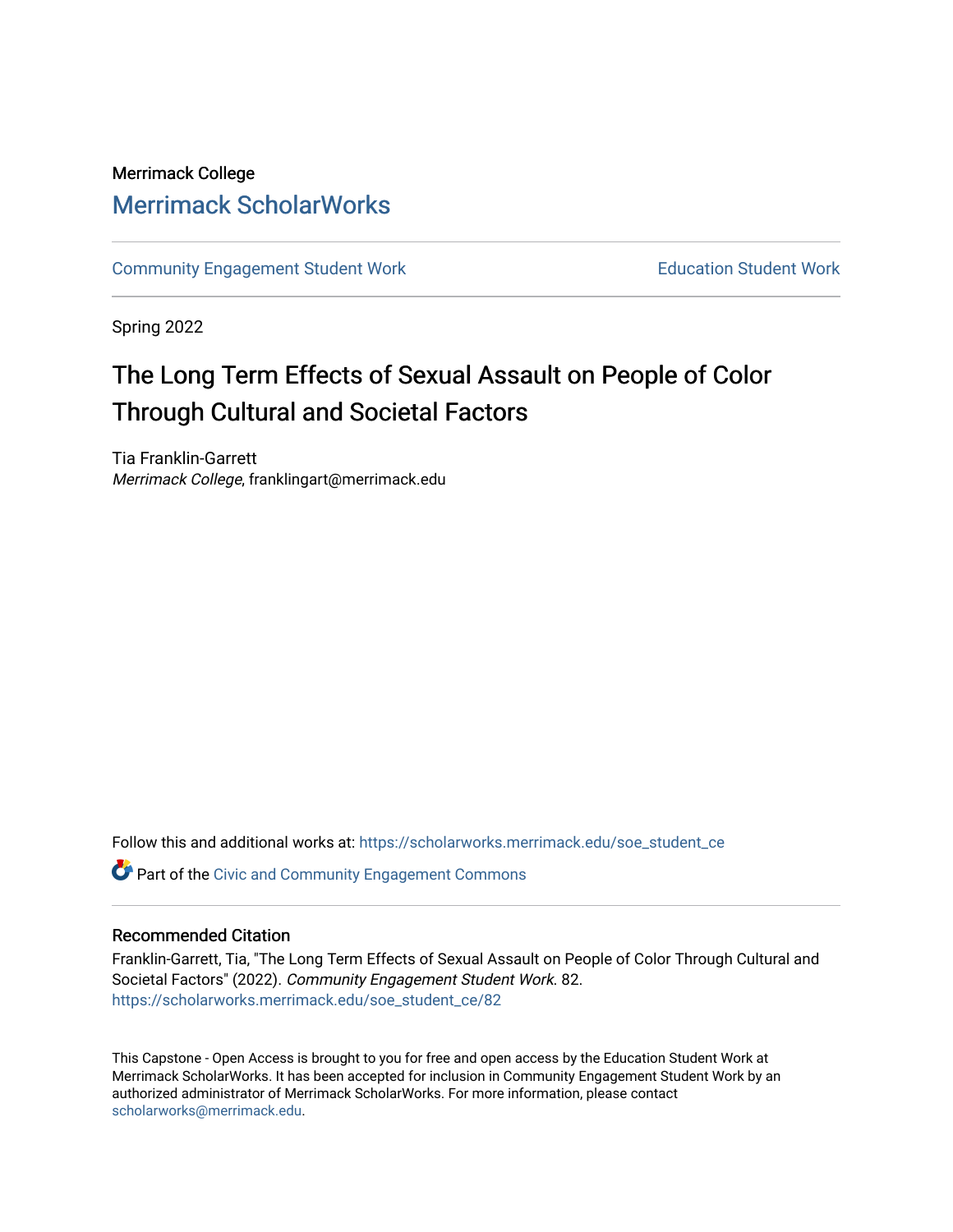Merrimack College

# Merrimack ScholarWorks

Community Engagement Student Work

Education Student Work

Spring 2022

## The Long Term Effects of Sexual Assault on People of Color Through Cultural and Societal Factors

Tia Franklin-Garrett
*Merrimack College*, franklingart@merrimack.edu

Follow this and additional works at: https://scholarworks.merrimack.edu/soe_student_ce

Part of the Civic and Community Engagement Commons

### Recommended Citation

Franklin-Garrett, Tia, "The Long Term Effects of Sexual Assault on People of Color Through Cultural and Societal Factors" (2022). *Community Engagement Student Work*. 82.
https://scholarworks.merrimack.edu/soe_student_ce/82

This Capstone - Open Access is brought to you for free and open access by the Education Student Work at Merrimack ScholarWorks. It has been accepted for inclusion in Community Engagement Student Work by an authorized administrator of Merrimack ScholarWorks. For more information, please contact scholarworks@merrimack.edu.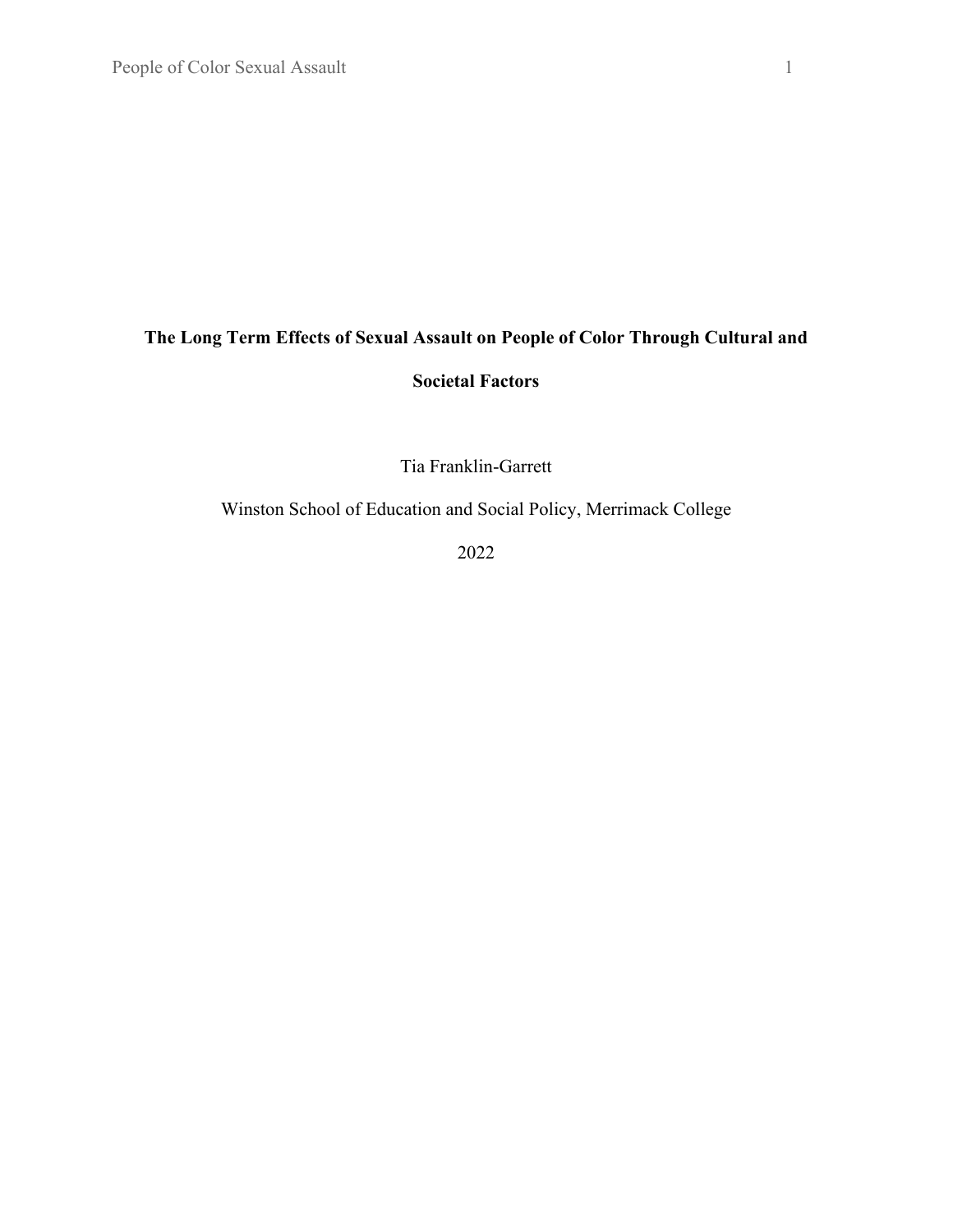# The Long Term Effects of Sexual Assault on People of Color Through Cultural and Societal Factors

Tia Franklin-Garrett

Winston School of Education and Social Policy, Merrimack College

2022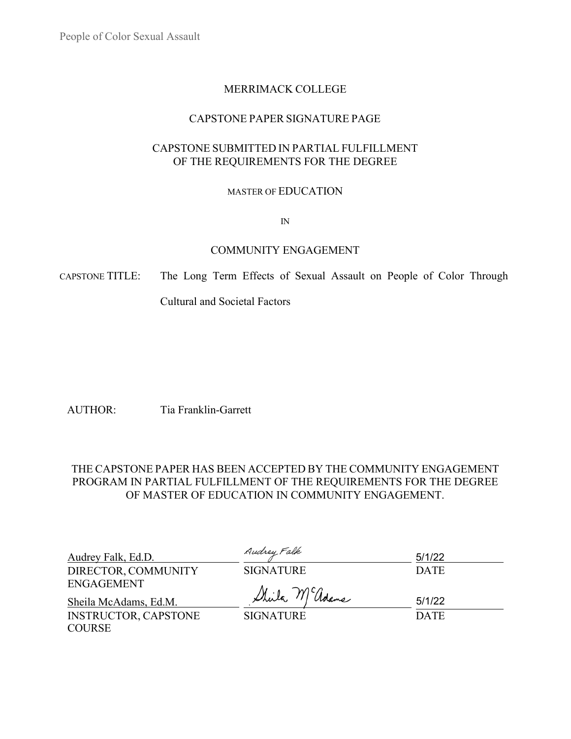MERRIMACK COLLEGE

CAPSTONE PAPER SIGNATURE PAGE

CAPSTONE SUBMITTED IN PARTIAL FULFILLMENT
OF THE REQUIREMENTS FOR THE DEGREE

MASTER OF EDUCATION

IN

COMMUNITY ENGAGEMENT

CAPSTONE TITLE: The Long Term Effects of Sexual Assault on People of Color Through Cultural and Societal Factors

AUTHOR: Tia Franklin-Garrett

THE CAPSTONE PAPER HAS BEEN ACCEPTED BY THE COMMUNITY ENGAGEMENT PROGRAM IN PARTIAL FULFILLMENT OF THE REQUIREMENTS FOR THE DEGREE OF MASTER OF EDUCATION IN COMMUNITY ENGAGEMENT.

| | | |
|---|---|---|
| Audrey Falk, Ed.D. | Audrey Falk | 5/1/22 |
| DIRECTOR, COMMUNITY ENGAGEMENT | SIGNATURE | DATE |
| Sheila McAdams, Ed.M. | Sheila McAdams | 5/1/22 |
| INSTRUCTOR, CAPSTONE COURSE | SIGNATURE | DATE |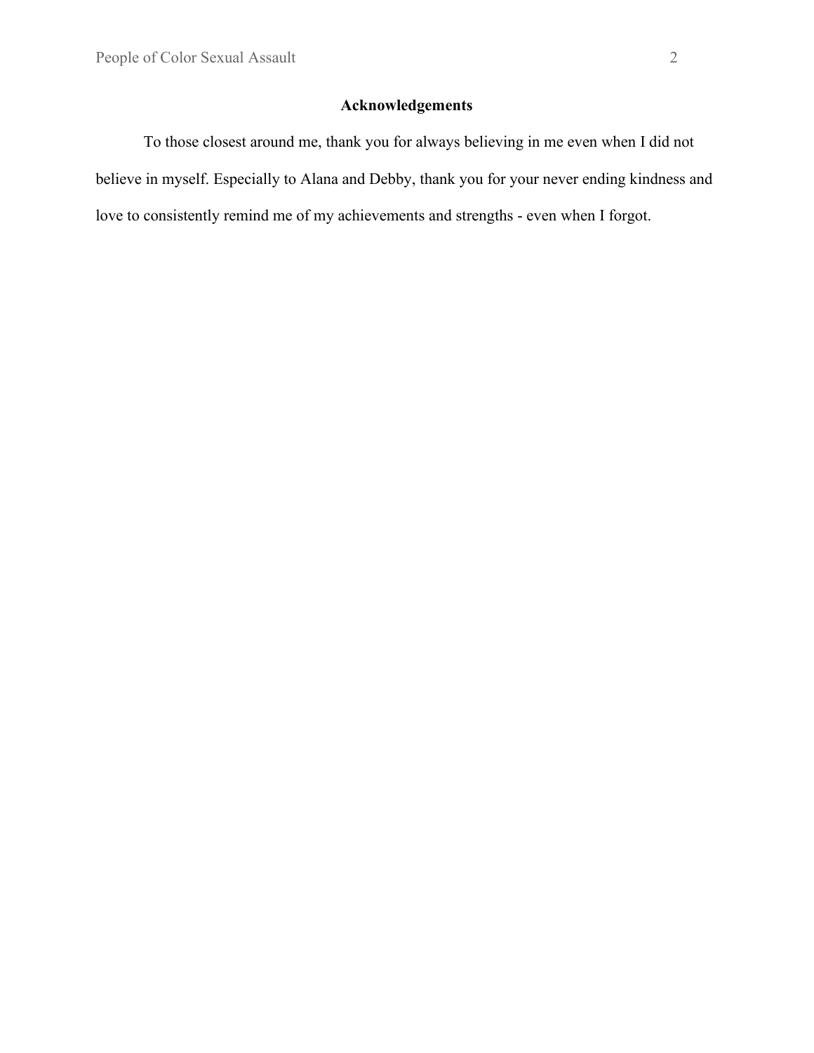## Acknowledgements

To those closest around me, thank you for always believing in me even when I did not believe in myself. Especially to Alana and Debby, thank you for your never ending kindness and love to consistently remind me of my achievements and strengths - even when I forgot.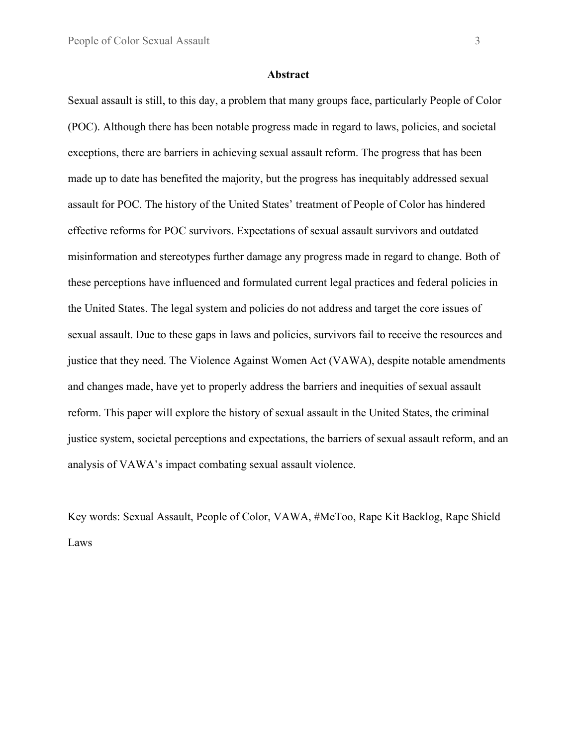## Abstract

Sexual assault is still, to this day, a problem that many groups face, particularly People of Color (POC). Although there has been notable progress made in regard to laws, policies, and societal exceptions, there are barriers in achieving sexual assault reform. The progress that has been made up to date has benefited the majority, but the progress has inequitably addressed sexual assault for POC. The history of the United States' treatment of People of Color has hindered effective reforms for POC survivors. Expectations of sexual assault survivors and outdated misinformation and stereotypes further damage any progress made in regard to change. Both of these perceptions have influenced and formulated current legal practices and federal policies in the United States. The legal system and policies do not address and target the core issues of sexual assault. Due to these gaps in laws and policies, survivors fail to receive the resources and justice that they need. The Violence Against Women Act (VAWA), despite notable amendments and changes made, have yet to properly address the barriers and inequities of sexual assault reform. This paper will explore the history of sexual assault in the United States, the criminal justice system, societal perceptions and expectations, the barriers of sexual assault reform, and an analysis of VAWA's impact combating sexual assault violence.

Key words: Sexual Assault, People of Color, VAWA, #MeToo, Rape Kit Backlog, Rape Shield Laws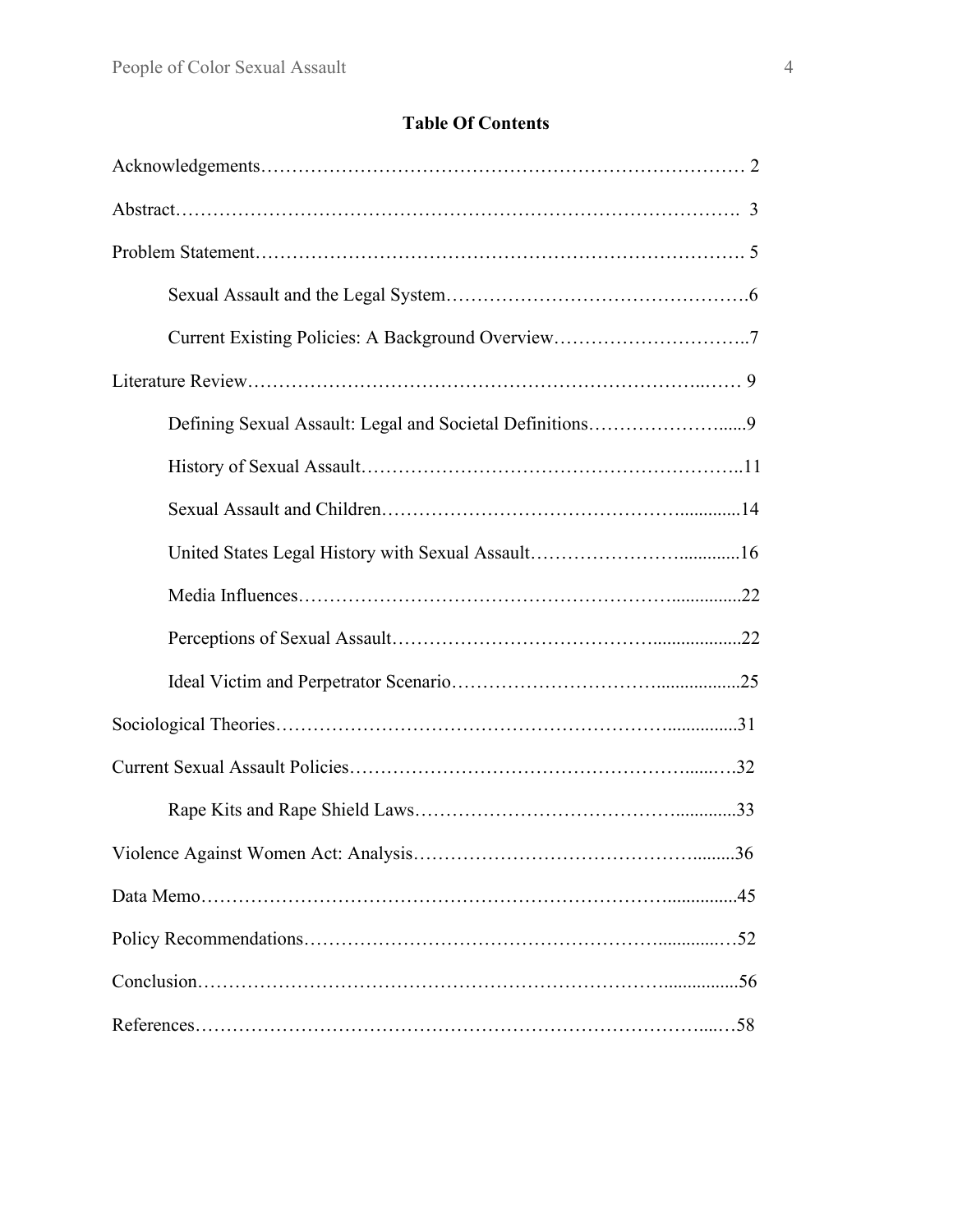## Table Of Contents

Acknowledgements………………………………………………………………… 2

Abstract……………………………………………………………………………. 3

Problem Statement………………………………………………………………… 5

- Sexual Assault and the Legal System……………………………………….6
- Current Existing Policies: A Background Overview………………………..7

Literature Review……………………………………………………………..…… 9

- Defining Sexual Assault: Legal and Societal Definitions…………………......9
- History of Sexual Assault…………………………………………………..11
- Sexual Assault and Children……………………………………….............14
- United States Legal History with Sexual Assault…………………….............16
- Media Influences…………………………………………………...............22
- Perceptions of Sexual Assault…………………………………...................22
- Ideal Victim and Perpetrator Scenario…………………………...................25

Sociological Theories……………………………………………………...............31

Current Sexual Assault Policies…………………………………………………..….32

- Rape Kits and Rape Shield Laws…………………………………..............33

Violence Against Women Act: Analysis……………………………………….........36

Data Memo…………………………………………………………………..............45

Policy Recommendations……………………………………………….............…52

Conclusion…………………………………………………………………................56

References……………………………………………………………………....…58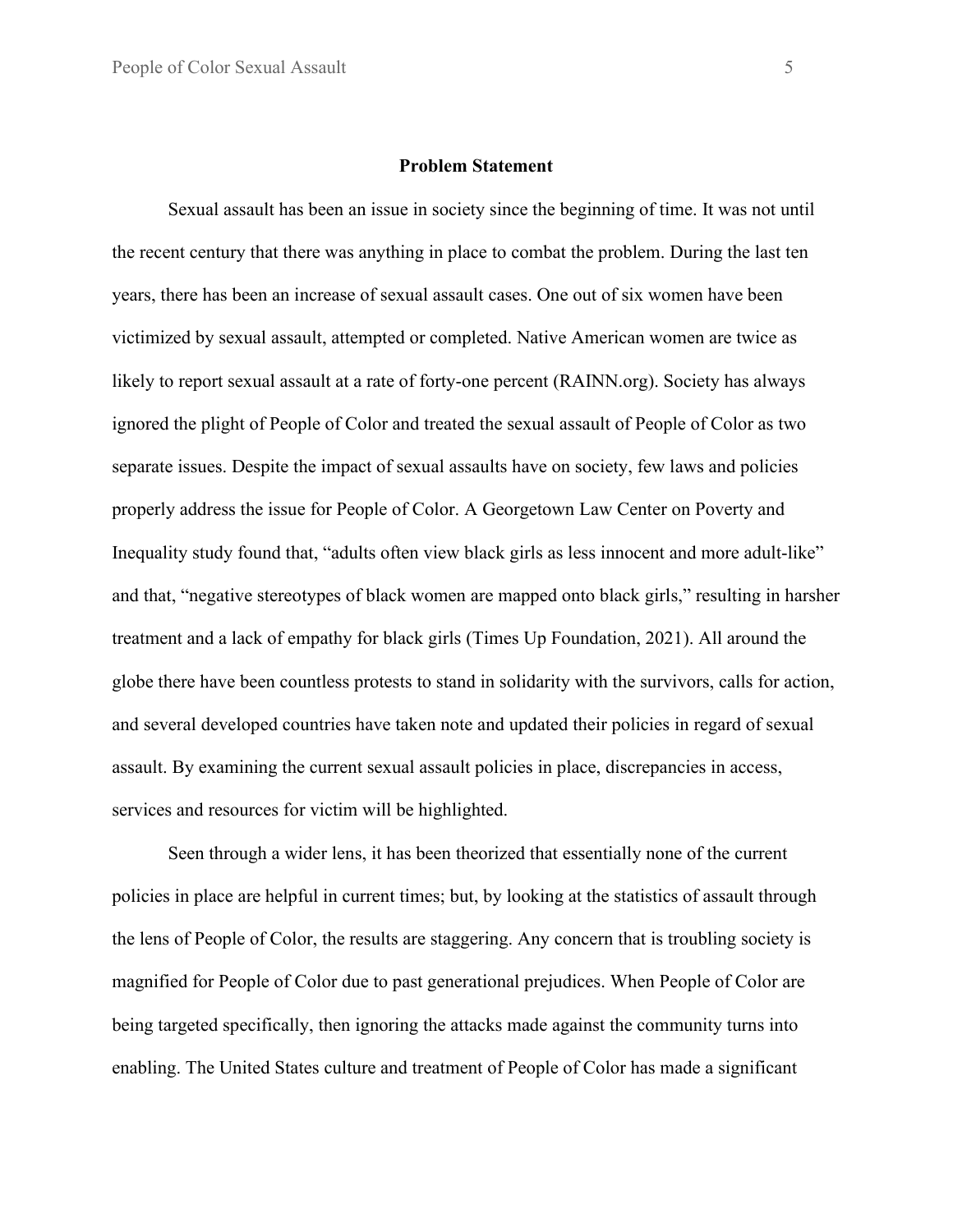## Problem Statement

Sexual assault has been an issue in society since the beginning of time. It was not until the recent century that there was anything in place to combat the problem. During the last ten years, there has been an increase of sexual assault cases. One out of six women have been victimized by sexual assault, attempted or completed. Native American women are twice as likely to report sexual assault at a rate of forty-one percent (RAINN.org). Society has always ignored the plight of People of Color and treated the sexual assault of People of Color as two separate issues. Despite the impact of sexual assaults have on society, few laws and policies properly address the issue for People of Color. A Georgetown Law Center on Poverty and Inequality study found that, "adults often view black girls as less innocent and more adult-like" and that, "negative stereotypes of black women are mapped onto black girls," resulting in harsher treatment and a lack of empathy for black girls (Times Up Foundation, 2021). All around the globe there have been countless protests to stand in solidarity with the survivors, calls for action, and several developed countries have taken note and updated their policies in regard of sexual assault. By examining the current sexual assault policies in place, discrepancies in access, services and resources for victim will be highlighted.

Seen through a wider lens, it has been theorized that essentially none of the current policies in place are helpful in current times; but, by looking at the statistics of assault through the lens of People of Color, the results are staggering. Any concern that is troubling society is magnified for People of Color due to past generational prejudices. When People of Color are being targeted specifically, then ignoring the attacks made against the community turns into enabling. The United States culture and treatment of People of Color has made a significant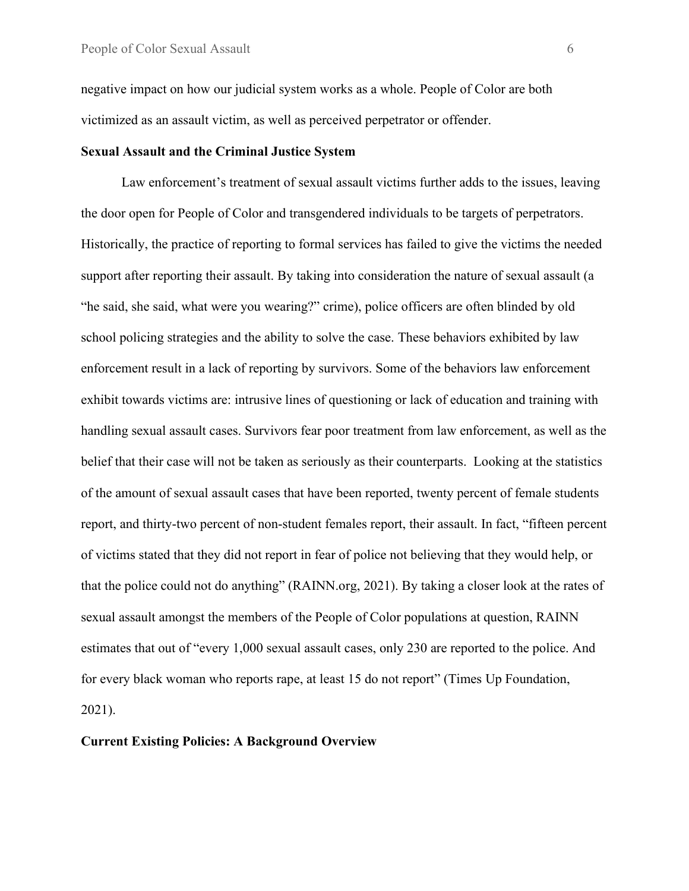negative impact on how our judicial system works as a whole. People of Color are both victimized as an assault victim, as well as perceived perpetrator or offender.

**Sexual Assault and the Criminal Justice System**

Law enforcement's treatment of sexual assault victims further adds to the issues, leaving the door open for People of Color and transgendered individuals to be targets of perpetrators. Historically, the practice of reporting to formal services has failed to give the victims the needed support after reporting their assault. By taking into consideration the nature of sexual assault (a "he said, she said, what were you wearing?" crime), police officers are often blinded by old school policing strategies and the ability to solve the case. These behaviors exhibited by law enforcement result in a lack of reporting by survivors. Some of the behaviors law enforcement exhibit towards victims are: intrusive lines of questioning or lack of education and training with handling sexual assault cases. Survivors fear poor treatment from law enforcement, as well as the belief that their case will not be taken as seriously as their counterparts. Looking at the statistics of the amount of sexual assault cases that have been reported, twenty percent of female students report, and thirty-two percent of non-student females report, their assault. In fact, "fifteen percent of victims stated that they did not report in fear of police not believing that they would help, or that the police could not do anything" (RAINN.org, 2021). By taking a closer look at the rates of sexual assault amongst the members of the People of Color populations at question, RAINN estimates that out of "every 1,000 sexual assault cases, only 230 are reported to the police. And for every black woman who reports rape, at least 15 do not report" (Times Up Foundation, 2021).

**Current Existing Policies: A Background Overview**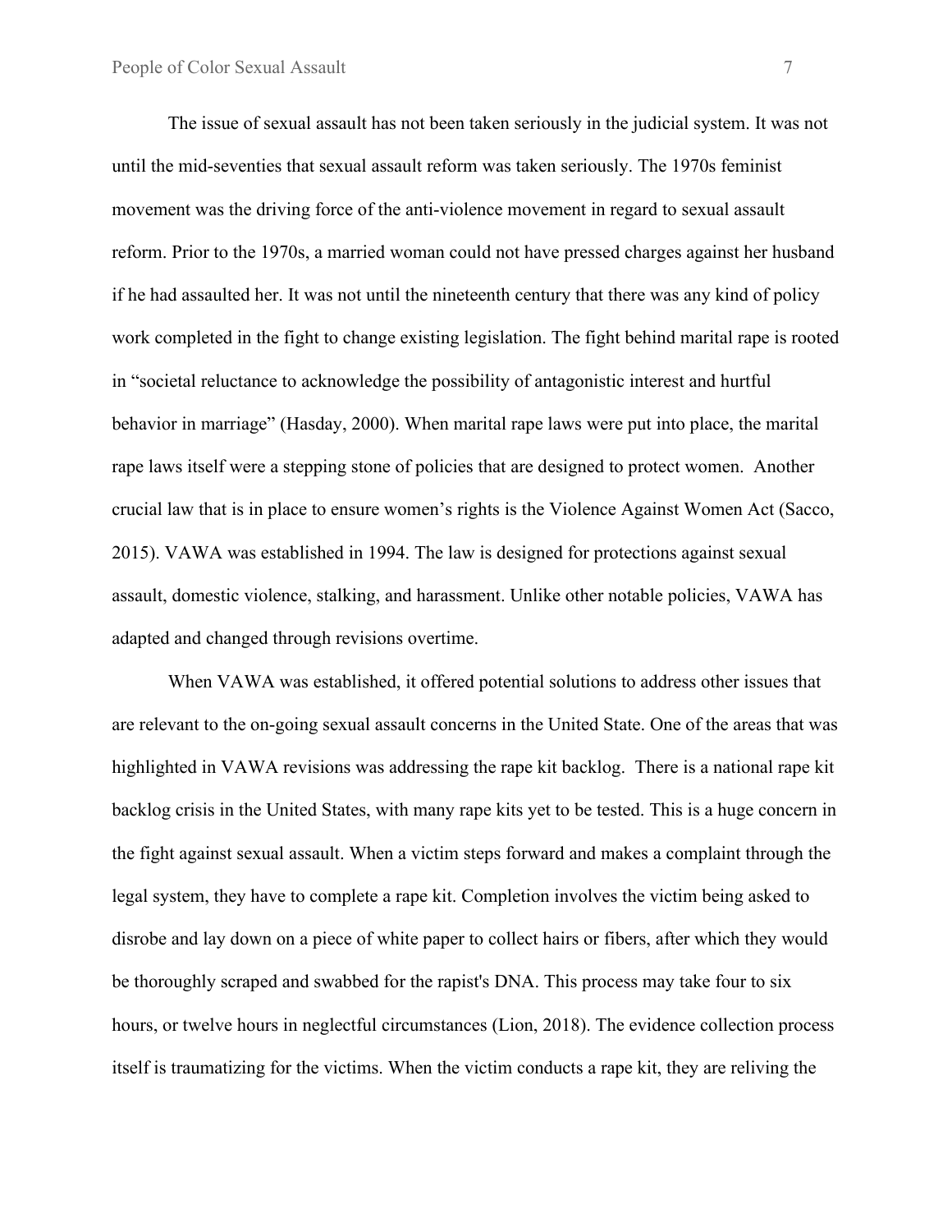The issue of sexual assault has not been taken seriously in the judicial system. It was not until the mid-seventies that sexual assault reform was taken seriously. The 1970s feminist movement was the driving force of the anti-violence movement in regard to sexual assault reform. Prior to the 1970s, a married woman could not have pressed charges against her husband if he had assaulted her. It was not until the nineteenth century that there was any kind of policy work completed in the fight to change existing legislation. The fight behind marital rape is rooted in "societal reluctance to acknowledge the possibility of antagonistic interest and hurtful behavior in marriage" (Hasday, 2000). When marital rape laws were put into place, the marital rape laws itself were a stepping stone of policies that are designed to protect women. Another crucial law that is in place to ensure women's rights is the Violence Against Women Act (Sacco, 2015). VAWA was established in 1994. The law is designed for protections against sexual assault, domestic violence, stalking, and harassment. Unlike other notable policies, VAWA has adapted and changed through revisions overtime.

When VAWA was established, it offered potential solutions to address other issues that are relevant to the on-going sexual assault concerns in the United State. One of the areas that was highlighted in VAWA revisions was addressing the rape kit backlog. There is a national rape kit backlog crisis in the United States, with many rape kits yet to be tested. This is a huge concern in the fight against sexual assault. When a victim steps forward and makes a complaint through the legal system, they have to complete a rape kit. Completion involves the victim being asked to disrobe and lay down on a piece of white paper to collect hairs or fibers, after which they would be thoroughly scraped and swabbed for the rapist's DNA. This process may take four to six hours, or twelve hours in neglectful circumstances (Lion, 2018). The evidence collection process itself is traumatizing for the victims. When the victim conducts a rape kit, they are reliving the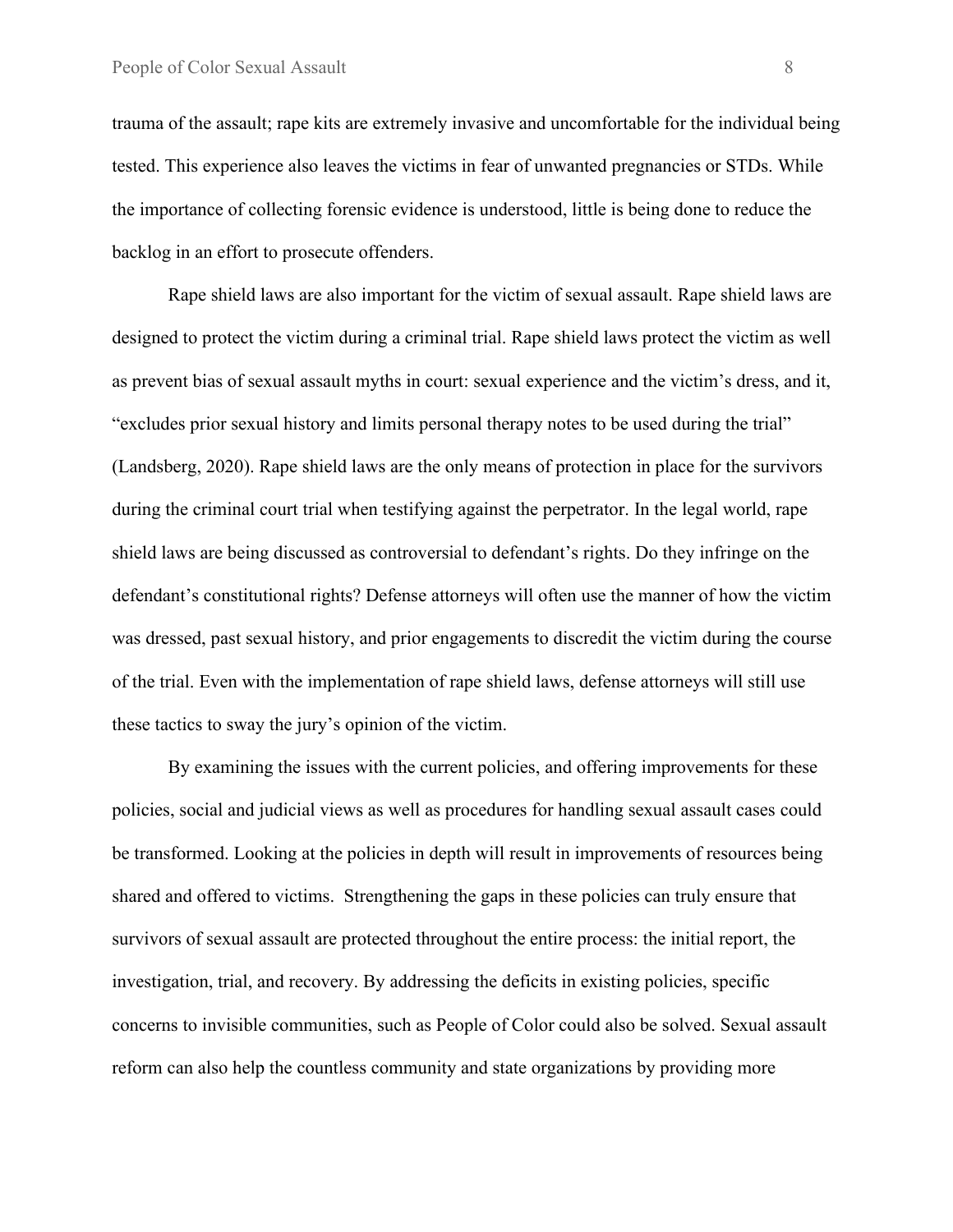trauma of the assault; rape kits are extremely invasive and uncomfortable for the individual being tested. This experience also leaves the victims in fear of unwanted pregnancies or STDs. While the importance of collecting forensic evidence is understood, little is being done to reduce the backlog in an effort to prosecute offenders.

Rape shield laws are also important for the victim of sexual assault. Rape shield laws are designed to protect the victim during a criminal trial. Rape shield laws protect the victim as well as prevent bias of sexual assault myths in court: sexual experience and the victim's dress, and it, "excludes prior sexual history and limits personal therapy notes to be used during the trial" (Landsberg, 2020). Rape shield laws are the only means of protection in place for the survivors during the criminal court trial when testifying against the perpetrator. In the legal world, rape shield laws are being discussed as controversial to defendant's rights. Do they infringe on the defendant's constitutional rights? Defense attorneys will often use the manner of how the victim was dressed, past sexual history, and prior engagements to discredit the victim during the course of the trial. Even with the implementation of rape shield laws, defense attorneys will still use these tactics to sway the jury's opinion of the victim.

By examining the issues with the current policies, and offering improvements for these policies, social and judicial views as well as procedures for handling sexual assault cases could be transformed. Looking at the policies in depth will result in improvements of resources being shared and offered to victims. Strengthening the gaps in these policies can truly ensure that survivors of sexual assault are protected throughout the entire process: the initial report, the investigation, trial, and recovery. By addressing the deficits in existing policies, specific concerns to invisible communities, such as People of Color could also be solved. Sexual assault reform can also help the countless community and state organizations by providing more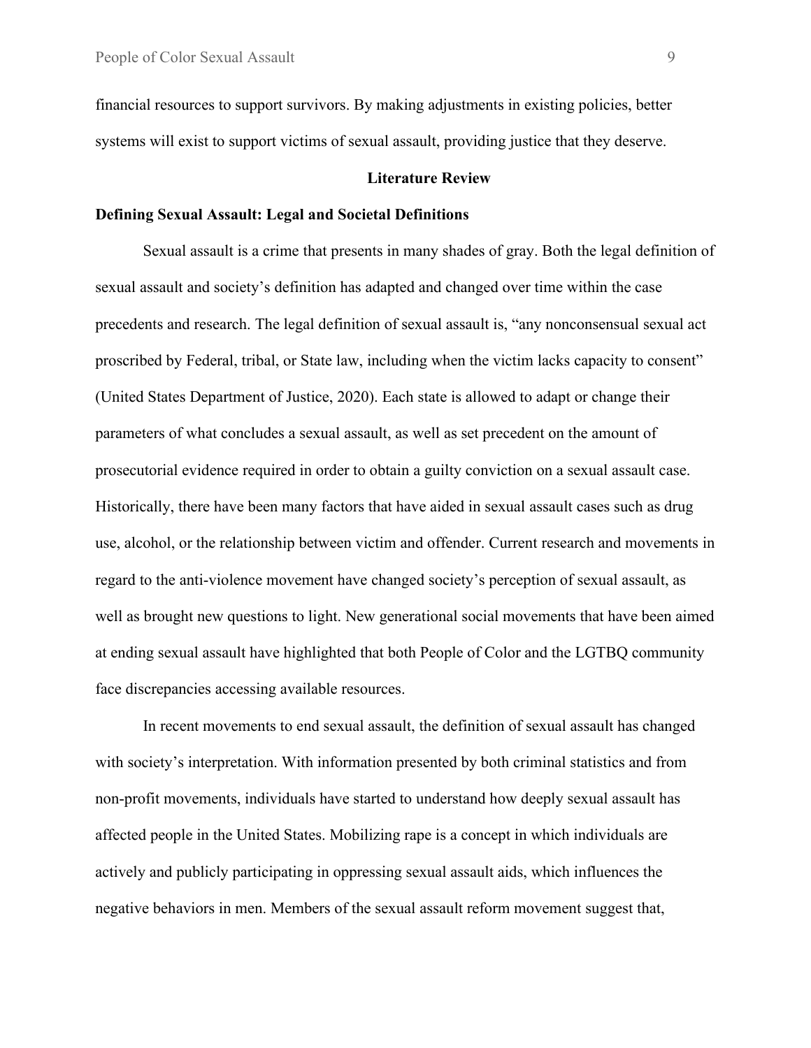financial resources to support survivors. By making adjustments in existing policies, better systems will exist to support victims of sexual assault, providing justice that they deserve.

## Literature Review

### Defining Sexual Assault: Legal and Societal Definitions

Sexual assault is a crime that presents in many shades of gray. Both the legal definition of sexual assault and society's definition has adapted and changed over time within the case precedents and research. The legal definition of sexual assault is, "any nonconsensual sexual act proscribed by Federal, tribal, or State law, including when the victim lacks capacity to consent" (United States Department of Justice, 2020). Each state is allowed to adapt or change their parameters of what concludes a sexual assault, as well as set precedent on the amount of prosecutorial evidence required in order to obtain a guilty conviction on a sexual assault case. Historically, there have been many factors that have aided in sexual assault cases such as drug use, alcohol, or the relationship between victim and offender. Current research and movements in regard to the anti-violence movement have changed society's perception of sexual assault, as well as brought new questions to light. New generational social movements that have been aimed at ending sexual assault have highlighted that both People of Color and the LGTBQ community face discrepancies accessing available resources.

In recent movements to end sexual assault, the definition of sexual assault has changed with society's interpretation. With information presented by both criminal statistics and from non-profit movements, individuals have started to understand how deeply sexual assault has affected people in the United States. Mobilizing rape is a concept in which individuals are actively and publicly participating in oppressing sexual assault aids, which influences the negative behaviors in men. Members of the sexual assault reform movement suggest that,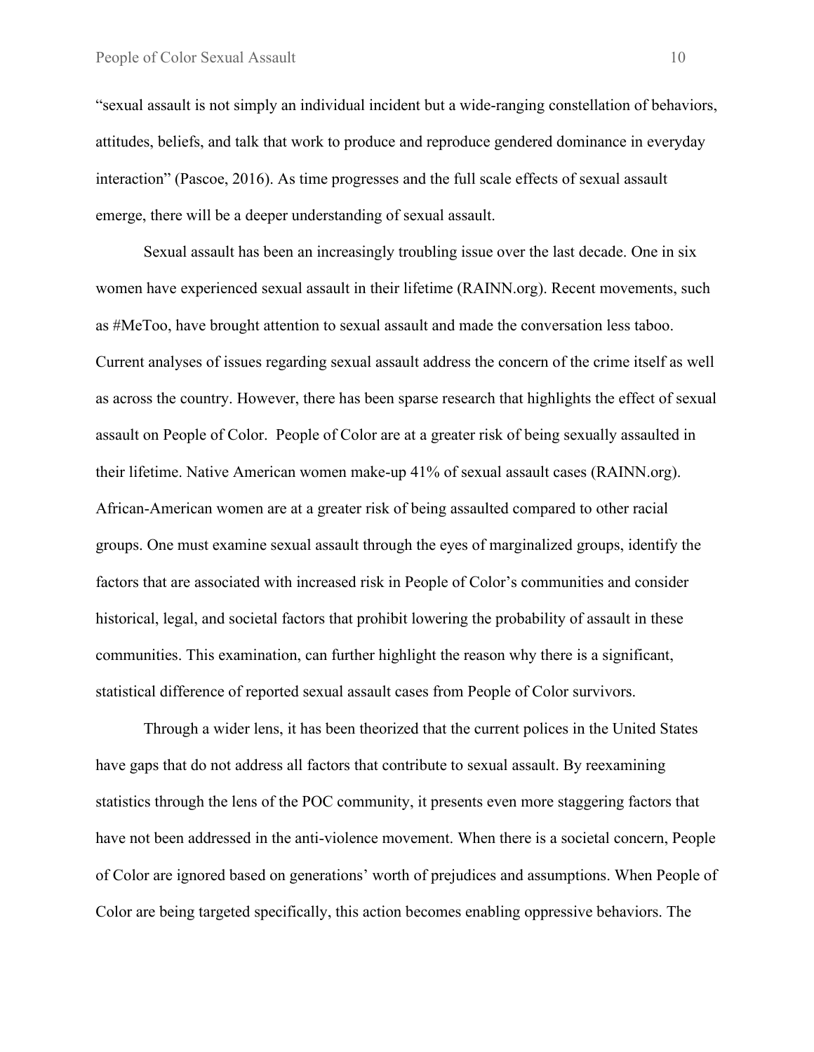"sexual assault is not simply an individual incident but a wide-ranging constellation of behaviors, attitudes, beliefs, and talk that work to produce and reproduce gendered dominance in everyday interaction" (Pascoe, 2016). As time progresses and the full scale effects of sexual assault emerge, there will be a deeper understanding of sexual assault.

Sexual assault has been an increasingly troubling issue over the last decade. One in six women have experienced sexual assault in their lifetime (RAINN.org). Recent movements, such as #MeToo, have brought attention to sexual assault and made the conversation less taboo. Current analyses of issues regarding sexual assault address the concern of the crime itself as well as across the country. However, there has been sparse research that highlights the effect of sexual assault on People of Color. People of Color are at a greater risk of being sexually assaulted in their lifetime. Native American women make-up 41% of sexual assault cases (RAINN.org). African-American women are at a greater risk of being assaulted compared to other racial groups. One must examine sexual assault through the eyes of marginalized groups, identify the factors that are associated with increased risk in People of Color's communities and consider historical, legal, and societal factors that prohibit lowering the probability of assault in these communities. This examination, can further highlight the reason why there is a significant, statistical difference of reported sexual assault cases from People of Color survivors.

Through a wider lens, it has been theorized that the current polices in the United States have gaps that do not address all factors that contribute to sexual assault. By reexamining statistics through the lens of the POC community, it presents even more staggering factors that have not been addressed in the anti-violence movement. When there is a societal concern, People of Color are ignored based on generations' worth of prejudices and assumptions. When People of Color are being targeted specifically, this action becomes enabling oppressive behaviors. The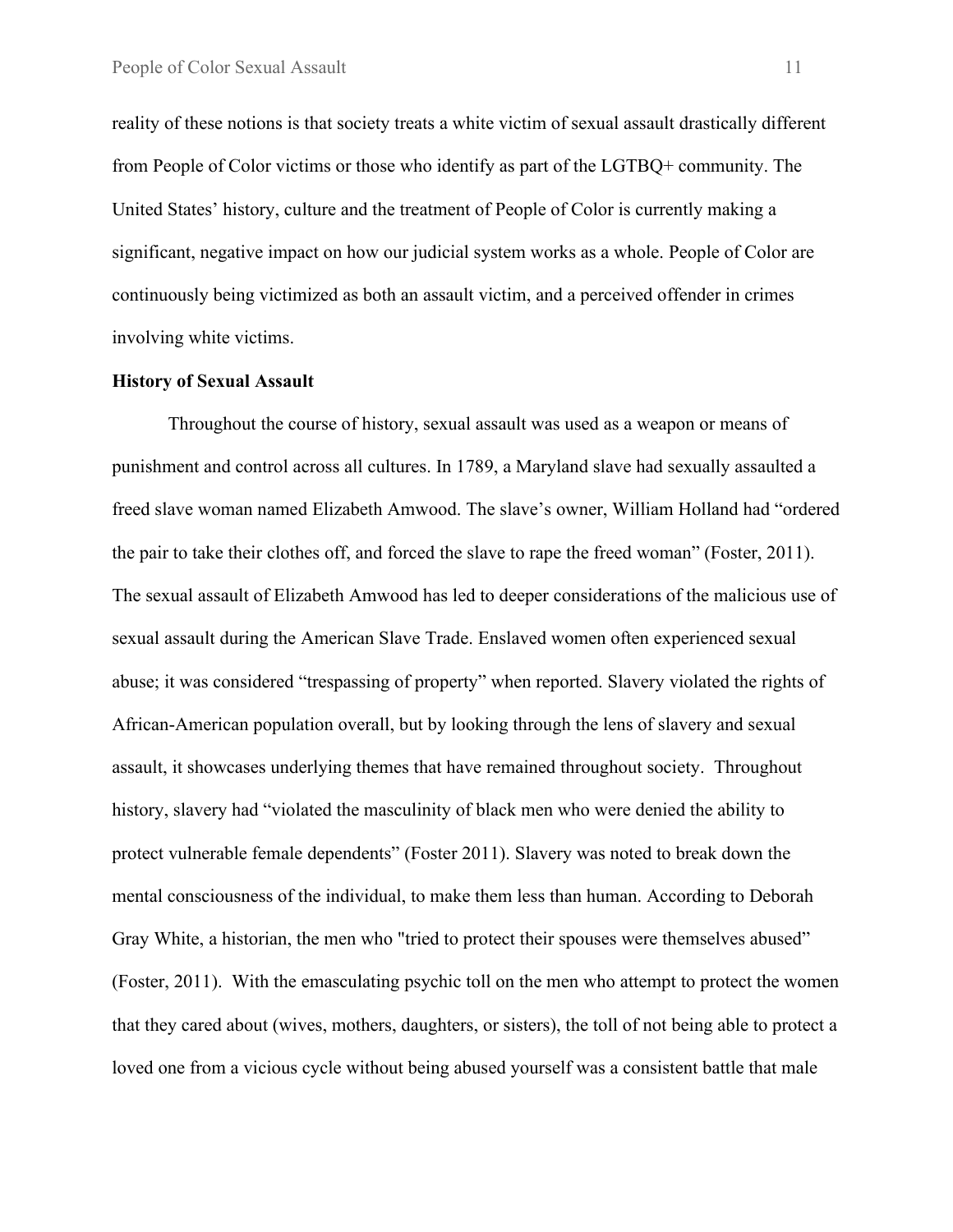reality of these notions is that society treats a white victim of sexual assault drastically different from People of Color victims or those who identify as part of the LGTBQ+ community. The United States' history, culture and the treatment of People of Color is currently making a significant, negative impact on how our judicial system works as a whole. People of Color are continuously being victimized as both an assault victim, and a perceived offender in crimes involving white victims.

**History of Sexual Assault**

Throughout the course of history, sexual assault was used as a weapon or means of punishment and control across all cultures. In 1789, a Maryland slave had sexually assaulted a freed slave woman named Elizabeth Amwood. The slave's owner, William Holland had "ordered the pair to take their clothes off, and forced the slave to rape the freed woman" (Foster, 2011). The sexual assault of Elizabeth Amwood has led to deeper considerations of the malicious use of sexual assault during the American Slave Trade. Enslaved women often experienced sexual abuse; it was considered "trespassing of property" when reported. Slavery violated the rights of African-American population overall, but by looking through the lens of slavery and sexual assault, it showcases underlying themes that have remained throughout society. Throughout history, slavery had "violated the masculinity of black men who were denied the ability to protect vulnerable female dependents" (Foster 2011). Slavery was noted to break down the mental consciousness of the individual, to make them less than human. According to Deborah Gray White, a historian, the men who "tried to protect their spouses were themselves abused" (Foster, 2011). With the emasculating psychic toll on the men who attempt to protect the women that they cared about (wives, mothers, daughters, or sisters), the toll of not being able to protect a loved one from a vicious cycle without being abused yourself was a consistent battle that male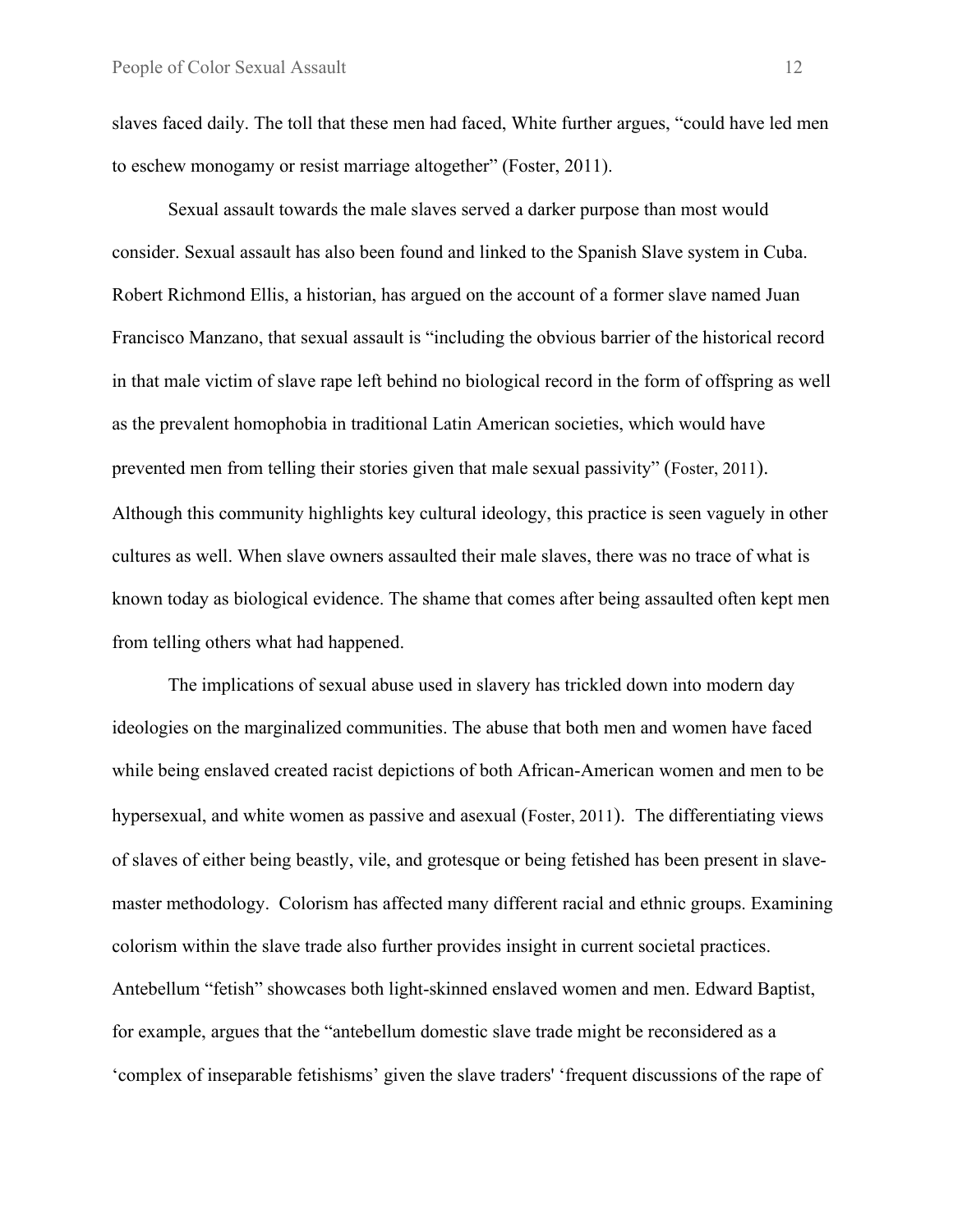slaves faced daily. The toll that these men had faced, White further argues, "could have led men to eschew monogamy or resist marriage altogether" (Foster, 2011).

Sexual assault towards the male slaves served a darker purpose than most would consider. Sexual assault has also been found and linked to the Spanish Slave system in Cuba. Robert Richmond Ellis, a historian, has argued on the account of a former slave named Juan Francisco Manzano, that sexual assault is "including the obvious barrier of the historical record in that male victim of slave rape left behind no biological record in the form of offspring as well as the prevalent homophobia in traditional Latin American societies, which would have prevented men from telling their stories given that male sexual passivity" (Foster, 2011). Although this community highlights key cultural ideology, this practice is seen vaguely in other cultures as well. When slave owners assaulted their male slaves, there was no trace of what is known today as biological evidence. The shame that comes after being assaulted often kept men from telling others what had happened.

The implications of sexual abuse used in slavery has trickled down into modern day ideologies on the marginalized communities. The abuse that both men and women have faced while being enslaved created racist depictions of both African-American women and men to be hypersexual, and white women as passive and asexual (Foster, 2011). The differentiating views of slaves of either being beastly, vile, and grotesque or being fetished has been present in slave-master methodology. Colorism has affected many different racial and ethnic groups. Examining colorism within the slave trade also further provides insight in current societal practices. Antebellum "fetish" showcases both light-skinned enslaved women and men. Edward Baptist, for example, argues that the "antebellum domestic slave trade might be reconsidered as a 'complex of inseparable fetishisms' given the slave traders' 'frequent discussions of the rape of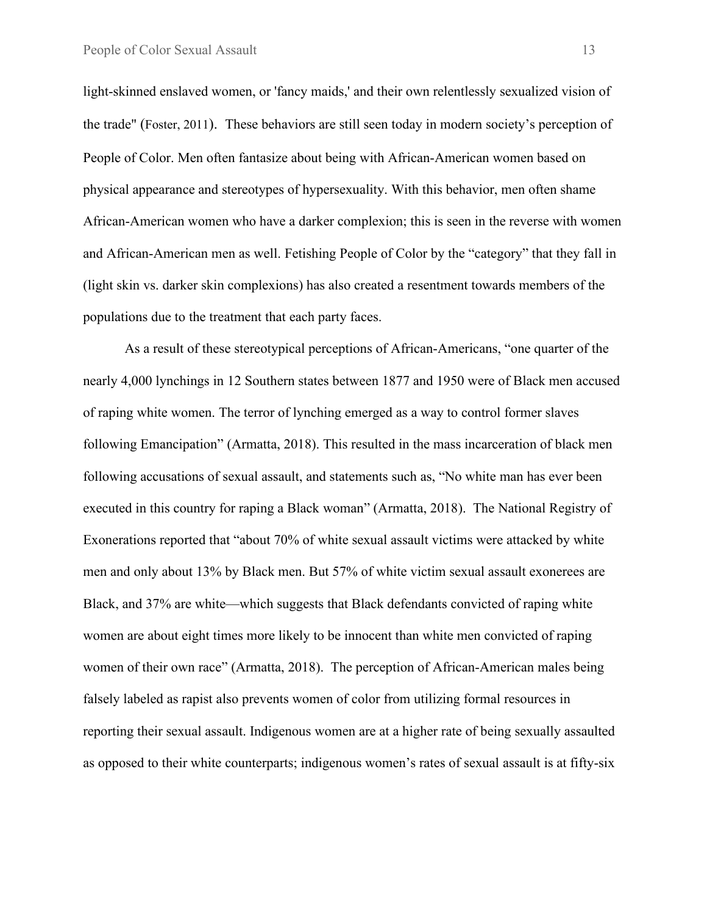light-skinned enslaved women, or 'fancy maids,' and their own relentlessly sexualized vision of the trade" (Foster, 2011). These behaviors are still seen today in modern society's perception of People of Color. Men often fantasize about being with African-American women based on physical appearance and stereotypes of hypersexuality. With this behavior, men often shame African-American women who have a darker complexion; this is seen in the reverse with women and African-American men as well. Fetishing People of Color by the "category" that they fall in (light skin vs. darker skin complexions) has also created a resentment towards members of the populations due to the treatment that each party faces.

As a result of these stereotypical perceptions of African-Americans, "one quarter of the nearly 4,000 lynchings in 12 Southern states between 1877 and 1950 were of Black men accused of raping white women. The terror of lynching emerged as a way to control former slaves following Emancipation" (Armatta, 2018). This resulted in the mass incarceration of black men following accusations of sexual assault, and statements such as, "No white man has ever been executed in this country for raping a Black woman" (Armatta, 2018). The National Registry of Exonerations reported that "about 70% of white sexual assault victims were attacked by white men and only about 13% by Black men. But 57% of white victim sexual assault exonerees are Black, and 37% are white—which suggests that Black defendants convicted of raping white women are about eight times more likely to be innocent than white men convicted of raping women of their own race" (Armatta, 2018). The perception of African-American males being falsely labeled as rapist also prevents women of color from utilizing formal resources in reporting their sexual assault. Indigenous women are at a higher rate of being sexually assaulted as opposed to their white counterparts; indigenous women's rates of sexual assault is at fifty-six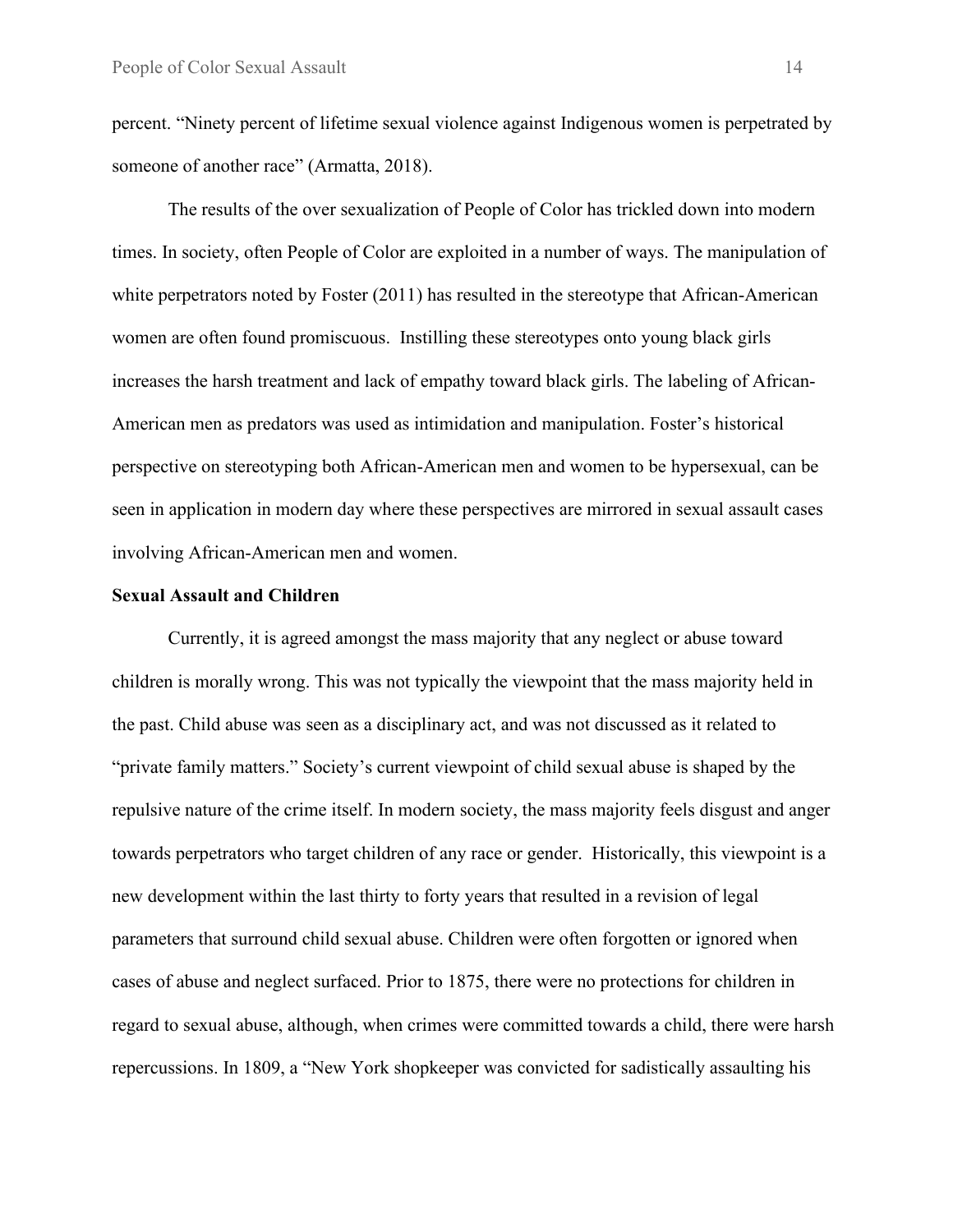percent. “Ninety percent of lifetime sexual violence against Indigenous women is perpetrated by someone of another race” (Armatta, 2018).

The results of the over sexualization of People of Color has trickled down into modern times. In society, often People of Color are exploited in a number of ways. The manipulation of white perpetrators noted by Foster (2011) has resulted in the stereotype that African-American women are often found promiscuous. Instilling these stereotypes onto young black girls increases the harsh treatment and lack of empathy toward black girls. The labeling of African-American men as predators was used as intimidation and manipulation. Foster’s historical perspective on stereotyping both African-American men and women to be hypersexual, can be seen in application in modern day where these perspectives are mirrored in sexual assault cases involving African-American men and women.

**Sexual Assault and Children**

Currently, it is agreed amongst the mass majority that any neglect or abuse toward children is morally wrong. This was not typically the viewpoint that the mass majority held in the past. Child abuse was seen as a disciplinary act, and was not discussed as it related to “private family matters.” Society’s current viewpoint of child sexual abuse is shaped by the repulsive nature of the crime itself. In modern society, the mass majority feels disgust and anger towards perpetrators who target children of any race or gender. Historically, this viewpoint is a new development within the last thirty to forty years that resulted in a revision of legal parameters that surround child sexual abuse. Children were often forgotten or ignored when cases of abuse and neglect surfaced. Prior to 1875, there were no protections for children in regard to sexual abuse, although, when crimes were committed towards a child, there were harsh repercussions. In 1809, a “New York shopkeeper was convicted for sadistically assaulting his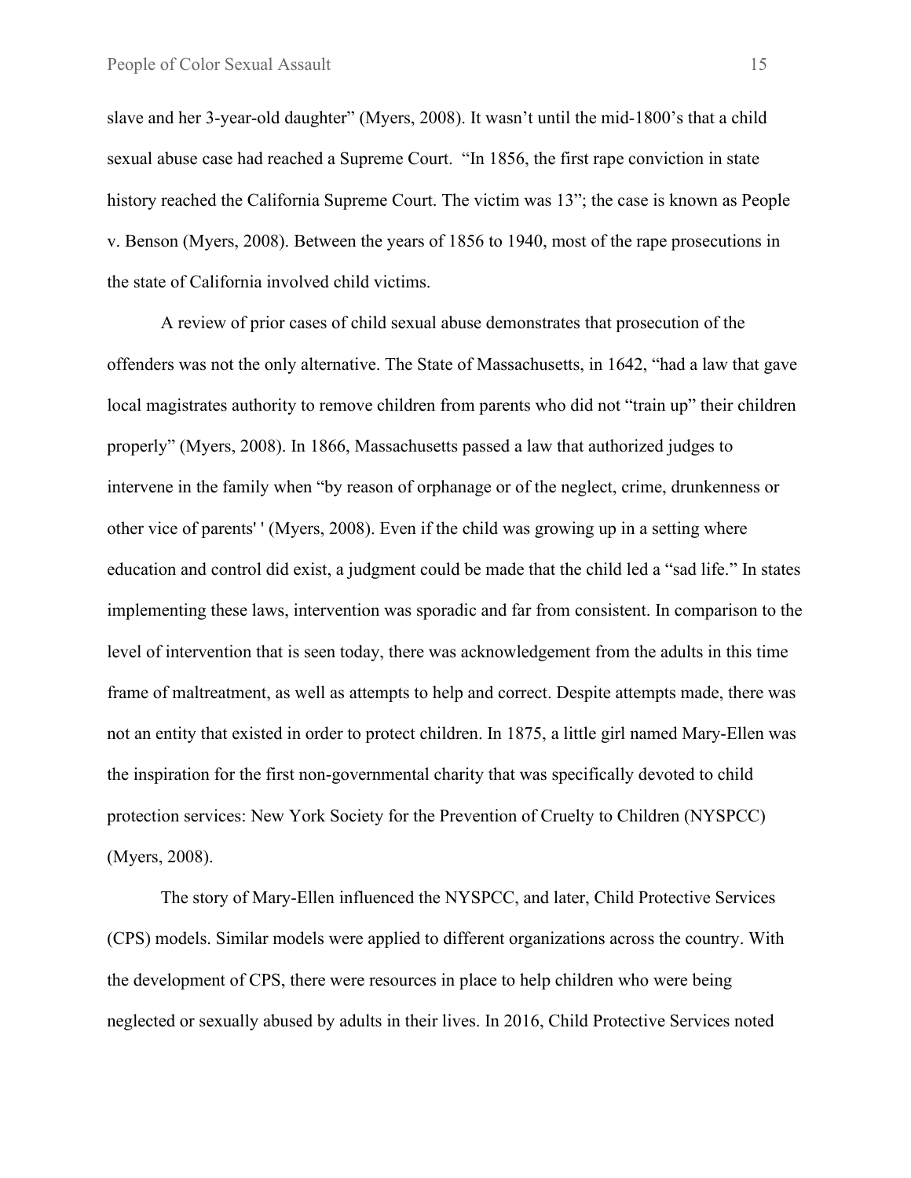slave and her 3-year-old daughter" (Myers, 2008). It wasn't until the mid-1800's that a child sexual abuse case had reached a Supreme Court. "In 1856, the first rape conviction in state history reached the California Supreme Court. The victim was 13"; the case is known as People v. Benson (Myers, 2008). Between the years of 1856 to 1940, most of the rape prosecutions in the state of California involved child victims.

A review of prior cases of child sexual abuse demonstrates that prosecution of the offenders was not the only alternative. The State of Massachusetts, in 1642, "had a law that gave local magistrates authority to remove children from parents who did not "train up" their children properly" (Myers, 2008). In 1866, Massachusetts passed a law that authorized judges to intervene in the family when "by reason of orphanage or of the neglect, crime, drunkenness or other vice of parents' ' (Myers, 2008). Even if the child was growing up in a setting where education and control did exist, a judgment could be made that the child led a "sad life." In states implementing these laws, intervention was sporadic and far from consistent. In comparison to the level of intervention that is seen today, there was acknowledgement from the adults in this time frame of maltreatment, as well as attempts to help and correct. Despite attempts made, there was not an entity that existed in order to protect children. In 1875, a little girl named Mary-Ellen was the inspiration for the first non-governmental charity that was specifically devoted to child protection services: New York Society for the Prevention of Cruelty to Children (NYSPCC) (Myers, 2008).

The story of Mary-Ellen influenced the NYSPCC, and later, Child Protective Services (CPS) models. Similar models were applied to different organizations across the country. With the development of CPS, there were resources in place to help children who were being neglected or sexually abused by adults in their lives. In 2016, Child Protective Services noted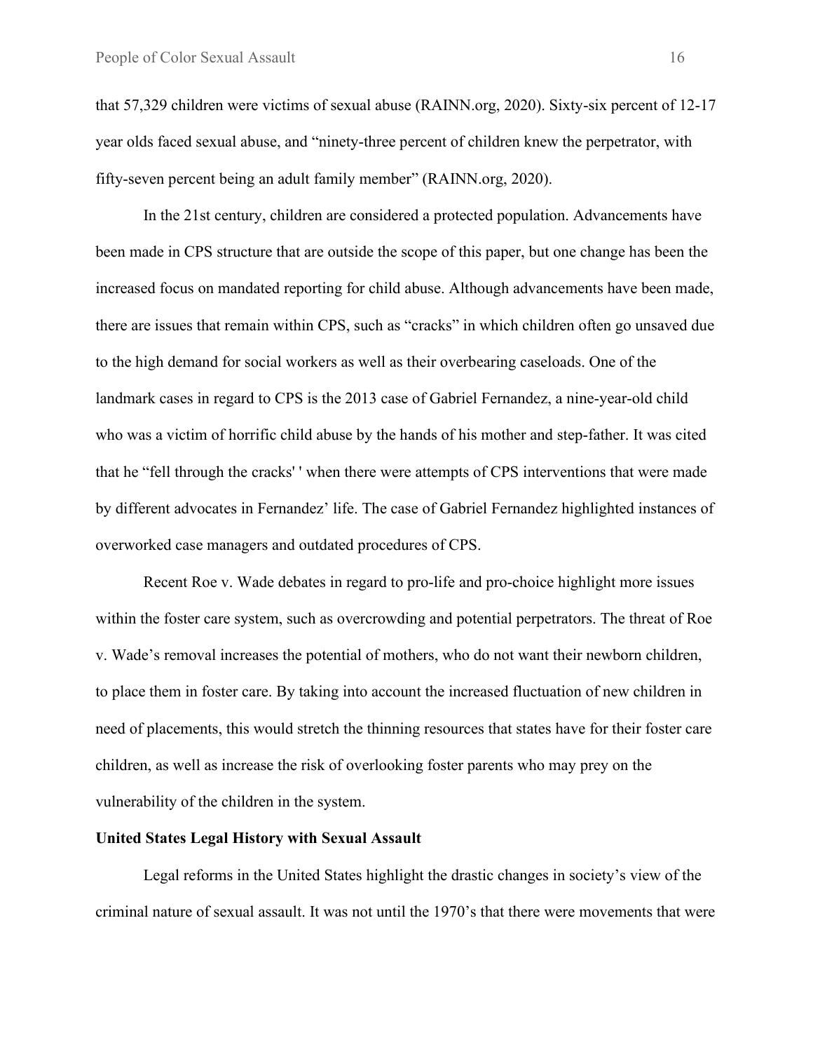that 57,329 children were victims of sexual abuse (RAINN.org, 2020). Sixty-six percent of 12-17 year olds faced sexual abuse, and "ninety-three percent of children knew the perpetrator, with fifty-seven percent being an adult family member" (RAINN.org, 2020).

In the 21st century, children are considered a protected population. Advancements have been made in CPS structure that are outside the scope of this paper, but one change has been the increased focus on mandated reporting for child abuse. Although advancements have been made, there are issues that remain within CPS, such as "cracks" in which children often go unsaved due to the high demand for social workers as well as their overbearing caseloads. One of the landmark cases in regard to CPS is the 2013 case of Gabriel Fernandez, a nine-year-old child who was a victim of horrific child abuse by the hands of his mother and step-father. It was cited that he "fell through the cracks' ' when there were attempts of CPS interventions that were made by different advocates in Fernandez' life. The case of Gabriel Fernandez highlighted instances of overworked case managers and outdated procedures of CPS.

Recent Roe v. Wade debates in regard to pro-life and pro-choice highlight more issues within the foster care system, such as overcrowding and potential perpetrators. The threat of Roe v. Wade's removal increases the potential of mothers, who do not want their newborn children, to place them in foster care. By taking into account the increased fluctuation of new children in need of placements, this would stretch the thinning resources that states have for their foster care children, as well as increase the risk of overlooking foster parents who may prey on the vulnerability of the children in the system.

**United States Legal History with Sexual Assault**

Legal reforms in the United States highlight the drastic changes in society's view of the criminal nature of sexual assault. It was not until the 1970's that there were movements that were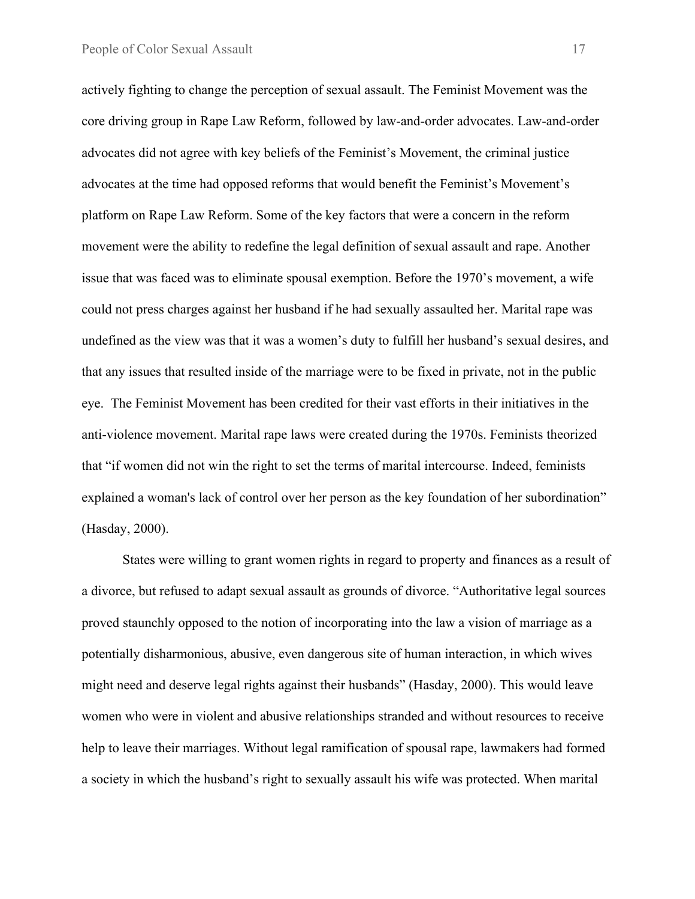actively fighting to change the perception of sexual assault. The Feminist Movement was the core driving group in Rape Law Reform, followed by law-and-order advocates. Law-and-order advocates did not agree with key beliefs of the Feminist's Movement, the criminal justice advocates at the time had opposed reforms that would benefit the Feminist's Movement's platform on Rape Law Reform. Some of the key factors that were a concern in the reform movement were the ability to redefine the legal definition of sexual assault and rape. Another issue that was faced was to eliminate spousal exemption. Before the 1970's movement, a wife could not press charges against her husband if he had sexually assaulted her. Marital rape was undefined as the view was that it was a women's duty to fulfill her husband's sexual desires, and that any issues that resulted inside of the marriage were to be fixed in private, not in the public eye. The Feminist Movement has been credited for their vast efforts in their initiatives in the anti-violence movement. Marital rape laws were created during the 1970s. Feminists theorized that "if women did not win the right to set the terms of marital intercourse. Indeed, feminists explained a woman's lack of control over her person as the key foundation of her subordination" (Hasday, 2000).

States were willing to grant women rights in regard to property and finances as a result of a divorce, but refused to adapt sexual assault as grounds of divorce. "Authoritative legal sources proved staunchly opposed to the notion of incorporating into the law a vision of marriage as a potentially disharmonious, abusive, even dangerous site of human interaction, in which wives might need and deserve legal rights against their husbands" (Hasday, 2000). This would leave women who were in violent and abusive relationships stranded and without resources to receive help to leave their marriages. Without legal ramification of spousal rape, lawmakers had formed a society in which the husband's right to sexually assault his wife was protected. When marital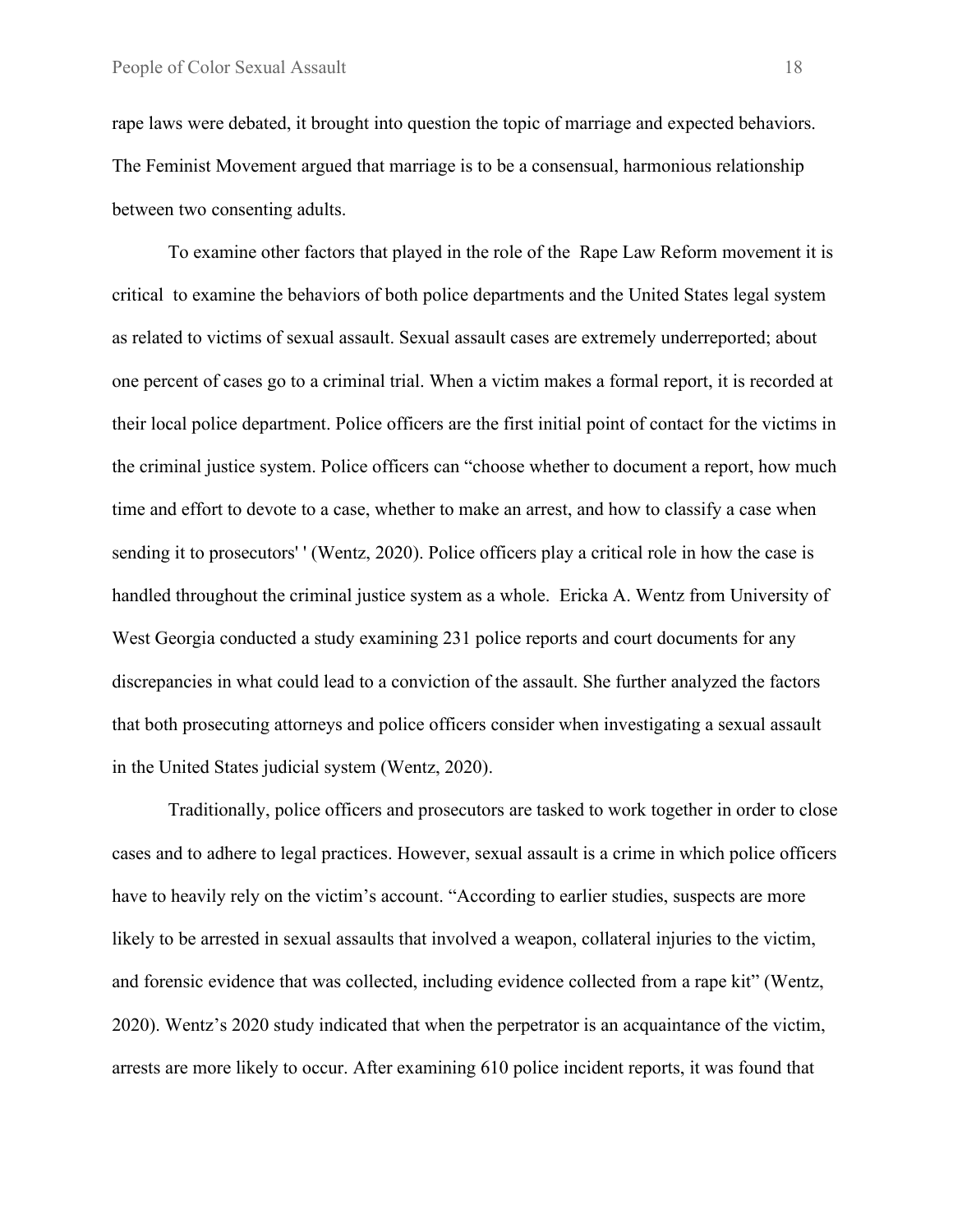rape laws were debated, it brought into question the topic of marriage and expected behaviors. The Feminist Movement argued that marriage is to be a consensual, harmonious relationship between two consenting adults.

To examine other factors that played in the role of the Rape Law Reform movement it is critical to examine the behaviors of both police departments and the United States legal system as related to victims of sexual assault. Sexual assault cases are extremely underreported; about one percent of cases go to a criminal trial. When a victim makes a formal report, it is recorded at their local police department. Police officers are the first initial point of contact for the victims in the criminal justice system. Police officers can "choose whether to document a report, how much time and effort to devote to a case, whether to make an arrest, and how to classify a case when sending it to prosecutors' ' (Wentz, 2020). Police officers play a critical role in how the case is handled throughout the criminal justice system as a whole. Ericka A. Wentz from University of West Georgia conducted a study examining 231 police reports and court documents for any discrepancies in what could lead to a conviction of the assault. She further analyzed the factors that both prosecuting attorneys and police officers consider when investigating a sexual assault in the United States judicial system (Wentz, 2020).

Traditionally, police officers and prosecutors are tasked to work together in order to close cases and to adhere to legal practices. However, sexual assault is a crime in which police officers have to heavily rely on the victim's account. "According to earlier studies, suspects are more likely to be arrested in sexual assaults that involved a weapon, collateral injuries to the victim, and forensic evidence that was collected, including evidence collected from a rape kit" (Wentz, 2020). Wentz's 2020 study indicated that when the perpetrator is an acquaintance of the victim, arrests are more likely to occur. After examining 610 police incident reports, it was found that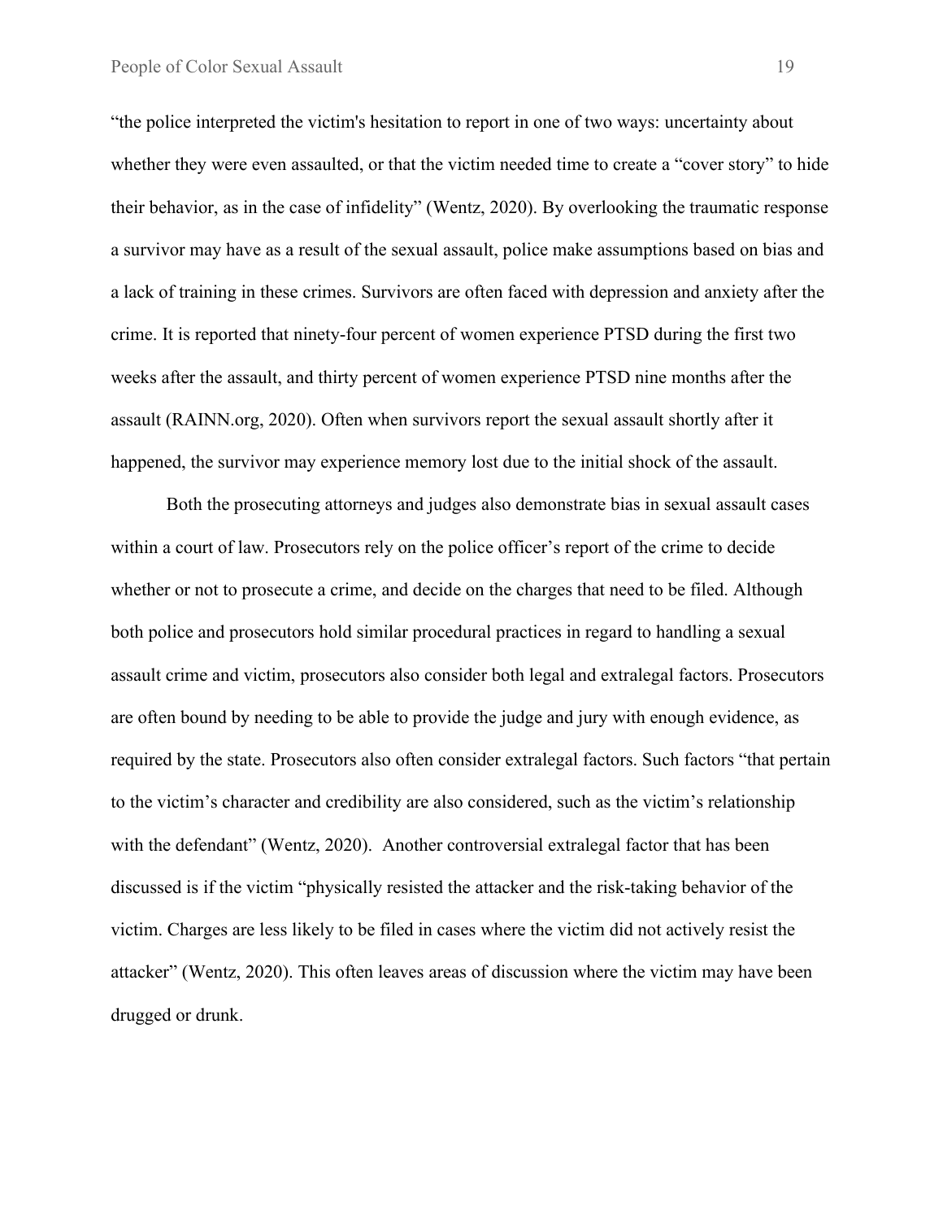"the police interpreted the victim's hesitation to report in one of two ways: uncertainty about whether they were even assaulted, or that the victim needed time to create a "cover story" to hide their behavior, as in the case of infidelity" (Wentz, 2020). By overlooking the traumatic response a survivor may have as a result of the sexual assault, police make assumptions based on bias and a lack of training in these crimes. Survivors are often faced with depression and anxiety after the crime. It is reported that ninety-four percent of women experience PTSD during the first two weeks after the assault, and thirty percent of women experience PTSD nine months after the assault (RAINN.org, 2020). Often when survivors report the sexual assault shortly after it happened, the survivor may experience memory lost due to the initial shock of the assault.

Both the prosecuting attorneys and judges also demonstrate bias in sexual assault cases within a court of law. Prosecutors rely on the police officer's report of the crime to decide whether or not to prosecute a crime, and decide on the charges that need to be filed. Although both police and prosecutors hold similar procedural practices in regard to handling a sexual assault crime and victim, prosecutors also consider both legal and extralegal factors. Prosecutors are often bound by needing to be able to provide the judge and jury with enough evidence, as required by the state. Prosecutors also often consider extralegal factors. Such factors "that pertain to the victim's character and credibility are also considered, such as the victim's relationship with the defendant" (Wentz, 2020). Another controversial extralegal factor that has been discussed is if the victim "physically resisted the attacker and the risk-taking behavior of the victim. Charges are less likely to be filed in cases where the victim did not actively resist the attacker" (Wentz, 2020). This often leaves areas of discussion where the victim may have been drugged or drunk.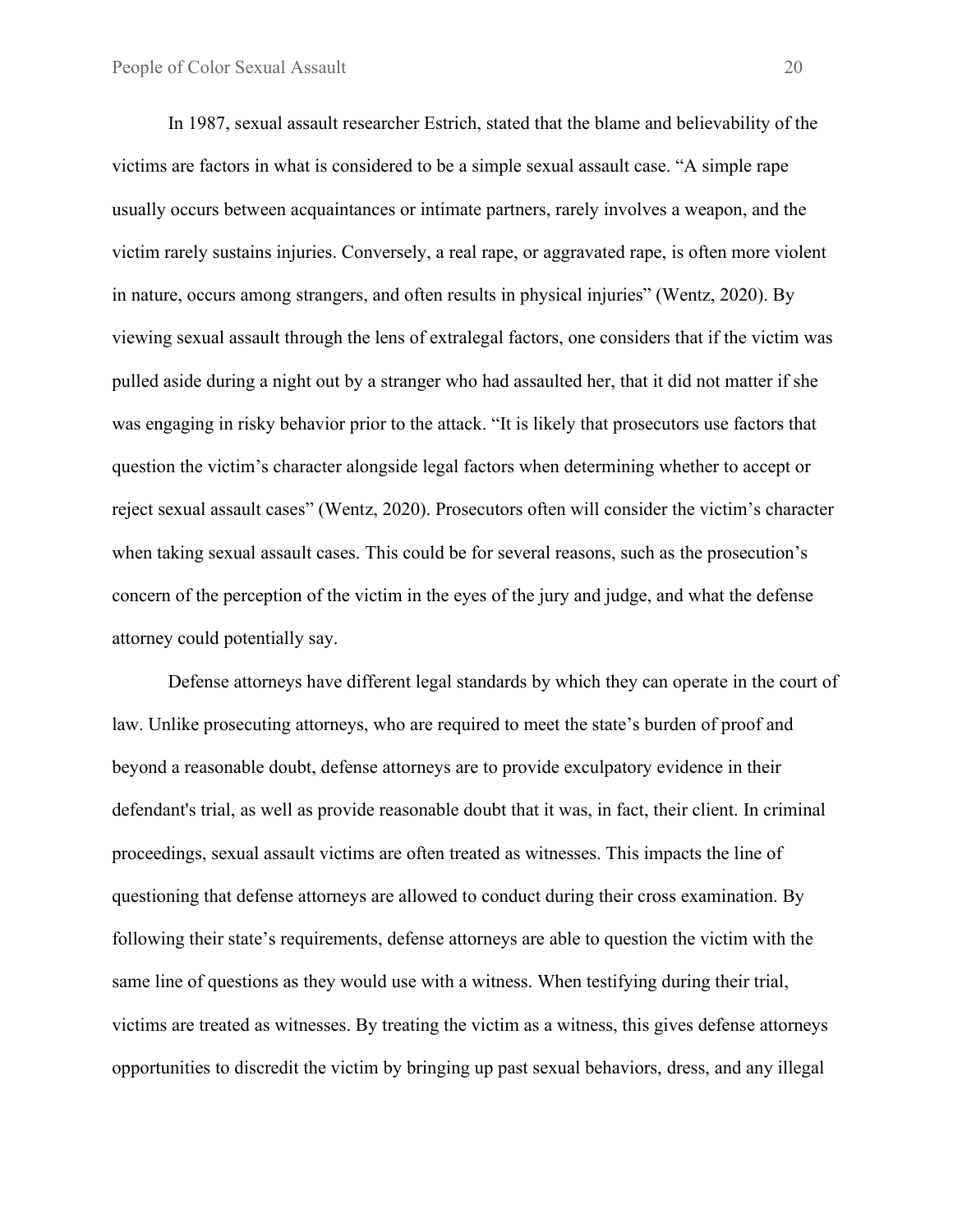In 1987, sexual assault researcher Estrich, stated that the blame and believability of the victims are factors in what is considered to be a simple sexual assault case. "A simple rape usually occurs between acquaintances or intimate partners, rarely involves a weapon, and the victim rarely sustains injuries. Conversely, a real rape, or aggravated rape, is often more violent in nature, occurs among strangers, and often results in physical injuries" (Wentz, 2020). By viewing sexual assault through the lens of extralegal factors, one considers that if the victim was pulled aside during a night out by a stranger who had assaulted her, that it did not matter if she was engaging in risky behavior prior to the attack. "It is likely that prosecutors use factors that question the victim's character alongside legal factors when determining whether to accept or reject sexual assault cases" (Wentz, 2020). Prosecutors often will consider the victim's character when taking sexual assault cases. This could be for several reasons, such as the prosecution's concern of the perception of the victim in the eyes of the jury and judge, and what the defense attorney could potentially say.

Defense attorneys have different legal standards by which they can operate in the court of law. Unlike prosecuting attorneys, who are required to meet the state's burden of proof and beyond a reasonable doubt, defense attorneys are to provide exculpatory evidence in their defendant's trial, as well as provide reasonable doubt that it was, in fact, their client. In criminal proceedings, sexual assault victims are often treated as witnesses. This impacts the line of questioning that defense attorneys are allowed to conduct during their cross examination. By following their state's requirements, defense attorneys are able to question the victim with the same line of questions as they would use with a witness. When testifying during their trial, victims are treated as witnesses. By treating the victim as a witness, this gives defense attorneys opportunities to discredit the victim by bringing up past sexual behaviors, dress, and any illegal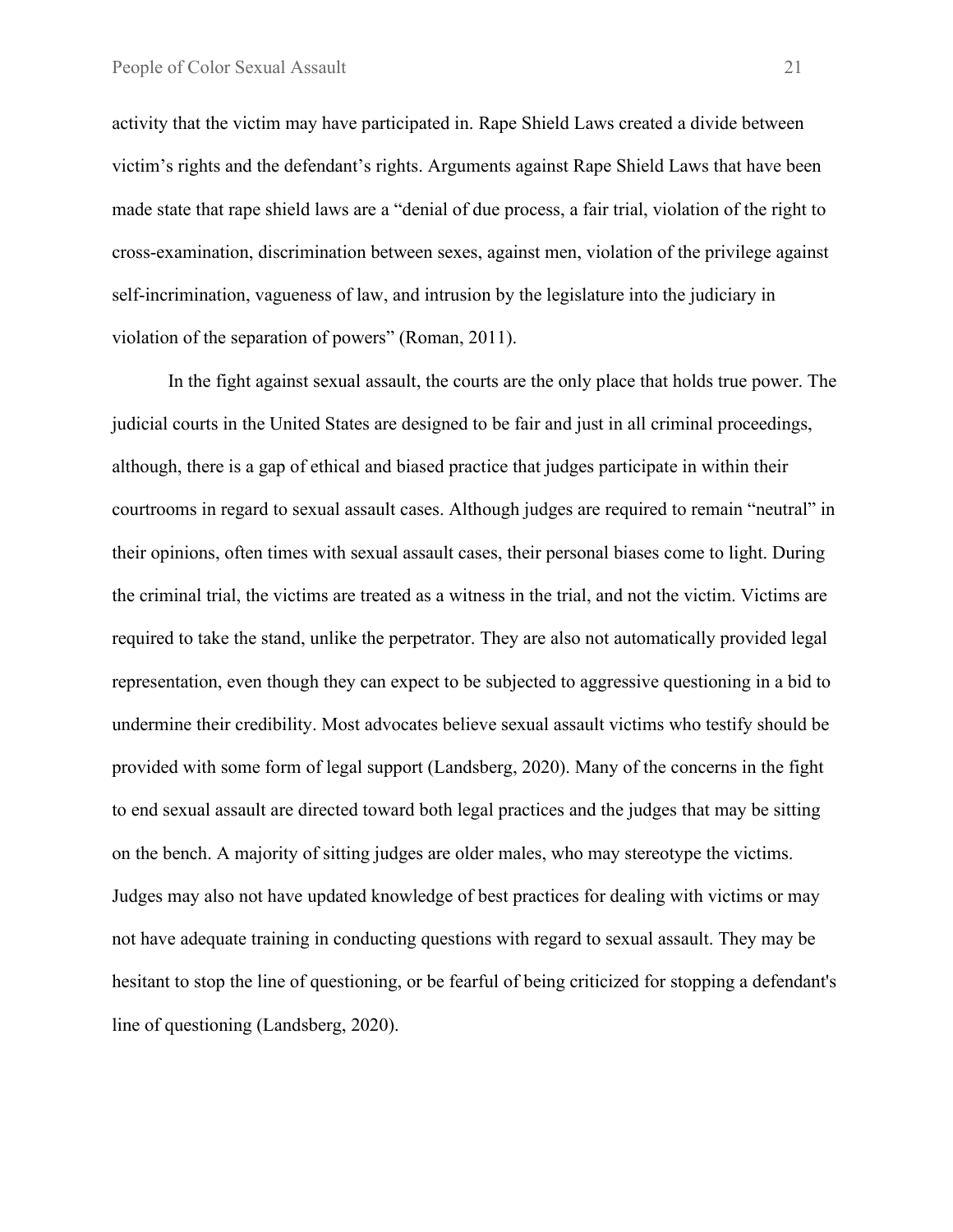activity that the victim may have participated in. Rape Shield Laws created a divide between victim's rights and the defendant's rights. Arguments against Rape Shield Laws that have been made state that rape shield laws are a "denial of due process, a fair trial, violation of the right to cross-examination, discrimination between sexes, against men, violation of the privilege against self-incrimination, vagueness of law, and intrusion by the legislature into the judiciary in violation of the separation of powers" (Roman, 2011).

In the fight against sexual assault, the courts are the only place that holds true power. The judicial courts in the United States are designed to be fair and just in all criminal proceedings, although, there is a gap of ethical and biased practice that judges participate in within their courtrooms in regard to sexual assault cases. Although judges are required to remain "neutral" in their opinions, often times with sexual assault cases, their personal biases come to light. During the criminal trial, the victims are treated as a witness in the trial, and not the victim. Victims are required to take the stand, unlike the perpetrator. They are also not automatically provided legal representation, even though they can expect to be subjected to aggressive questioning in a bid to undermine their credibility. Most advocates believe sexual assault victims who testify should be provided with some form of legal support (Landsberg, 2020). Many of the concerns in the fight to end sexual assault are directed toward both legal practices and the judges that may be sitting on the bench. A majority of sitting judges are older males, who may stereotype the victims. Judges may also not have updated knowledge of best practices for dealing with victims or may not have adequate training in conducting questions with regard to sexual assault. They may be hesitant to stop the line of questioning, or be fearful of being criticized for stopping a defendant's line of questioning (Landsberg, 2020).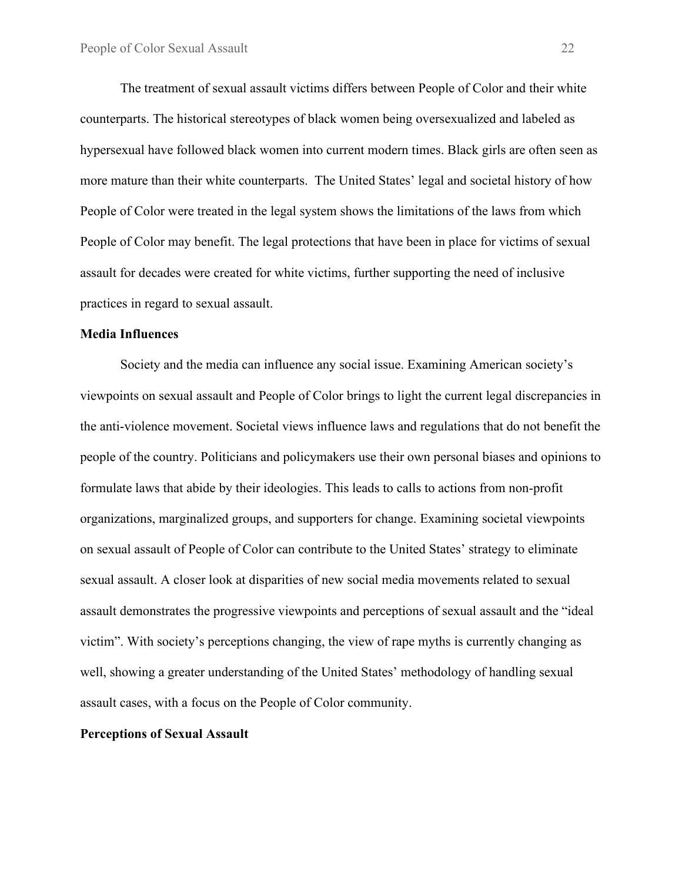The treatment of sexual assault victims differs between People of Color and their white counterparts. The historical stereotypes of black women being oversexualized and labeled as hypersexual have followed black women into current modern times. Black girls are often seen as more mature than their white counterparts.  The United States' legal and societal history of how People of Color were treated in the legal system shows the limitations of the laws from which People of Color may benefit. The legal protections that have been in place for victims of sexual assault for decades were created for white victims, further supporting the need of inclusive practices in regard to sexual assault.

**Media Influences**

Society and the media can influence any social issue. Examining American society's viewpoints on sexual assault and People of Color brings to light the current legal discrepancies in the anti-violence movement. Societal views influence laws and regulations that do not benefit the people of the country. Politicians and policymakers use their own personal biases and opinions to formulate laws that abide by their ideologies. This leads to calls to actions from non-profit organizations, marginalized groups, and supporters for change. Examining societal viewpoints on sexual assault of People of Color can contribute to the United States' strategy to eliminate sexual assault. A closer look at disparities of new social media movements related to sexual assault demonstrates the progressive viewpoints and perceptions of sexual assault and the "ideal victim". With society's perceptions changing, the view of rape myths is currently changing as well, showing a greater understanding of the United States' methodology of handling sexual assault cases, with a focus on the People of Color community.

**Perceptions of Sexual Assault**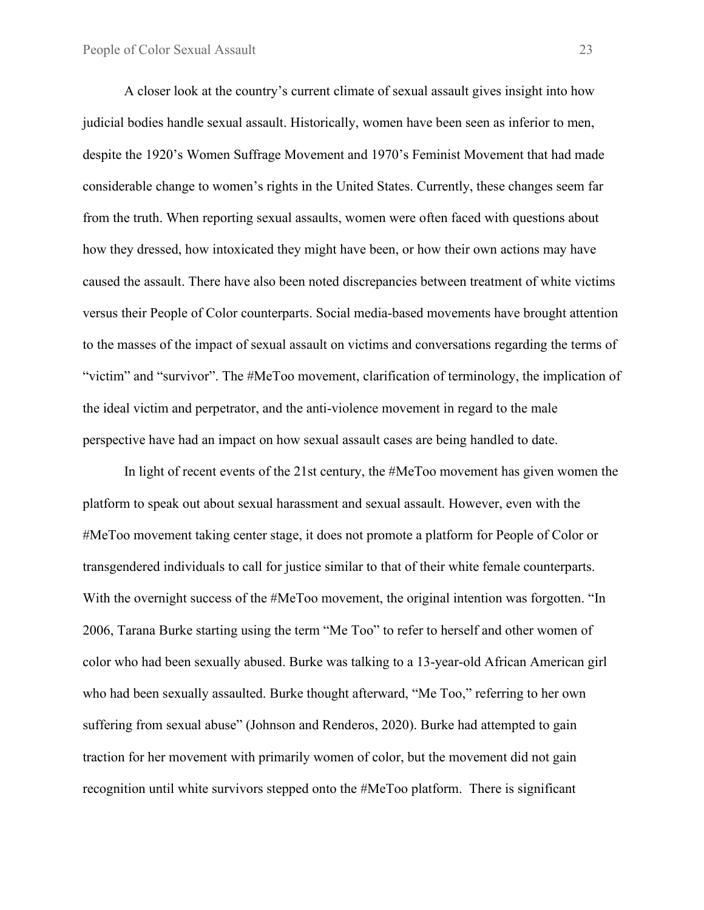A closer look at the country's current climate of sexual assault gives insight into how judicial bodies handle sexual assault. Historically, women have been seen as inferior to men, despite the 1920's Women Suffrage Movement and 1970's Feminist Movement that had made considerable change to women's rights in the United States. Currently, these changes seem far from the truth. When reporting sexual assaults, women were often faced with questions about how they dressed, how intoxicated they might have been, or how their own actions may have caused the assault. There have also been noted discrepancies between treatment of white victims versus their People of Color counterparts. Social media-based movements have brought attention to the masses of the impact of sexual assault on victims and conversations regarding the terms of "victim" and "survivor". The #MeToo movement, clarification of terminology, the implication of the ideal victim and perpetrator, and the anti-violence movement in regard to the male perspective have had an impact on how sexual assault cases are being handled to date.

In light of recent events of the 21st century, the #MeToo movement has given women the platform to speak out about sexual harassment and sexual assault. However, even with the #MeToo movement taking center stage, it does not promote a platform for People of Color or transgendered individuals to call for justice similar to that of their white female counterparts. With the overnight success of the #MeToo movement, the original intention was forgotten. "In 2006, Tarana Burke starting using the term "Me Too" to refer to herself and other women of color who had been sexually abused. Burke was talking to a 13-year-old African American girl who had been sexually assaulted. Burke thought afterward, "Me Too," referring to her own suffering from sexual abuse" (Johnson and Renderos, 2020). Burke had attempted to gain traction for her movement with primarily women of color, but the movement did not gain recognition until white survivors stepped onto the #MeToo platform. There is significant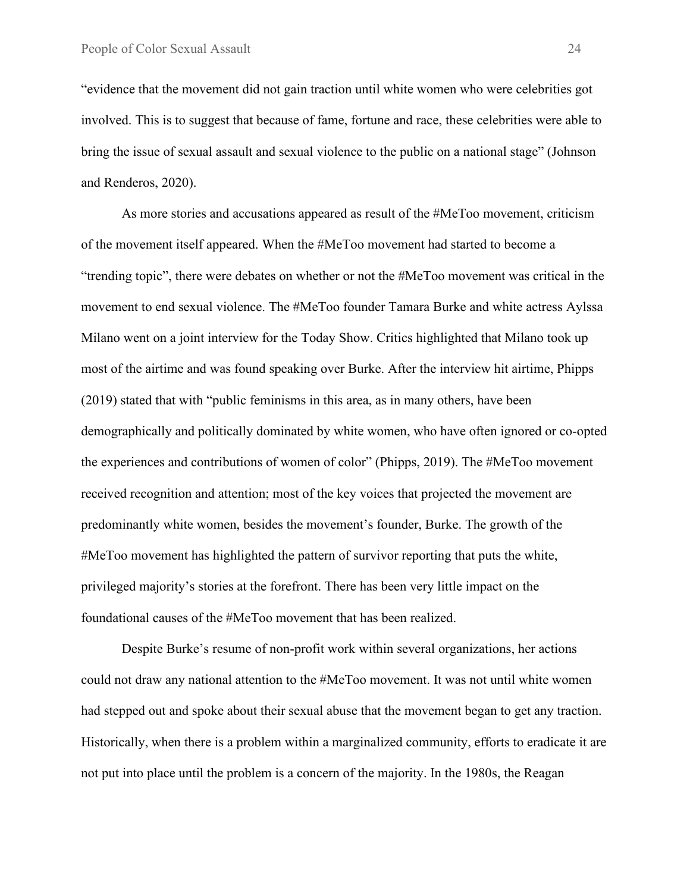"evidence that the movement did not gain traction until white women who were celebrities got involved. This is to suggest that because of fame, fortune and race, these celebrities were able to bring the issue of sexual assault and sexual violence to the public on a national stage" (Johnson and Renderos, 2020).

As more stories and accusations appeared as result of the #MeToo movement, criticism of the movement itself appeared. When the #MeToo movement had started to become a "trending topic", there were debates on whether or not the #MeToo movement was critical in the movement to end sexual violence. The #MeToo founder Tamara Burke and white actress Aylssa Milano went on a joint interview for the Today Show. Critics highlighted that Milano took up most of the airtime and was found speaking over Burke. After the interview hit airtime, Phipps (2019) stated that with "public feminisms in this area, as in many others, have been demographically and politically dominated by white women, who have often ignored or co-opted the experiences and contributions of women of color" (Phipps, 2019). The #MeToo movement received recognition and attention; most of the key voices that projected the movement are predominantly white women, besides the movement's founder, Burke. The growth of the #MeToo movement has highlighted the pattern of survivor reporting that puts the white, privileged majority's stories at the forefront. There has been very little impact on the foundational causes of the #MeToo movement that has been realized.

Despite Burke's resume of non-profit work within several organizations, her actions could not draw any national attention to the #MeToo movement. It was not until white women had stepped out and spoke about their sexual abuse that the movement began to get any traction. Historically, when there is a problem within a marginalized community, efforts to eradicate it are not put into place until the problem is a concern of the majority. In the 1980s, the Reagan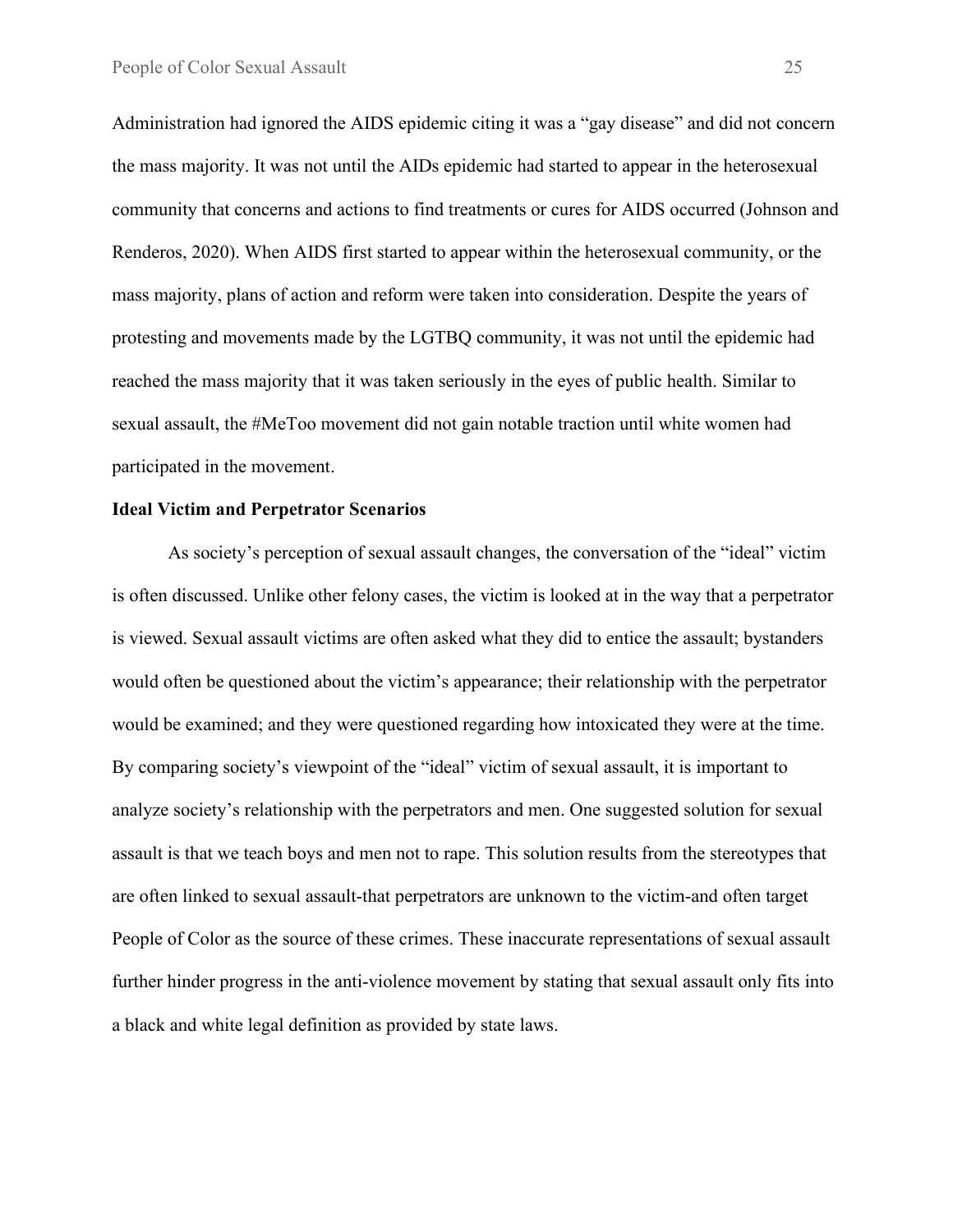Administration had ignored the AIDS epidemic citing it was a "gay disease" and did not concern the mass majority. It was not until the AIDs epidemic had started to appear in the heterosexual community that concerns and actions to find treatments or cures for AIDS occurred (Johnson and Renderos, 2020). When AIDS first started to appear within the heterosexual community, or the mass majority, plans of action and reform were taken into consideration. Despite the years of protesting and movements made by the LGTBQ community, it was not until the epidemic had reached the mass majority that it was taken seriously in the eyes of public health. Similar to sexual assault, the #MeToo movement did not gain notable traction until white women had participated in the movement.

**Ideal Victim and Perpetrator Scenarios**

As society's perception of sexual assault changes, the conversation of the "ideal" victim is often discussed. Unlike other felony cases, the victim is looked at in the way that a perpetrator is viewed. Sexual assault victims are often asked what they did to entice the assault; bystanders would often be questioned about the victim's appearance; their relationship with the perpetrator would be examined; and they were questioned regarding how intoxicated they were at the time. By comparing society's viewpoint of the "ideal" victim of sexual assault, it is important to analyze society's relationship with the perpetrators and men. One suggested solution for sexual assault is that we teach boys and men not to rape. This solution results from the stereotypes that are often linked to sexual assault-that perpetrators are unknown to the victim-and often target People of Color as the source of these crimes. These inaccurate representations of sexual assault further hinder progress in the anti-violence movement by stating that sexual assault only fits into a black and white legal definition as provided by state laws.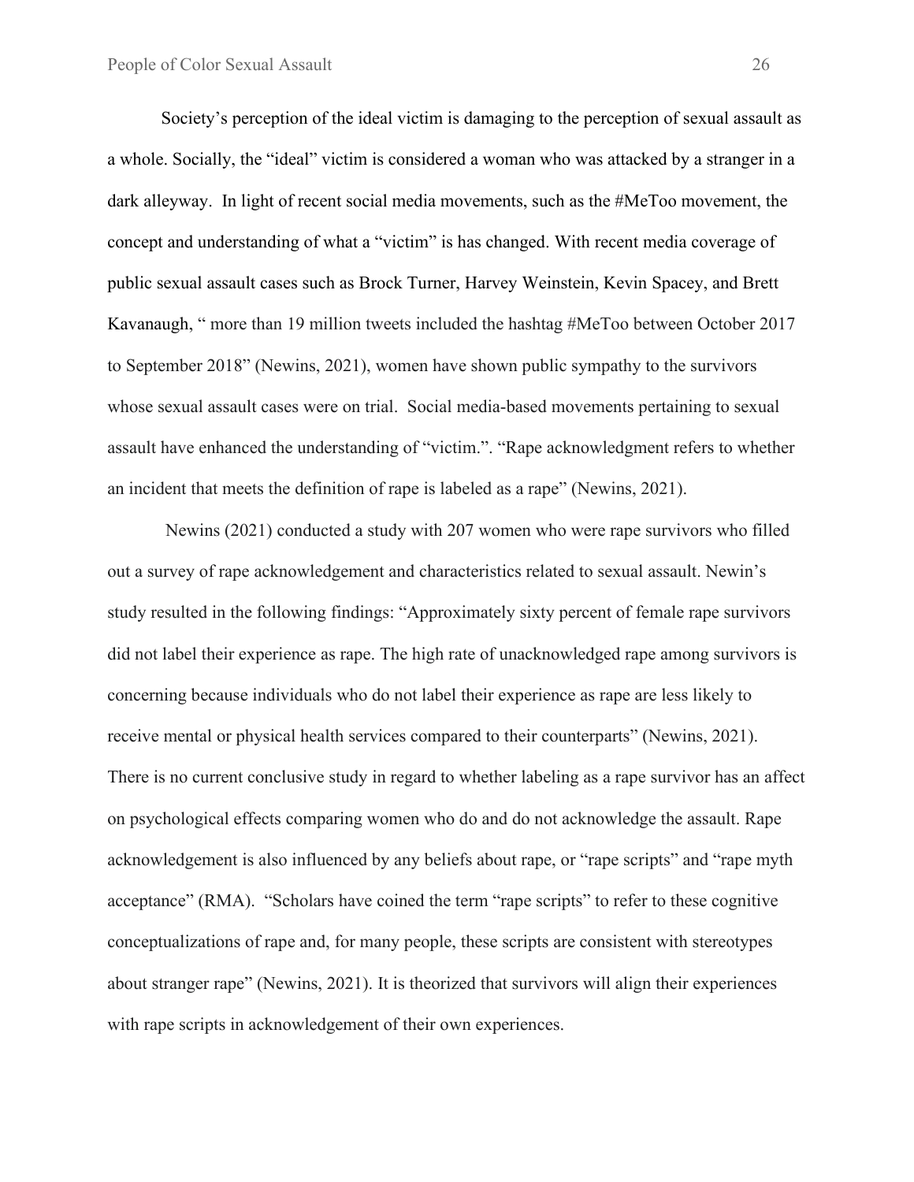Society's perception of the ideal victim is damaging to the perception of sexual assault as a whole. Socially, the "ideal" victim is considered a woman who was attacked by a stranger in a dark alleyway. In light of recent social media movements, such as the #MeToo movement, the concept and understanding of what a "victim" is has changed. With recent media coverage of public sexual assault cases such as Brock Turner, Harvey Weinstein, Kevin Spacey, and Brett Kavanaugh, " more than 19 million tweets included the hashtag #MeToo between October 2017 to September 2018" (Newins, 2021), women have shown public sympathy to the survivors whose sexual assault cases were on trial. Social media-based movements pertaining to sexual assault have enhanced the understanding of "victim.". "Rape acknowledgment refers to whether an incident that meets the definition of rape is labeled as a rape" (Newins, 2021).

Newins (2021) conducted a study with 207 women who were rape survivors who filled out a survey of rape acknowledgement and characteristics related to sexual assault. Newin's study resulted in the following findings: "Approximately sixty percent of female rape survivors did not label their experience as rape. The high rate of unacknowledged rape among survivors is concerning because individuals who do not label their experience as rape are less likely to receive mental or physical health services compared to their counterparts" (Newins, 2021). There is no current conclusive study in regard to whether labeling as a rape survivor has an affect on psychological effects comparing women who do and do not acknowledge the assault. Rape acknowledgement is also influenced by any beliefs about rape, or "rape scripts" and "rape myth acceptance" (RMA). "Scholars have coined the term "rape scripts" to refer to these cognitive conceptualizations of rape and, for many people, these scripts are consistent with stereotypes about stranger rape" (Newins, 2021). It is theorized that survivors will align their experiences with rape scripts in acknowledgement of their own experiences.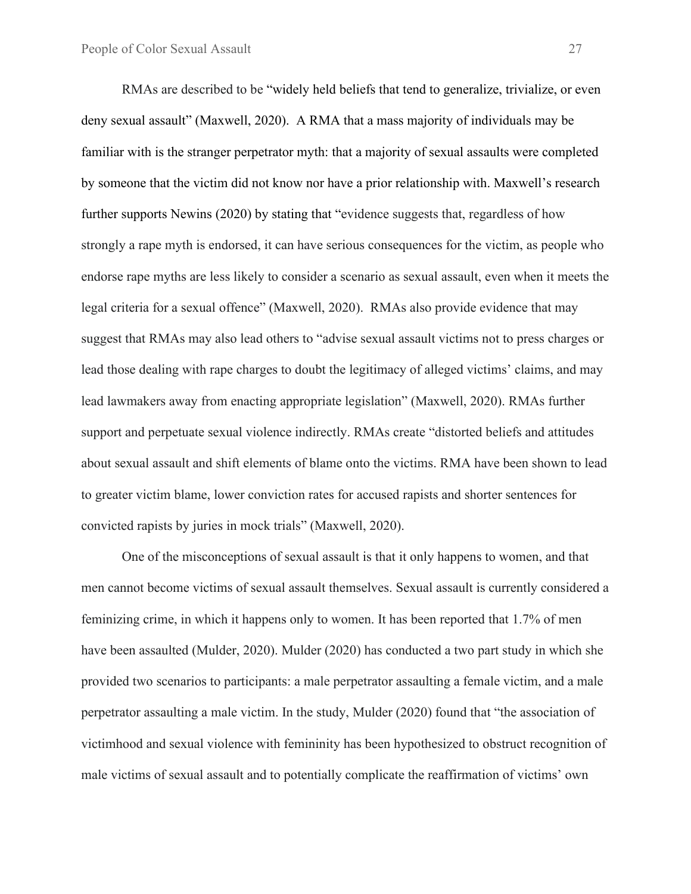RMAs are described to be “widely held beliefs that tend to generalize, trivialize, or even deny sexual assault” (Maxwell, 2020). A RMA that a mass majority of individuals may be familiar with is the stranger perpetrator myth: that a majority of sexual assaults were completed by someone that the victim did not know nor have a prior relationship with. Maxwell’s research further supports Newins (2020) by stating that “evidence suggests that, regardless of how strongly a rape myth is endorsed, it can have serious consequences for the victim, as people who endorse rape myths are less likely to consider a scenario as sexual assault, even when it meets the legal criteria for a sexual offence” (Maxwell, 2020). RMAs also provide evidence that may suggest that RMAs may also lead others to “advise sexual assault victims not to press charges or lead those dealing with rape charges to doubt the legitimacy of alleged victims’ claims, and may lead lawmakers away from enacting appropriate legislation” (Maxwell, 2020). RMAs further support and perpetuate sexual violence indirectly. RMAs create “distorted beliefs and attitudes about sexual assault and shift elements of blame onto the victims. RMA have been shown to lead to greater victim blame, lower conviction rates for accused rapists and shorter sentences for convicted rapists by juries in mock trials” (Maxwell, 2020).

One of the misconceptions of sexual assault is that it only happens to women, and that men cannot become victims of sexual assault themselves. Sexual assault is currently considered a feminizing crime, in which it happens only to women. It has been reported that 1.7% of men have been assaulted (Mulder, 2020). Mulder (2020) has conducted a two part study in which she provided two scenarios to participants: a male perpetrator assaulting a female victim, and a male perpetrator assaulting a male victim. In the study, Mulder (2020) found that “the association of victimhood and sexual violence with femininity has been hypothesized to obstruct recognition of male victims of sexual assault and to potentially complicate the reaffirmation of victims’ own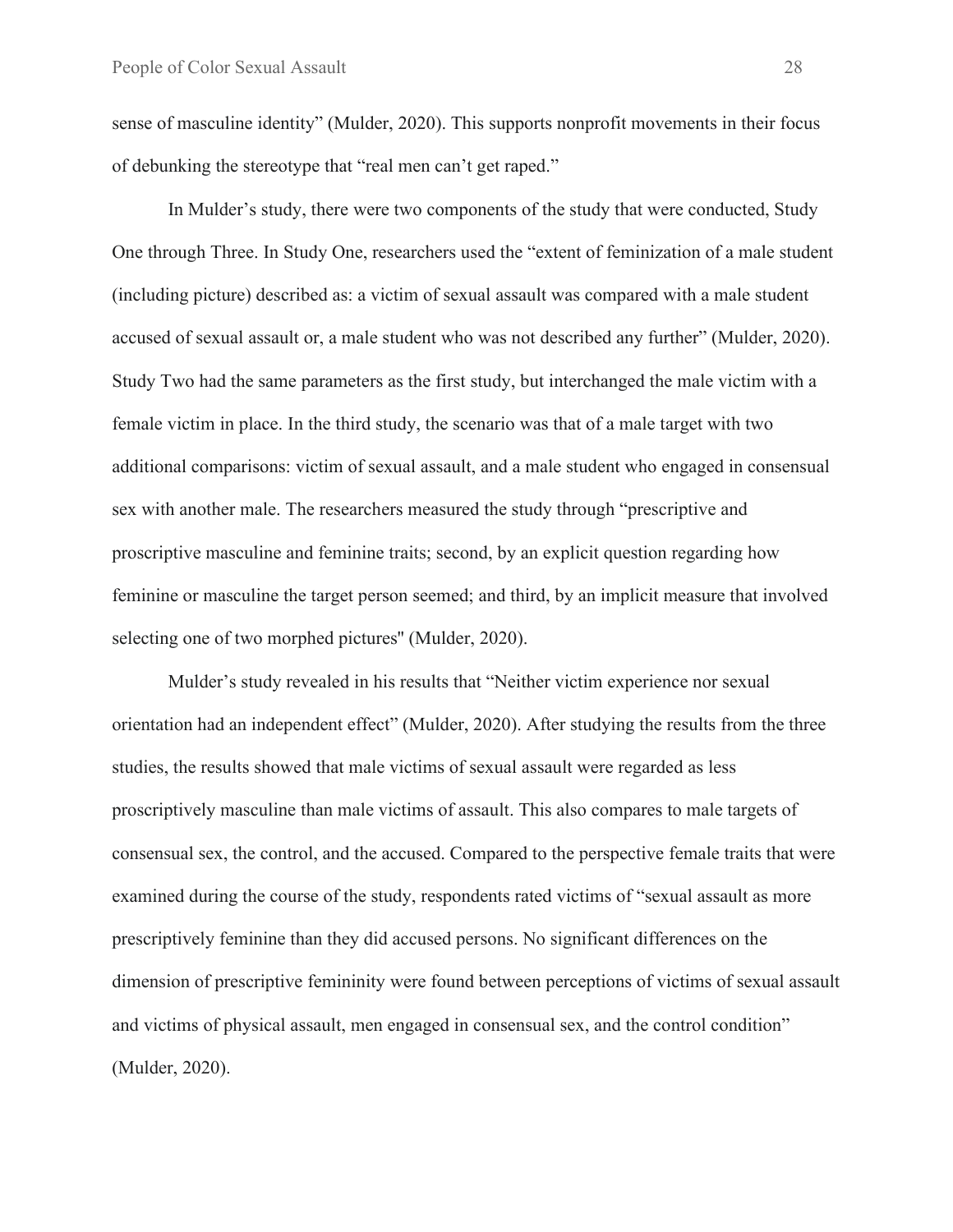sense of masculine identity" (Mulder, 2020). This supports nonprofit movements in their focus of debunking the stereotype that "real men can't get raped."

In Mulder's study, there were two components of the study that were conducted, Study One through Three. In Study One, researchers used the "extent of feminization of a male student (including picture) described as: a victim of sexual assault was compared with a male student accused of sexual assault or, a male student who was not described any further" (Mulder, 2020). Study Two had the same parameters as the first study, but interchanged the male victim with a female victim in place. In the third study, the scenario was that of a male target with two additional comparisons: victim of sexual assault, and a male student who engaged in consensual sex with another male. The researchers measured the study through "prescriptive and proscriptive masculine and feminine traits; second, by an explicit question regarding how feminine or masculine the target person seemed; and third, by an implicit measure that involved selecting one of two morphed pictures" (Mulder, 2020).

Mulder's study revealed in his results that "Neither victim experience nor sexual orientation had an independent effect" (Mulder, 2020). After studying the results from the three studies, the results showed that male victims of sexual assault were regarded as less proscriptively masculine than male victims of assault. This also compares to male targets of consensual sex, the control, and the accused. Compared to the perspective female traits that were examined during the course of the study, respondents rated victims of "sexual assault as more prescriptively feminine than they did accused persons. No significant differences on the dimension of prescriptive femininity were found between perceptions of victims of sexual assault and victims of physical assault, men engaged in consensual sex, and the control condition" (Mulder, 2020).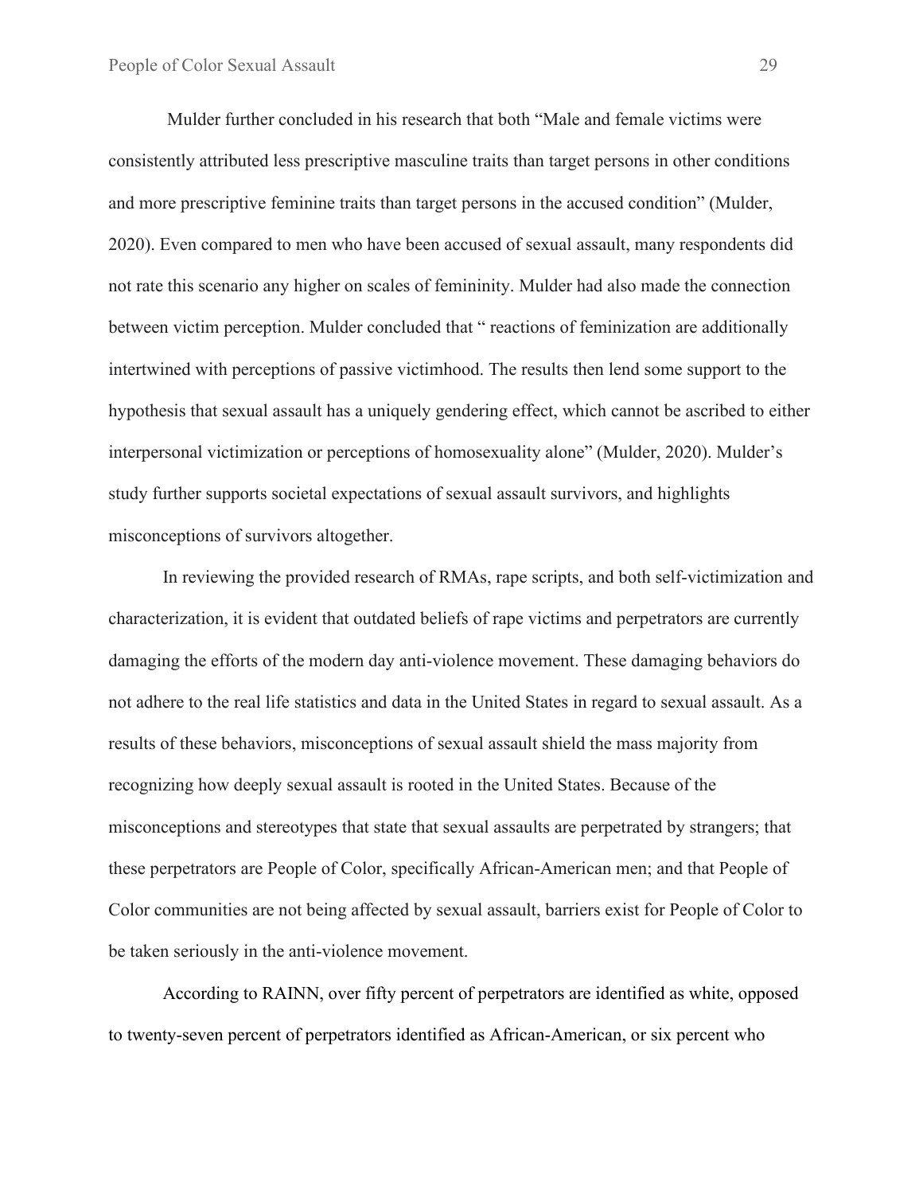Mulder further concluded in his research that both "Male and female victims were consistently attributed less prescriptive masculine traits than target persons in other conditions and more prescriptive feminine traits than target persons in the accused condition" (Mulder, 2020). Even compared to men who have been accused of sexual assault, many respondents did not rate this scenario any higher on scales of femininity. Mulder had also made the connection between victim perception. Mulder concluded that " reactions of feminization are additionally intertwined with perceptions of passive victimhood. The results then lend some support to the hypothesis that sexual assault has a uniquely gendering effect, which cannot be ascribed to either interpersonal victimization or perceptions of homosexuality alone" (Mulder, 2020). Mulder's study further supports societal expectations of sexual assault survivors, and highlights misconceptions of survivors altogether.

In reviewing the provided research of RMAs, rape scripts, and both self-victimization and characterization, it is evident that outdated beliefs of rape victims and perpetrators are currently damaging the efforts of the modern day anti-violence movement. These damaging behaviors do not adhere to the real life statistics and data in the United States in regard to sexual assault. As a results of these behaviors, misconceptions of sexual assault shield the mass majority from recognizing how deeply sexual assault is rooted in the United States. Because of the misconceptions and stereotypes that state that sexual assaults are perpetrated by strangers; that these perpetrators are People of Color, specifically African-American men; and that People of Color communities are not being affected by sexual assault, barriers exist for People of Color to be taken seriously in the anti-violence movement.

According to RAINN, over fifty percent of perpetrators are identified as white, opposed to twenty-seven percent of perpetrators identified as African-American, or six percent who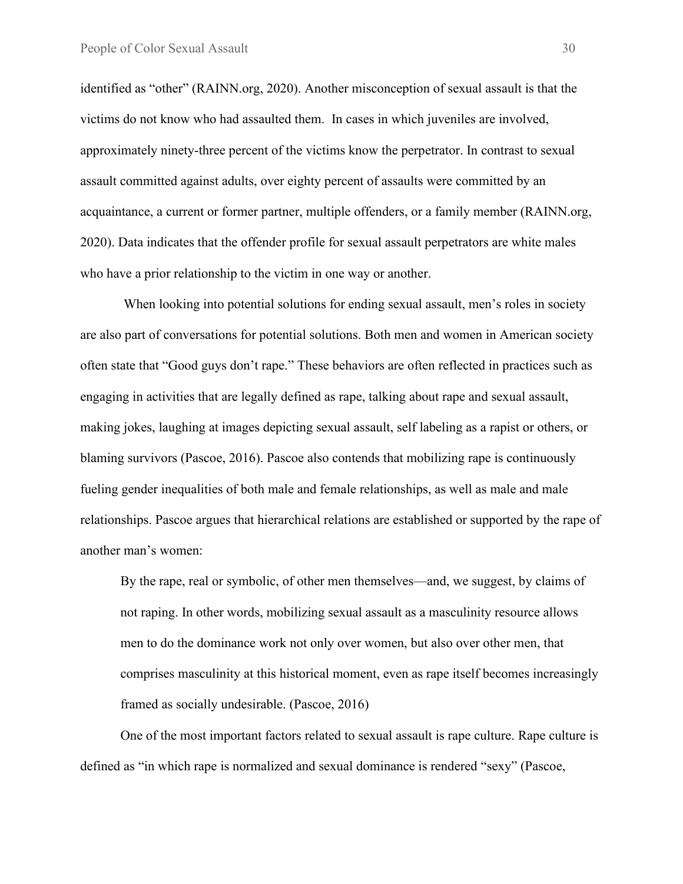identified as "other" (RAINN.org, 2020). Another misconception of sexual assault is that the victims do not know who had assaulted them. In cases in which juveniles are involved, approximately ninety-three percent of the victims know the perpetrator. In contrast to sexual assault committed against adults, over eighty percent of assaults were committed by an acquaintance, a current or former partner, multiple offenders, or a family member (RAINN.org, 2020). Data indicates that the offender profile for sexual assault perpetrators are white males who have a prior relationship to the victim in one way or another.

When looking into potential solutions for ending sexual assault, men's roles in society are also part of conversations for potential solutions. Both men and women in American society often state that "Good guys don't rape." These behaviors are often reflected in practices such as engaging in activities that are legally defined as rape, talking about rape and sexual assault, making jokes, laughing at images depicting sexual assault, self labeling as a rapist or others, or blaming survivors (Pascoe, 2016). Pascoe also contends that mobilizing rape is continuously fueling gender inequalities of both male and female relationships, as well as male and male relationships. Pascoe argues that hierarchical relations are established or supported by the rape of another man's women:

> By the rape, real or symbolic, of other men themselves—and, we suggest, by claims of not raping. In other words, mobilizing sexual assault as a masculinity resource allows men to do the dominance work not only over women, but also over other men, that comprises masculinity at this historical moment, even as rape itself becomes increasingly framed as socially undesirable. (Pascoe, 2016)

One of the most important factors related to sexual assault is rape culture. Rape culture is defined as "in which rape is normalized and sexual dominance is rendered "sexy" (Pascoe,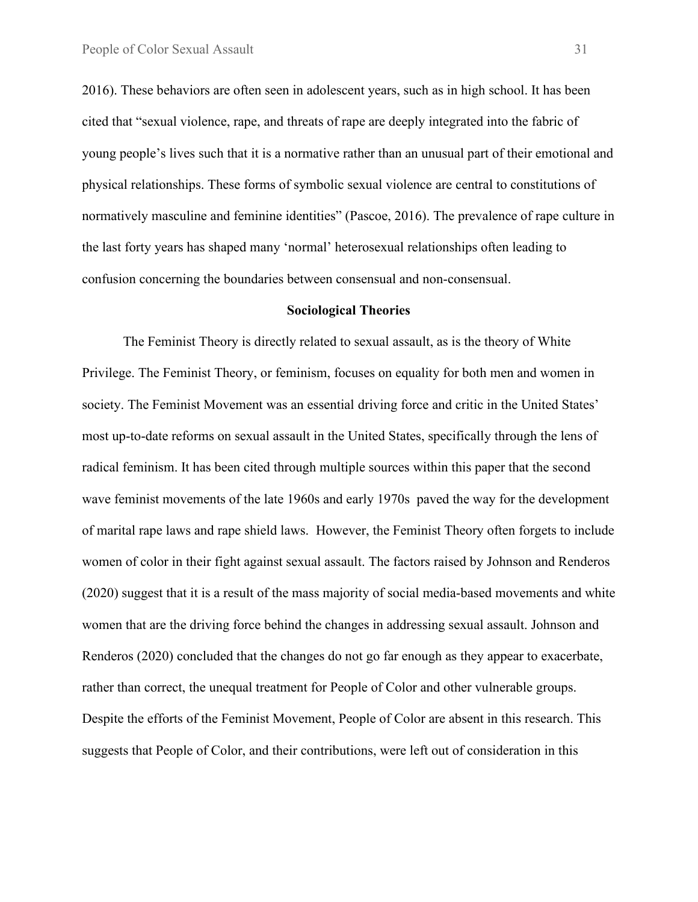2016). These behaviors are often seen in adolescent years, such as in high school. It has been cited that "sexual violence, rape, and threats of rape are deeply integrated into the fabric of young people's lives such that it is a normative rather than an unusual part of their emotional and physical relationships. These forms of symbolic sexual violence are central to constitutions of normatively masculine and feminine identities" (Pascoe, 2016). The prevalence of rape culture in the last forty years has shaped many 'normal' heterosexual relationships often leading to confusion concerning the boundaries between consensual and non-consensual.

## Sociological Theories

The Feminist Theory is directly related to sexual assault, as is the theory of White Privilege. The Feminist Theory, or feminism, focuses on equality for both men and women in society. The Feminist Movement was an essential driving force and critic in the United States' most up-to-date reforms on sexual assault in the United States, specifically through the lens of radical feminism. It has been cited through multiple sources within this paper that the second wave feminist movements of the late 1960s and early 1970s paved the way for the development of marital rape laws and rape shield laws. However, the Feminist Theory often forgets to include women of color in their fight against sexual assault. The factors raised by Johnson and Renderos (2020) suggest that it is a result of the mass majority of social media-based movements and white women that are the driving force behind the changes in addressing sexual assault. Johnson and Renderos (2020) concluded that the changes do not go far enough as they appear to exacerbate, rather than correct, the unequal treatment for People of Color and other vulnerable groups. Despite the efforts of the Feminist Movement, People of Color are absent in this research. This suggests that People of Color, and their contributions, were left out of consideration in this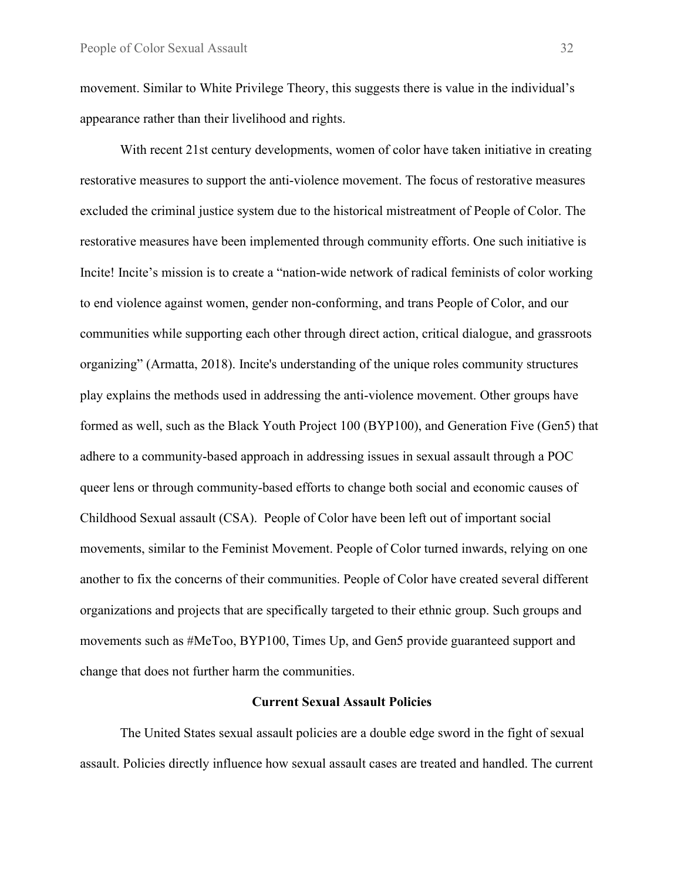movement. Similar to White Privilege Theory, this suggests there is value in the individual's appearance rather than their livelihood and rights.

With recent 21st century developments, women of color have taken initiative in creating restorative measures to support the anti-violence movement. The focus of restorative measures excluded the criminal justice system due to the historical mistreatment of People of Color. The restorative measures have been implemented through community efforts. One such initiative is Incite! Incite's mission is to create a "nation-wide network of radical feminists of color working to end violence against women, gender non-conforming, and trans People of Color, and our communities while supporting each other through direct action, critical dialogue, and grassroots organizing" (Armatta, 2018). Incite's understanding of the unique roles community structures play explains the methods used in addressing the anti-violence movement. Other groups have formed as well, such as the Black Youth Project 100 (BYP100), and Generation Five (Gen5) that adhere to a community-based approach in addressing issues in sexual assault through a POC queer lens or through community-based efforts to change both social and economic causes of Childhood Sexual assault (CSA). People of Color have been left out of important social movements, similar to the Feminist Movement. People of Color turned inwards, relying on one another to fix the concerns of their communities. People of Color have created several different organizations and projects that are specifically targeted to their ethnic group. Such groups and movements such as #MeToo, BYP100, Times Up, and Gen5 provide guaranteed support and change that does not further harm the communities.

**Current Sexual Assault Policies**

The United States sexual assault policies are a double edge sword in the fight of sexual assault. Policies directly influence how sexual assault cases are treated and handled. The current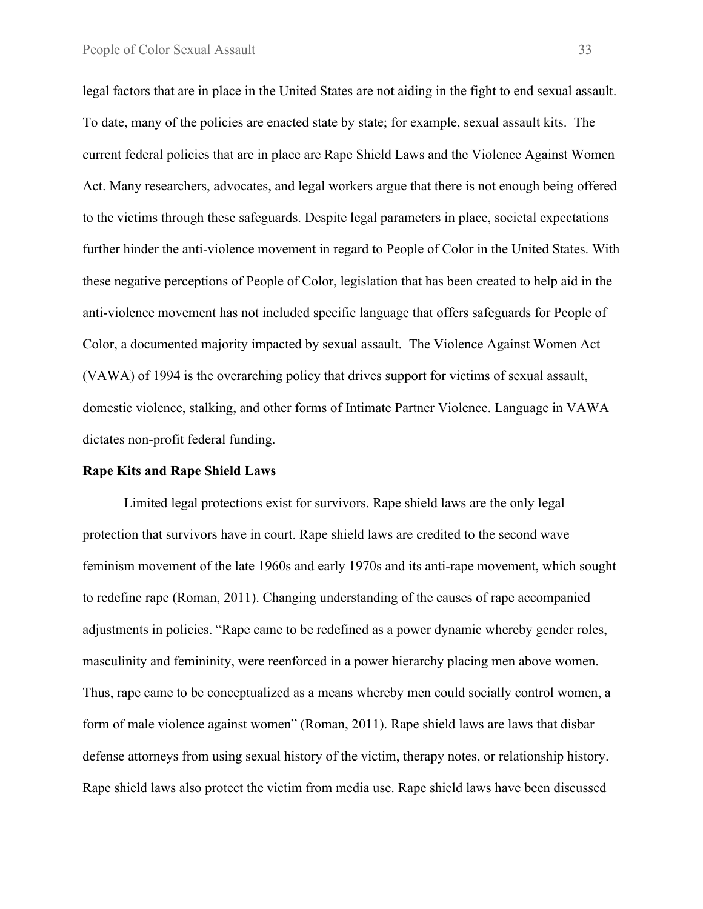legal factors that are in place in the United States are not aiding in the fight to end sexual assault. To date, many of the policies are enacted state by state; for example, sexual assault kits. The current federal policies that are in place are Rape Shield Laws and the Violence Against Women Act. Many researchers, advocates, and legal workers argue that there is not enough being offered to the victims through these safeguards. Despite legal parameters in place, societal expectations further hinder the anti-violence movement in regard to People of Color in the United States. With these negative perceptions of People of Color, legislation that has been created to help aid in the anti-violence movement has not included specific language that offers safeguards for People of Color, a documented majority impacted by sexual assault. The Violence Against Women Act (VAWA) of 1994 is the overarching policy that drives support for victims of sexual assault, domestic violence, stalking, and other forms of Intimate Partner Violence. Language in VAWA dictates non-profit federal funding.

**Rape Kits and Rape Shield Laws**

Limited legal protections exist for survivors. Rape shield laws are the only legal protection that survivors have in court. Rape shield laws are credited to the second wave feminism movement of the late 1960s and early 1970s and its anti-rape movement, which sought to redefine rape (Roman, 2011). Changing understanding of the causes of rape accompanied adjustments in policies. "Rape came to be redefined as a power dynamic whereby gender roles, masculinity and femininity, were reenforced in a power hierarchy placing men above women. Thus, rape came to be conceptualized as a means whereby men could socially control women, a form of male violence against women" (Roman, 2011). Rape shield laws are laws that disbar defense attorneys from using sexual history of the victim, therapy notes, or relationship history. Rape shield laws also protect the victim from media use. Rape shield laws have been discussed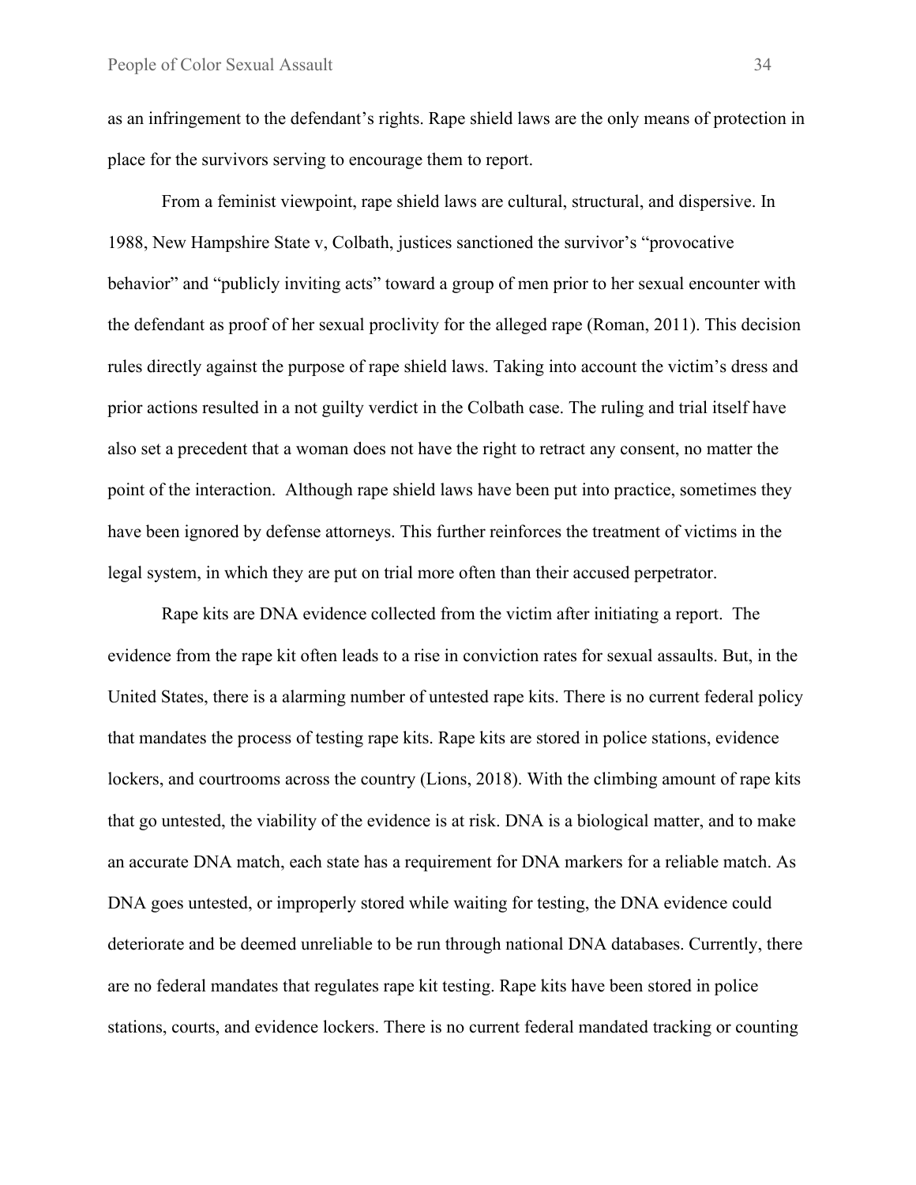as an infringement to the defendant's rights. Rape shield laws are the only means of protection in place for the survivors serving to encourage them to report.

From a feminist viewpoint, rape shield laws are cultural, structural, and dispersive. In 1988, New Hampshire State v, Colbath, justices sanctioned the survivor's "provocative behavior" and "publicly inviting acts" toward a group of men prior to her sexual encounter with the defendant as proof of her sexual proclivity for the alleged rape (Roman, 2011). This decision rules directly against the purpose of rape shield laws. Taking into account the victim's dress and prior actions resulted in a not guilty verdict in the Colbath case. The ruling and trial itself have also set a precedent that a woman does not have the right to retract any consent, no matter the point of the interaction.  Although rape shield laws have been put into practice, sometimes they have been ignored by defense attorneys. This further reinforces the treatment of victims in the legal system, in which they are put on trial more often than their accused perpetrator.

Rape kits are DNA evidence collected from the victim after initiating a report.  The evidence from the rape kit often leads to a rise in conviction rates for sexual assaults. But, in the United States, there is a alarming number of untested rape kits. There is no current federal policy that mandates the process of testing rape kits. Rape kits are stored in police stations, evidence lockers, and courtrooms across the country (Lions, 2018). With the climbing amount of rape kits that go untested, the viability of the evidence is at risk. DNA is a biological matter, and to make an accurate DNA match, each state has a requirement for DNA markers for a reliable match. As DNA goes untested, or improperly stored while waiting for testing, the DNA evidence could deteriorate and be deemed unreliable to be run through national DNA databases. Currently, there are no federal mandates that regulates rape kit testing. Rape kits have been stored in police stations, courts, and evidence lockers. There is no current federal mandated tracking or counting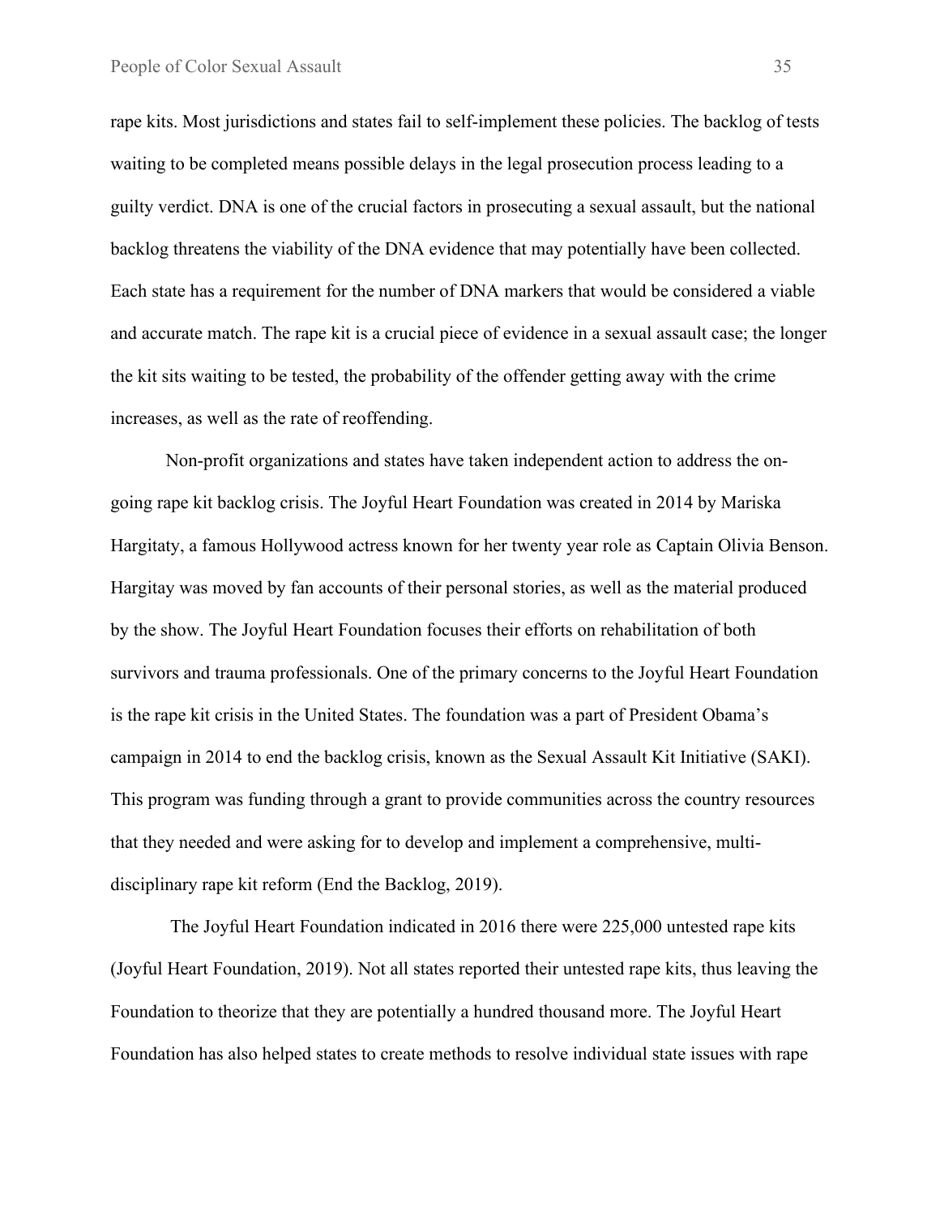rape kits. Most jurisdictions and states fail to self-implement these policies. The backlog of tests waiting to be completed means possible delays in the legal prosecution process leading to a guilty verdict. DNA is one of the crucial factors in prosecuting a sexual assault, but the national backlog threatens the viability of the DNA evidence that may potentially have been collected. Each state has a requirement for the number of DNA markers that would be considered a viable and accurate match. The rape kit is a crucial piece of evidence in a sexual assault case; the longer the kit sits waiting to be tested, the probability of the offender getting away with the crime increases, as well as the rate of reoffending.

Non-profit organizations and states have taken independent action to address the on-going rape kit backlog crisis. The Joyful Heart Foundation was created in 2014 by Mariska Hargitaty, a famous Hollywood actress known for her twenty year role as Captain Olivia Benson. Hargitay was moved by fan accounts of their personal stories, as well as the material produced by the show. The Joyful Heart Foundation focuses their efforts on rehabilitation of both survivors and trauma professionals. One of the primary concerns to the Joyful Heart Foundation is the rape kit crisis in the United States. The foundation was a part of President Obama's campaign in 2014 to end the backlog crisis, known as the Sexual Assault Kit Initiative (SAKI). This program was funding through a grant to provide communities across the country resources that they needed and were asking for to develop and implement a comprehensive, multi-disciplinary rape kit reform (End the Backlog, 2019).

The Joyful Heart Foundation indicated in 2016 there were 225,000 untested rape kits (Joyful Heart Foundation, 2019). Not all states reported their untested rape kits, thus leaving the Foundation to theorize that they are potentially a hundred thousand more. The Joyful Heart Foundation has also helped states to create methods to resolve individual state issues with rape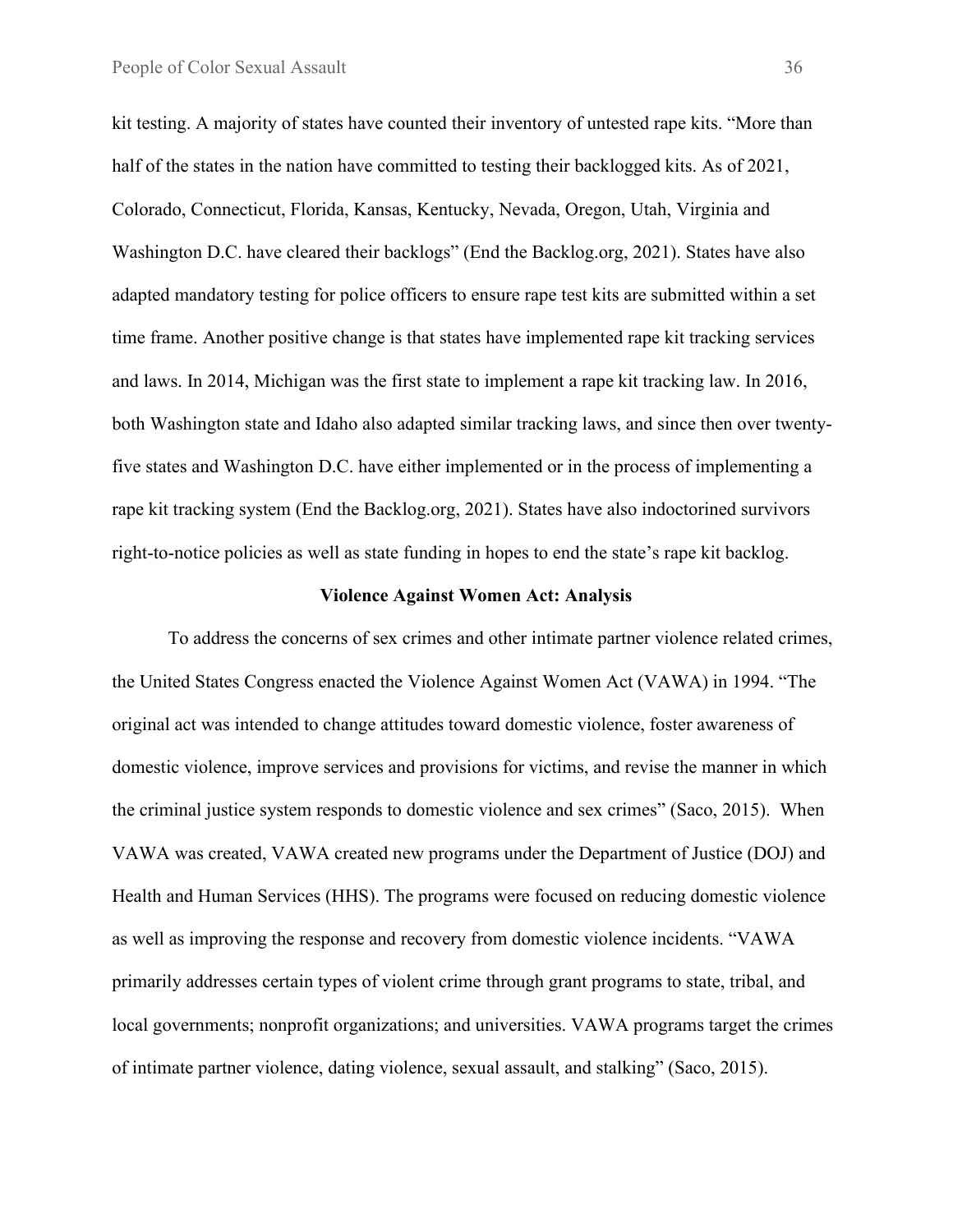kit testing. A majority of states have counted their inventory of untested rape kits. "More than half of the states in the nation have committed to testing their backlogged kits. As of 2021, Colorado, Connecticut, Florida, Kansas, Kentucky, Nevada, Oregon, Utah, Virginia and Washington D.C. have cleared their backlogs" (End the Backlog.org, 2021). States have also adapted mandatory testing for police officers to ensure rape test kits are submitted within a set time frame. Another positive change is that states have implemented rape kit tracking services and laws. In 2014, Michigan was the first state to implement a rape kit tracking law. In 2016, both Washington state and Idaho also adapted similar tracking laws, and since then over twenty-five states and Washington D.C. have either implemented or in the process of implementing a rape kit tracking system (End the Backlog.org, 2021). States have also indoctorined survivors right-to-notice policies as well as state funding in hopes to end the state's rape kit backlog.

## Violence Against Women Act: Analysis

To address the concerns of sex crimes and other intimate partner violence related crimes, the United States Congress enacted the Violence Against Women Act (VAWA) in 1994. "The original act was intended to change attitudes toward domestic violence, foster awareness of domestic violence, improve services and provisions for victims, and revise the manner in which the criminal justice system responds to domestic violence and sex crimes" (Saco, 2015). When VAWA was created, VAWA created new programs under the Department of Justice (DOJ) and Health and Human Services (HHS). The programs were focused on reducing domestic violence as well as improving the response and recovery from domestic violence incidents. "VAWA primarily addresses certain types of violent crime through grant programs to state, tribal, and local governments; nonprofit organizations; and universities. VAWA programs target the crimes of intimate partner violence, dating violence, sexual assault, and stalking" (Saco, 2015).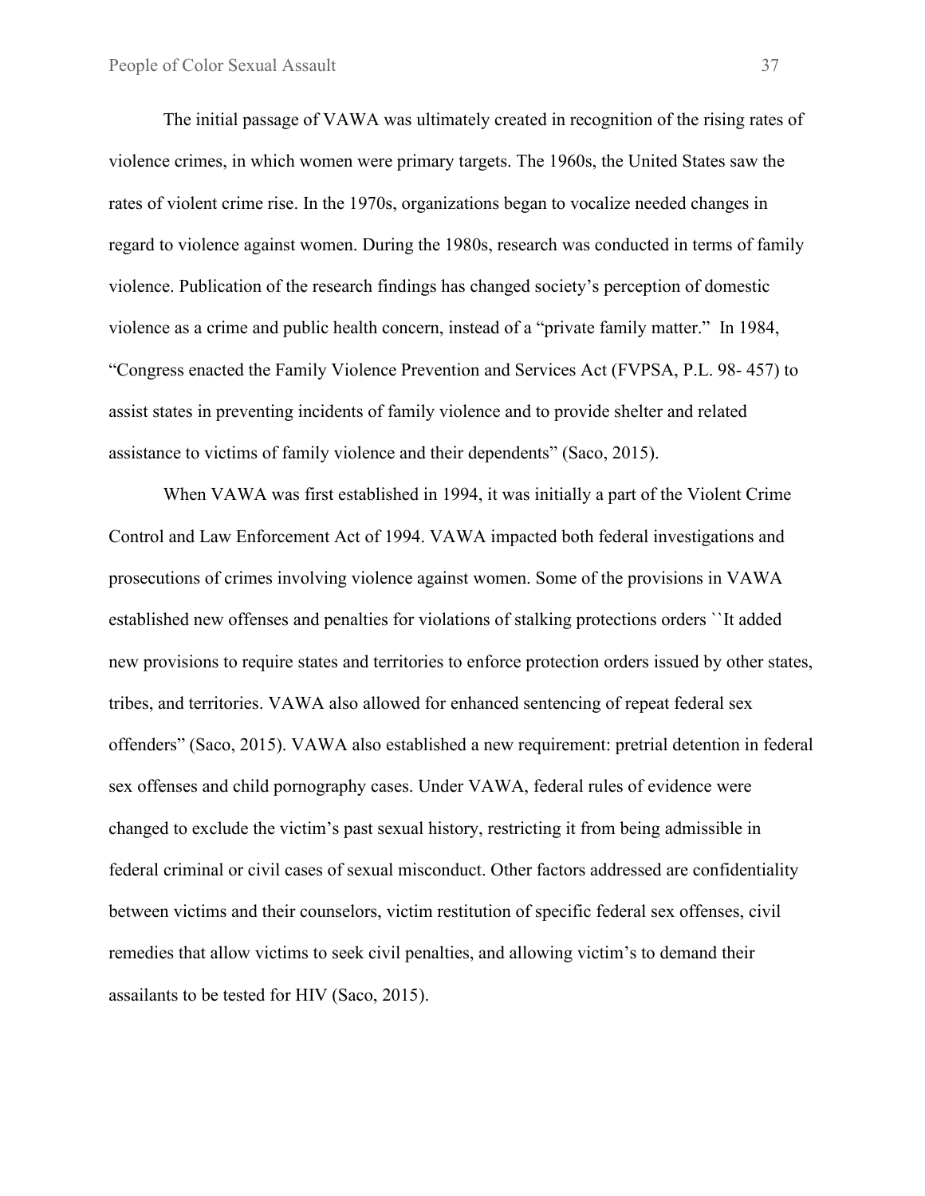The initial passage of VAWA was ultimately created in recognition of the rising rates of violence crimes, in which women were primary targets. The 1960s, the United States saw the rates of violent crime rise. In the 1970s, organizations began to vocalize needed changes in regard to violence against women. During the 1980s, research was conducted in terms of family violence. Publication of the research findings has changed society's perception of domestic violence as a crime and public health concern, instead of a "private family matter." In 1984, "Congress enacted the Family Violence Prevention and Services Act (FVPSA, P.L. 98- 457) to assist states in preventing incidents of family violence and to provide shelter and related assistance to victims of family violence and their dependents" (Saco, 2015).

When VAWA was first established in 1994, it was initially a part of the Violent Crime Control and Law Enforcement Act of 1994. VAWA impacted both federal investigations and prosecutions of crimes involving violence against women. Some of the provisions in VAWA established new offenses and penalties for violations of stalking protections orders ``It added new provisions to require states and territories to enforce protection orders issued by other states, tribes, and territories. VAWA also allowed for enhanced sentencing of repeat federal sex offenders" (Saco, 2015). VAWA also established a new requirement: pretrial detention in federal sex offenses and child pornography cases. Under VAWA, federal rules of evidence were changed to exclude the victim's past sexual history, restricting it from being admissible in federal criminal or civil cases of sexual misconduct. Other factors addressed are confidentiality between victims and their counselors, victim restitution of specific federal sex offenses, civil remedies that allow victims to seek civil penalties, and allowing victim's to demand their assailants to be tested for HIV (Saco, 2015).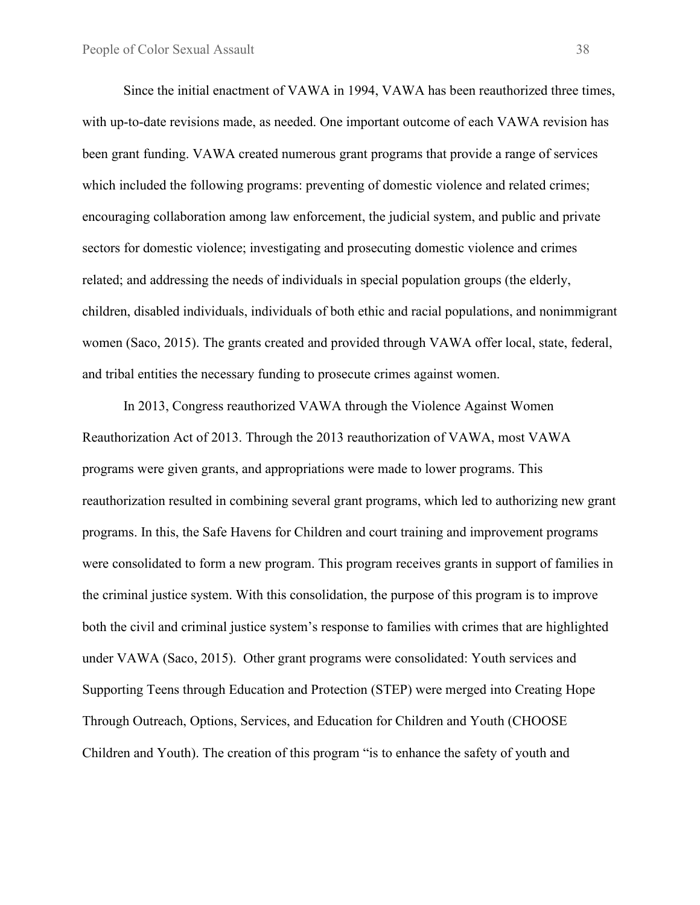Since the initial enactment of VAWA in 1994, VAWA has been reauthorized three times, with up-to-date revisions made, as needed. One important outcome of each VAWA revision has been grant funding. VAWA created numerous grant programs that provide a range of services which included the following programs: preventing of domestic violence and related crimes; encouraging collaboration among law enforcement, the judicial system, and public and private sectors for domestic violence; investigating and prosecuting domestic violence and crimes related; and addressing the needs of individuals in special population groups (the elderly, children, disabled individuals, individuals of both ethic and racial populations, and nonimmigrant women (Saco, 2015). The grants created and provided through VAWA offer local, state, federal, and tribal entities the necessary funding to prosecute crimes against women.

In 2013, Congress reauthorized VAWA through the Violence Against Women Reauthorization Act of 2013. Through the 2013 reauthorization of VAWA, most VAWA programs were given grants, and appropriations were made to lower programs. This reauthorization resulted in combining several grant programs, which led to authorizing new grant programs. In this, the Safe Havens for Children and court training and improvement programs were consolidated to form a new program. This program receives grants in support of families in the criminal justice system. With this consolidation, the purpose of this program is to improve both the civil and criminal justice system's response to families with crimes that are highlighted under VAWA (Saco, 2015). Other grant programs were consolidated: Youth services and Supporting Teens through Education and Protection (STEP) were merged into Creating Hope Through Outreach, Options, Services, and Education for Children and Youth (CHOOSE Children and Youth). The creation of this program "is to enhance the safety of youth and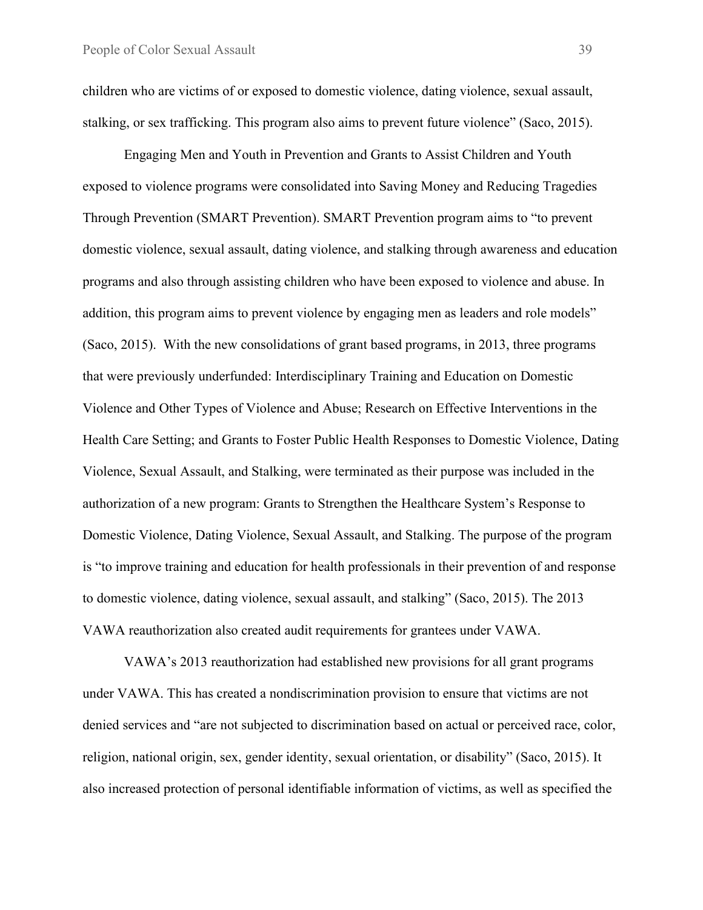children who are victims of or exposed to domestic violence, dating violence, sexual assault, stalking, or sex trafficking. This program also aims to prevent future violence" (Saco, 2015).

Engaging Men and Youth in Prevention and Grants to Assist Children and Youth exposed to violence programs were consolidated into Saving Money and Reducing Tragedies Through Prevention (SMART Prevention). SMART Prevention program aims to "to prevent domestic violence, sexual assault, dating violence, and stalking through awareness and education programs and also through assisting children who have been exposed to violence and abuse. In addition, this program aims to prevent violence by engaging men as leaders and role models" (Saco, 2015). With the new consolidations of grant based programs, in 2013, three programs that were previously underfunded: Interdisciplinary Training and Education on Domestic Violence and Other Types of Violence and Abuse; Research on Effective Interventions in the Health Care Setting; and Grants to Foster Public Health Responses to Domestic Violence, Dating Violence, Sexual Assault, and Stalking, were terminated as their purpose was included in the authorization of a new program: Grants to Strengthen the Healthcare System's Response to Domestic Violence, Dating Violence, Sexual Assault, and Stalking. The purpose of the program is "to improve training and education for health professionals in their prevention of and response to domestic violence, dating violence, sexual assault, and stalking" (Saco, 2015). The 2013 VAWA reauthorization also created audit requirements for grantees under VAWA.

VAWA's 2013 reauthorization had established new provisions for all grant programs under VAWA. This has created a nondiscrimination provision to ensure that victims are not denied services and "are not subjected to discrimination based on actual or perceived race, color, religion, national origin, sex, gender identity, sexual orientation, or disability" (Saco, 2015). It also increased protection of personal identifiable information of victims, as well as specified the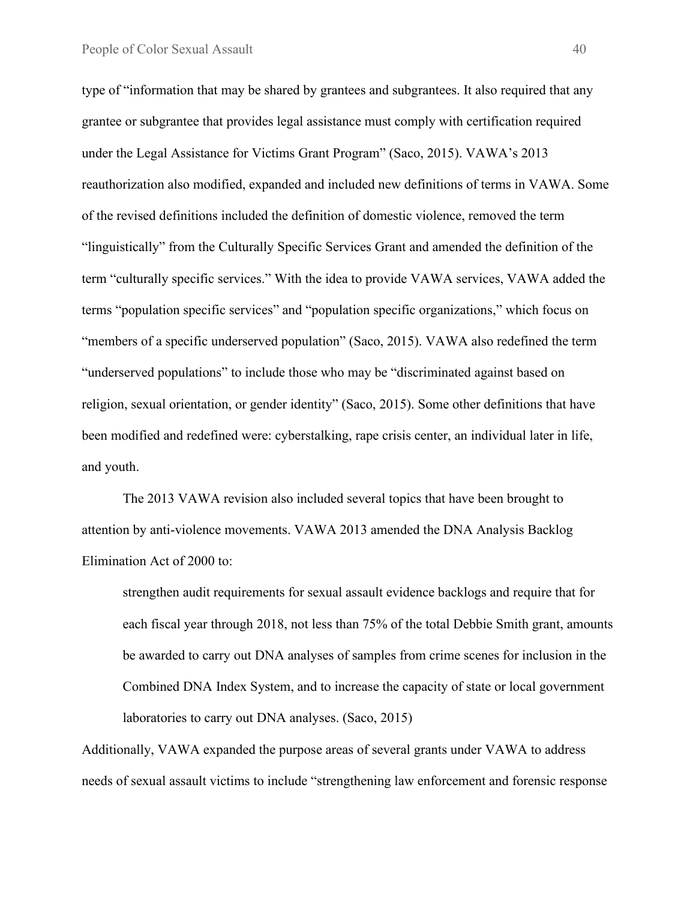type of "information that may be shared by grantees and subgrantees. It also required that any grantee or subgrantee that provides legal assistance must comply with certification required under the Legal Assistance for Victims Grant Program" (Saco, 2015). VAWA's 2013 reauthorization also modified, expanded and included new definitions of terms in VAWA. Some of the revised definitions included the definition of domestic violence, removed the term "linguistically" from the Culturally Specific Services Grant and amended the definition of the term "culturally specific services." With the idea to provide VAWA services, VAWA added the terms "population specific services" and "population specific organizations," which focus on "members of a specific underserved population" (Saco, 2015). VAWA also redefined the term "underserved populations" to include those who may be "discriminated against based on religion, sexual orientation, or gender identity" (Saco, 2015). Some other definitions that have been modified and redefined were: cyberstalking, rape crisis center, an individual later in life, and youth.

The 2013 VAWA revision also included several topics that have been brought to attention by anti-violence movements. VAWA 2013 amended the DNA Analysis Backlog Elimination Act of 2000 to:

> strengthen audit requirements for sexual assault evidence backlogs and require that for each fiscal year through 2018, not less than 75% of the total Debbie Smith grant, amounts be awarded to carry out DNA analyses of samples from crime scenes for inclusion in the Combined DNA Index System, and to increase the capacity of state or local government laboratories to carry out DNA analyses. (Saco, 2015)

Additionally, VAWA expanded the purpose areas of several grants under VAWA to address needs of sexual assault victims to include "strengthening law enforcement and forensic response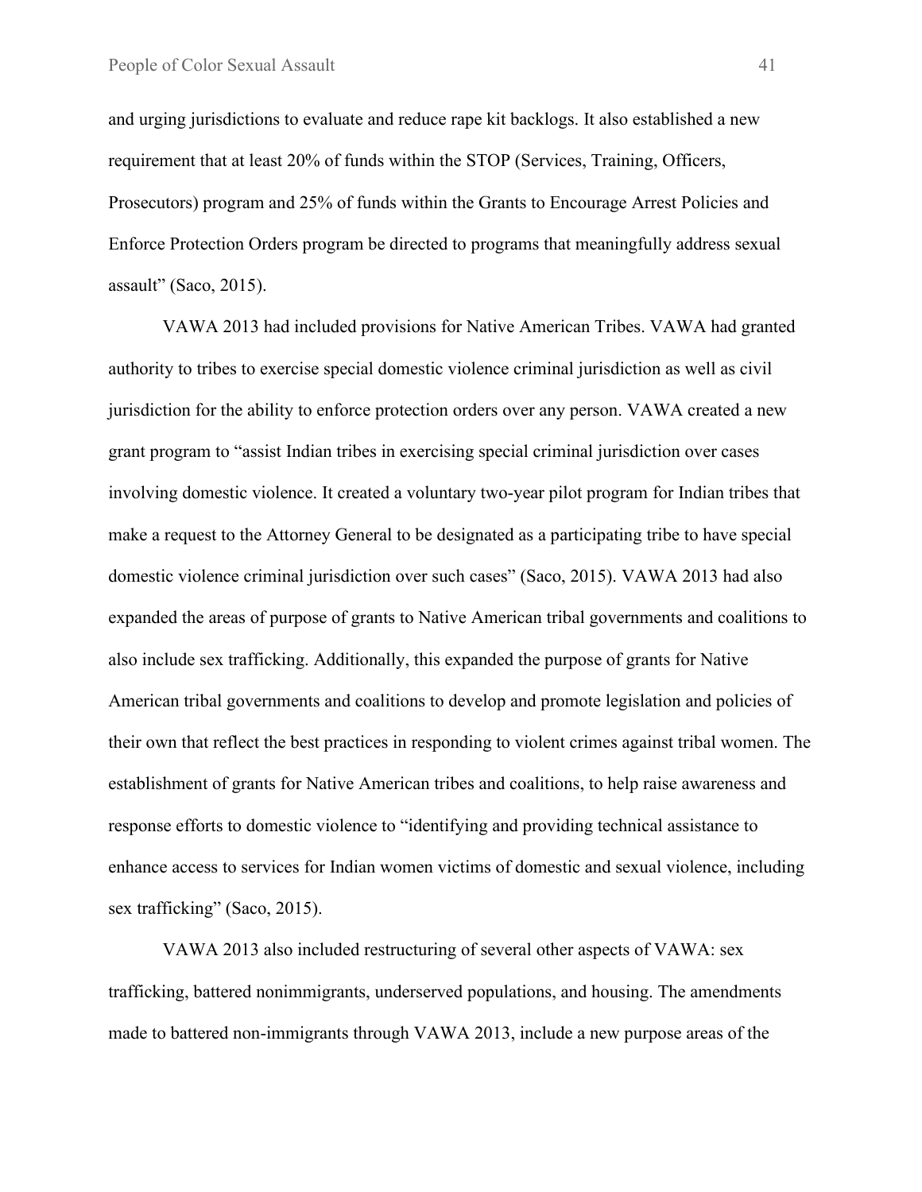and urging jurisdictions to evaluate and reduce rape kit backlogs. It also established a new requirement that at least 20% of funds within the STOP (Services, Training, Officers, Prosecutors) program and 25% of funds within the Grants to Encourage Arrest Policies and Enforce Protection Orders program be directed to programs that meaningfully address sexual assault" (Saco, 2015).

VAWA 2013 had included provisions for Native American Tribes. VAWA had granted authority to tribes to exercise special domestic violence criminal jurisdiction as well as civil jurisdiction for the ability to enforce protection orders over any person. VAWA created a new grant program to "assist Indian tribes in exercising special criminal jurisdiction over cases involving domestic violence. It created a voluntary two-year pilot program for Indian tribes that make a request to the Attorney General to be designated as a participating tribe to have special domestic violence criminal jurisdiction over such cases" (Saco, 2015). VAWA 2013 had also expanded the areas of purpose of grants to Native American tribal governments and coalitions to also include sex trafficking. Additionally, this expanded the purpose of grants for Native American tribal governments and coalitions to develop and promote legislation and policies of their own that reflect the best practices in responding to violent crimes against tribal women. The establishment of grants for Native American tribes and coalitions, to help raise awareness and response efforts to domestic violence to "identifying and providing technical assistance to enhance access to services for Indian women victims of domestic and sexual violence, including sex trafficking" (Saco, 2015).

VAWA 2013 also included restructuring of several other aspects of VAWA: sex trafficking, battered nonimmigrants, underserved populations, and housing. The amendments made to battered non-immigrants through VAWA 2013, include a new purpose areas of the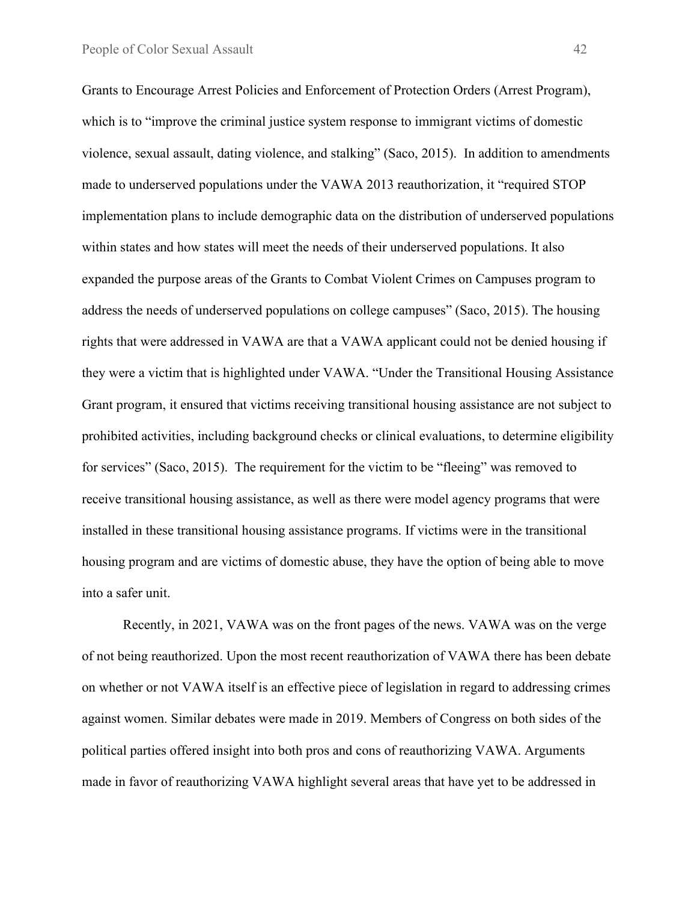Grants to Encourage Arrest Policies and Enforcement of Protection Orders (Arrest Program), which is to "improve the criminal justice system response to immigrant victims of domestic violence, sexual assault, dating violence, and stalking" (Saco, 2015). In addition to amendments made to underserved populations under the VAWA 2013 reauthorization, it "required STOP implementation plans to include demographic data on the distribution of underserved populations within states and how states will meet the needs of their underserved populations. It also expanded the purpose areas of the Grants to Combat Violent Crimes on Campuses program to address the needs of underserved populations on college campuses" (Saco, 2015). The housing rights that were addressed in VAWA are that a VAWA applicant could not be denied housing if they were a victim that is highlighted under VAWA. "Under the Transitional Housing Assistance Grant program, it ensured that victims receiving transitional housing assistance are not subject to prohibited activities, including background checks or clinical evaluations, to determine eligibility for services" (Saco, 2015). The requirement for the victim to be "fleeing" was removed to receive transitional housing assistance, as well as there were model agency programs that were installed in these transitional housing assistance programs. If victims were in the transitional housing program and are victims of domestic abuse, they have the option of being able to move into a safer unit.

Recently, in 2021, VAWA was on the front pages of the news. VAWA was on the verge of not being reauthorized. Upon the most recent reauthorization of VAWA there has been debate on whether or not VAWA itself is an effective piece of legislation in regard to addressing crimes against women. Similar debates were made in 2019. Members of Congress on both sides of the political parties offered insight into both pros and cons of reauthorizing VAWA. Arguments made in favor of reauthorizing VAWA highlight several areas that have yet to be addressed in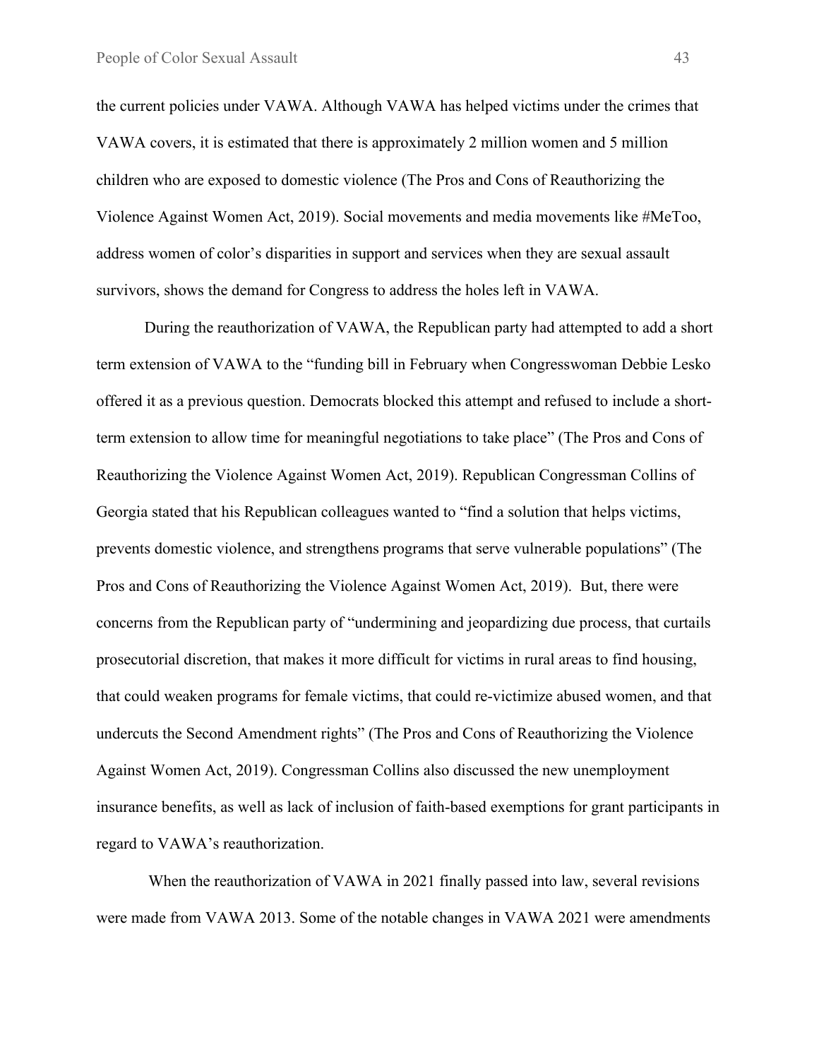the current policies under VAWA. Although VAWA has helped victims under the crimes that VAWA covers, it is estimated that there is approximately 2 million women and 5 million children who are exposed to domestic violence (The Pros and Cons of Reauthorizing the Violence Against Women Act, 2019). Social movements and media movements like #MeToo, address women of color's disparities in support and services when they are sexual assault survivors, shows the demand for Congress to address the holes left in VAWA.

During the reauthorization of VAWA, the Republican party had attempted to add a short term extension of VAWA to the "funding bill in February when Congresswoman Debbie Lesko offered it as a previous question. Democrats blocked this attempt and refused to include a short-term extension to allow time for meaningful negotiations to take place" (The Pros and Cons of Reauthorizing the Violence Against Women Act, 2019). Republican Congressman Collins of Georgia stated that his Republican colleagues wanted to "find a solution that helps victims, prevents domestic violence, and strengthens programs that serve vulnerable populations" (The Pros and Cons of Reauthorizing the Violence Against Women Act, 2019). But, there were concerns from the Republican party of "undermining and jeopardizing due process, that curtails prosecutorial discretion, that makes it more difficult for victims in rural areas to find housing, that could weaken programs for female victims, that could re-victimize abused women, and that undercuts the Second Amendment rights" (The Pros and Cons of Reauthorizing the Violence Against Women Act, 2019). Congressman Collins also discussed the new unemployment insurance benefits, as well as lack of inclusion of faith-based exemptions for grant participants in regard to VAWA's reauthorization.

When the reauthorization of VAWA in 2021 finally passed into law, several revisions were made from VAWA 2013. Some of the notable changes in VAWA 2021 were amendments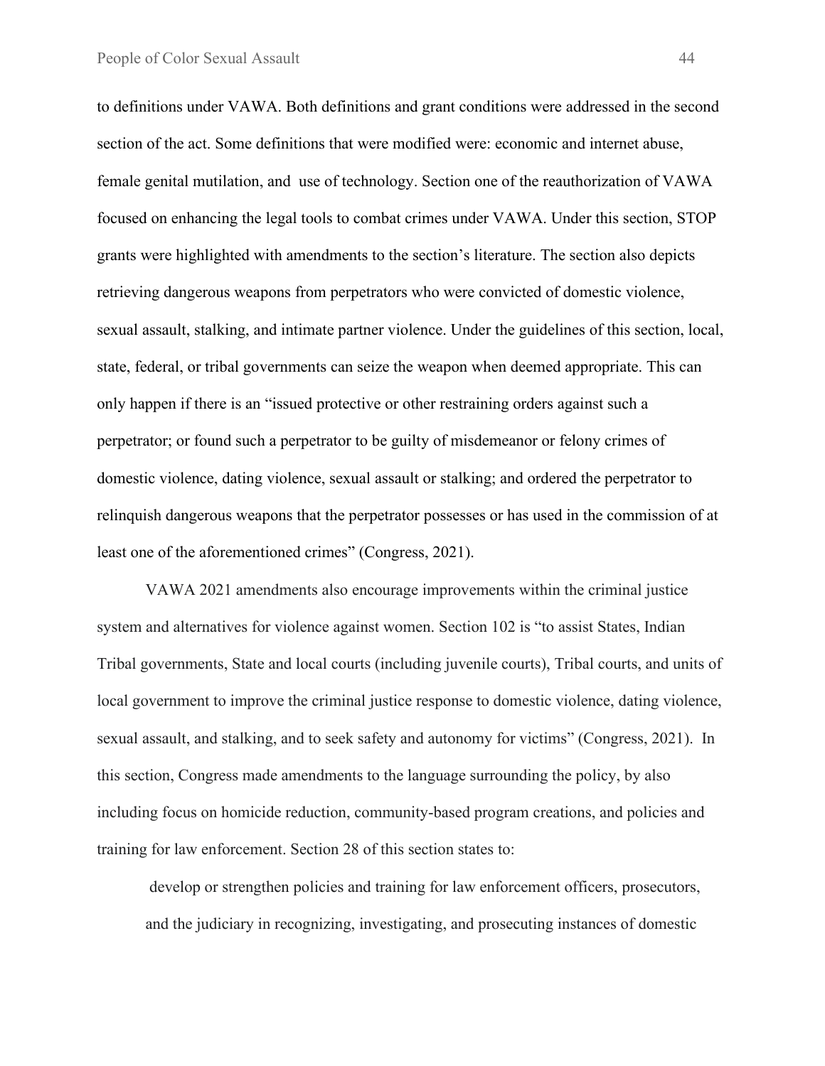to definitions under VAWA. Both definitions and grant conditions were addressed in the second section of the act. Some definitions that were modified were: economic and internet abuse, female genital mutilation, and use of technology. Section one of the reauthorization of VAWA focused on enhancing the legal tools to combat crimes under VAWA. Under this section, STOP grants were highlighted with amendments to the section's literature. The section also depicts retrieving dangerous weapons from perpetrators who were convicted of domestic violence, sexual assault, stalking, and intimate partner violence. Under the guidelines of this section, local, state, federal, or tribal governments can seize the weapon when deemed appropriate. This can only happen if there is an "issued protective or other restraining orders against such a perpetrator; or found such a perpetrator to be guilty of misdemeanor or felony crimes of domestic violence, dating violence, sexual assault or stalking; and ordered the perpetrator to relinquish dangerous weapons that the perpetrator possesses or has used in the commission of at least one of the aforementioned crimes" (Congress, 2021).

VAWA 2021 amendments also encourage improvements within the criminal justice system and alternatives for violence against women. Section 102 is "to assist States, Indian Tribal governments, State and local courts (including juvenile courts), Tribal courts, and units of local government to improve the criminal justice response to domestic violence, dating violence, sexual assault, and stalking, and to seek safety and autonomy for victims" (Congress, 2021). In this section, Congress made amendments to the language surrounding the policy, by also including focus on homicide reduction, community-based program creations, and policies and training for law enforcement. Section 28 of this section states to:

> develop or strengthen policies and training for law enforcement officers, prosecutors, and the judiciary in recognizing, investigating, and prosecuting instances of domestic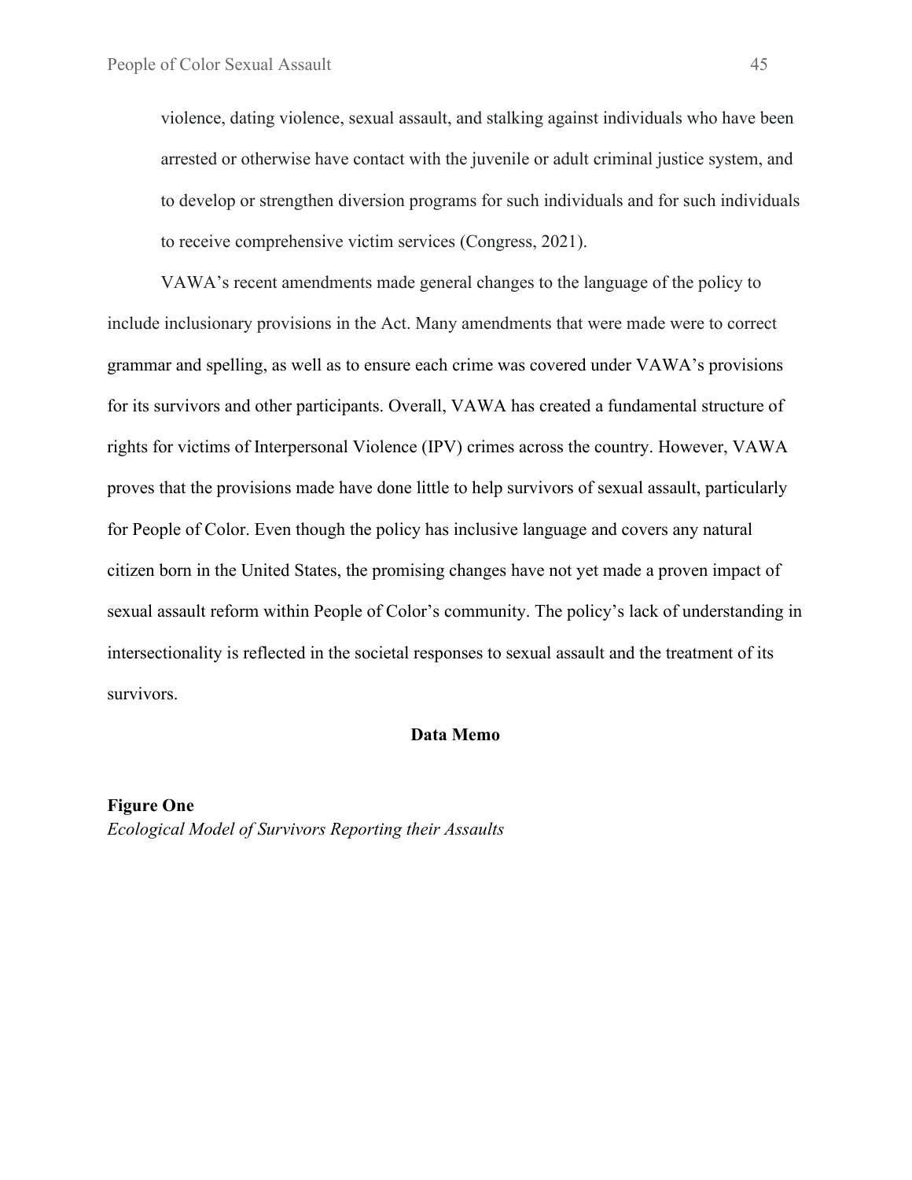violence, dating violence, sexual assault, and stalking against individuals who have been arrested or otherwise have contact with the juvenile or adult criminal justice system, and to develop or strengthen diversion programs for such individuals and for such individuals to receive comprehensive victim services (Congress, 2021).

VAWA's recent amendments made general changes to the language of the policy to include inclusionary provisions in the Act. Many amendments that were made were to correct grammar and spelling, as well as to ensure each crime was covered under VAWA's provisions for its survivors and other participants. Overall, VAWA has created a fundamental structure of rights for victims of Interpersonal Violence (IPV) crimes across the country. However, VAWA proves that the provisions made have done little to help survivors of sexual assault, particularly for People of Color. Even though the policy has inclusive language and covers any natural citizen born in the United States, the promising changes have not yet made a proven impact of sexual assault reform within People of Color's community. The policy's lack of understanding in intersectionality is reflected in the societal responses to sexual assault and the treatment of its survivors.

## Data Memo

**Figure One**
*Ecological Model of Survivors Reporting their Assaults*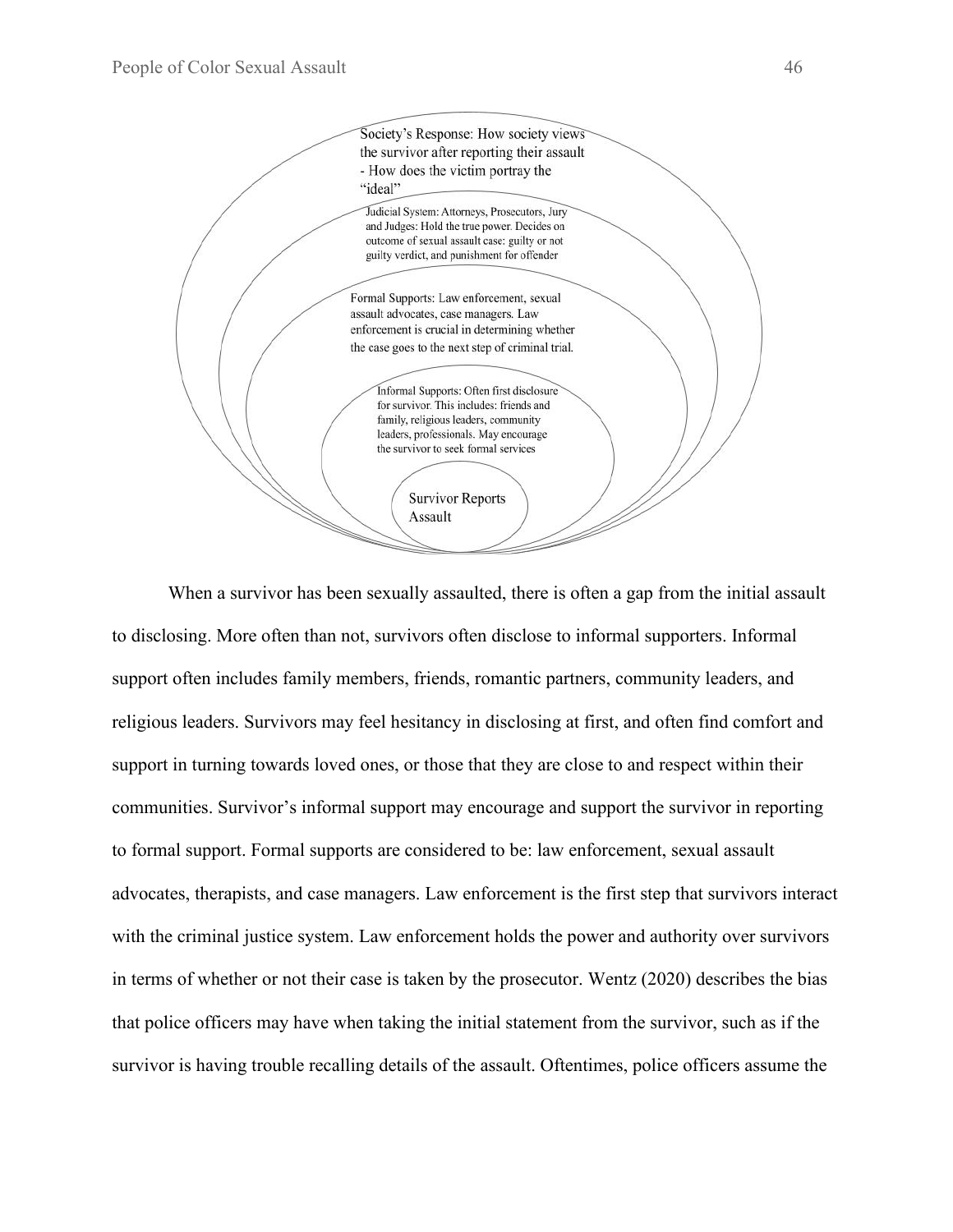Society's Response: How society views the survivor after reporting their assault - How does the victim portray the "ideal"

Judicial System: Attorneys, Prosecutors, Jury and Judges: Hold the true power. Decides on outcome of sexual assault case: guilty or not guilty verdict, and punishment for offender

Formal Supports: Law enforcement, sexual assault advocates, case managers. Law enforcement is crucial in determining whether the case goes to the next step of criminal trial.

Informal Supports: Often first disclosure for survivor. This includes: friends and family, religious leaders, community leaders, professionals. May encourage the survivor to seek formal services

Survivor Reports Assault

When a survivor has been sexually assaulted, there is often a gap from the initial assault to disclosing. More often than not, survivors often disclose to informal supporters. Informal support often includes family members, friends, romantic partners, community leaders, and religious leaders. Survivors may feel hesitancy in disclosing at first, and often find comfort and support in turning towards loved ones, or those that they are close to and respect within their communities. Survivor's informal support may encourage and support the survivor in reporting to formal support. Formal supports are considered to be: law enforcement, sexual assault advocates, therapists, and case managers. Law enforcement is the first step that survivors interact with the criminal justice system. Law enforcement holds the power and authority over survivors in terms of whether or not their case is taken by the prosecutor. Wentz (2020) describes the bias that police officers may have when taking the initial statement from the survivor, such as if the survivor is having trouble recalling details of the assault. Oftentimes, police officers assume the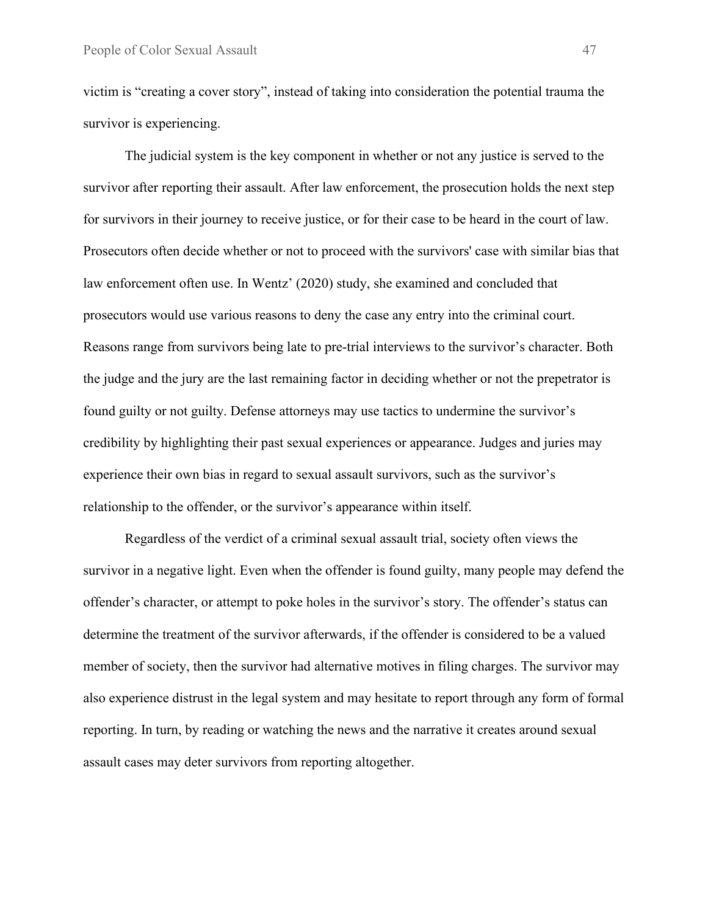victim is “creating a cover story”, instead of taking into consideration the potential trauma the survivor is experiencing.

The judicial system is the key component in whether or not any justice is served to the survivor after reporting their assault. After law enforcement, the prosecution holds the next step for survivors in their journey to receive justice, or for their case to be heard in the court of law. Prosecutors often decide whether or not to proceed with the survivors' case with similar bias that law enforcement often use. In Wentz’ (2020) study, she examined and concluded that prosecutors would use various reasons to deny the case any entry into the criminal court. Reasons range from survivors being late to pre-trial interviews to the survivor’s character. Both the judge and the jury are the last remaining factor in deciding whether or not the prepetrator is found guilty or not guilty. Defense attorneys may use tactics to undermine the survivor’s credibility by highlighting their past sexual experiences or appearance. Judges and juries may experience their own bias in regard to sexual assault survivors, such as the survivor’s relationship to the offender, or the survivor’s appearance within itself.

Regardless of the verdict of a criminal sexual assault trial, society often views the survivor in a negative light. Even when the offender is found guilty, many people may defend the offender’s character, or attempt to poke holes in the survivor’s story. The offender’s status can determine the treatment of the survivor afterwards, if the offender is considered to be a valued member of society, then the survivor had alternative motives in filing charges. The survivor may also experience distrust in the legal system and may hesitate to report through any form of formal reporting. In turn, by reading or watching the news and the narrative it creates around sexual assault cases may deter survivors from reporting altogether.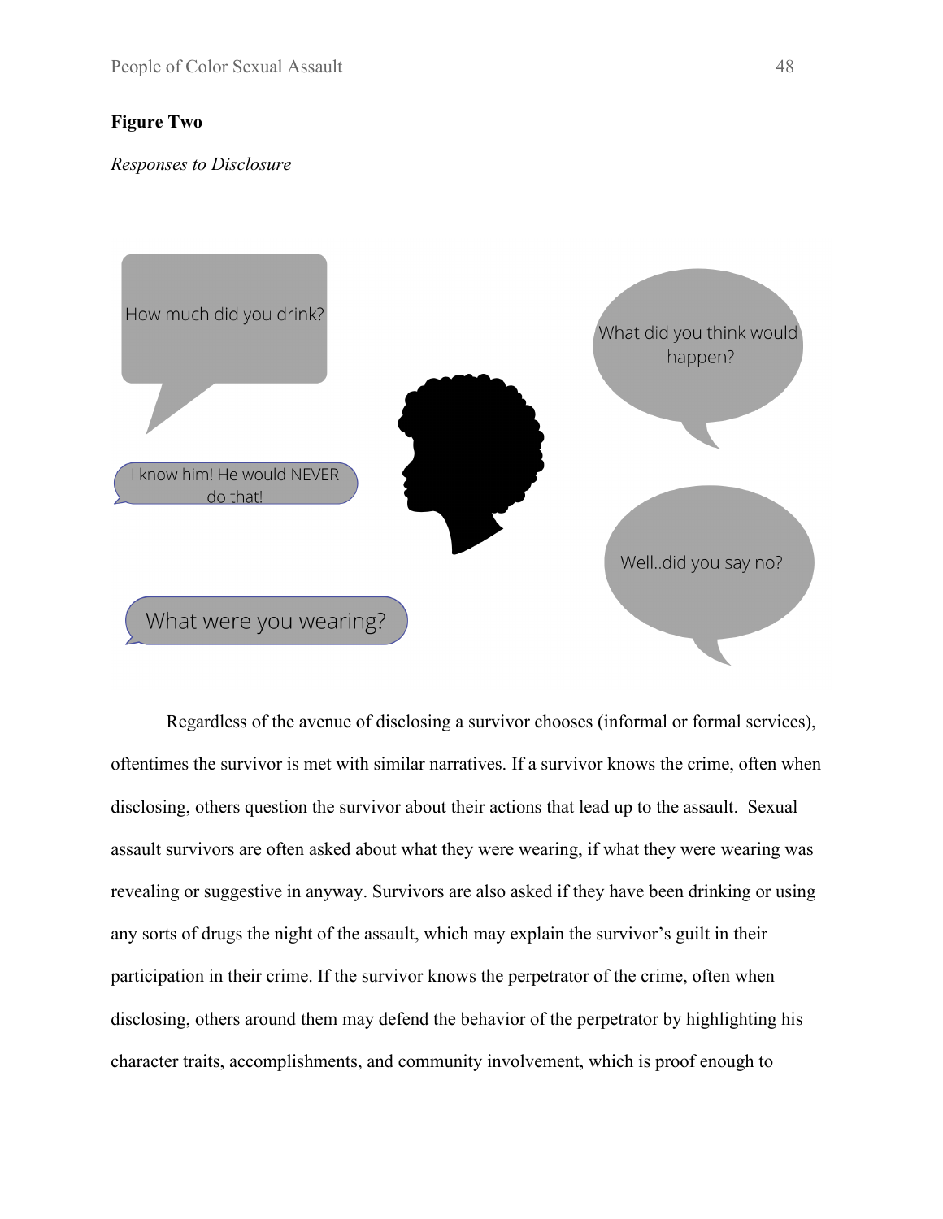**Figure Two**

*Responses to Disclosure*

How much did you drink?

What did you think would happen?

I know him! He would NEVER do that!

Well..did you say no?

What were you wearing?

Regardless of the avenue of disclosing a survivor chooses (informal or formal services), oftentimes the survivor is met with similar narratives. If a survivor knows the crime, often when disclosing, others question the survivor about their actions that lead up to the assault. Sexual assault survivors are often asked about what they were wearing, if what they were wearing was revealing or suggestive in anyway. Survivors are also asked if they have been drinking or using any sorts of drugs the night of the assault, which may explain the survivor's guilt in their participation in their crime. If the survivor knows the perpetrator of the crime, often when disclosing, others around them may defend the behavior of the perpetrator by highlighting his character traits, accomplishments, and community involvement, which is proof enough to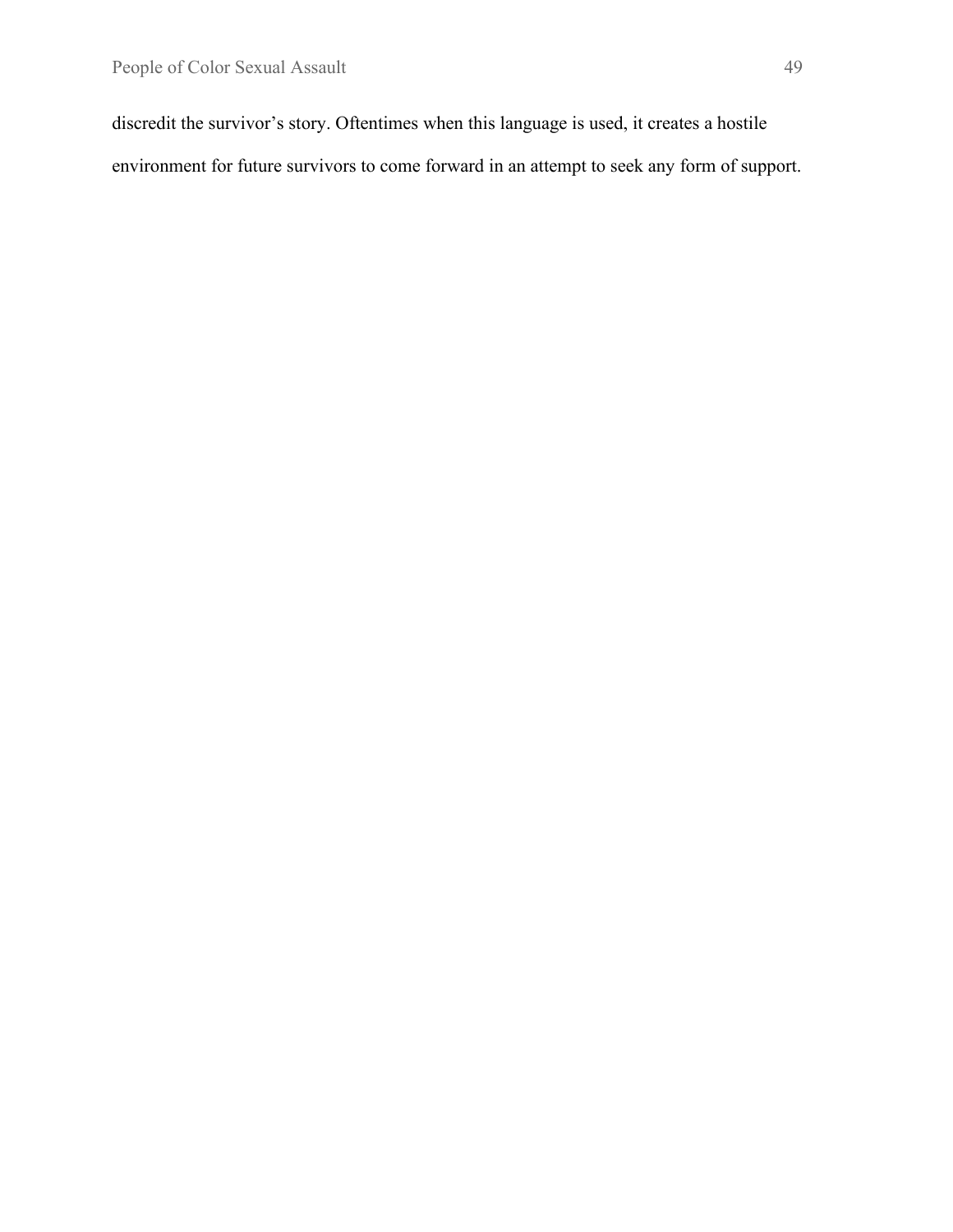discredit the survivor’s story. Oftentimes when this language is used, it creates a hostile environment for future survivors to come forward in an attempt to seek any form of support.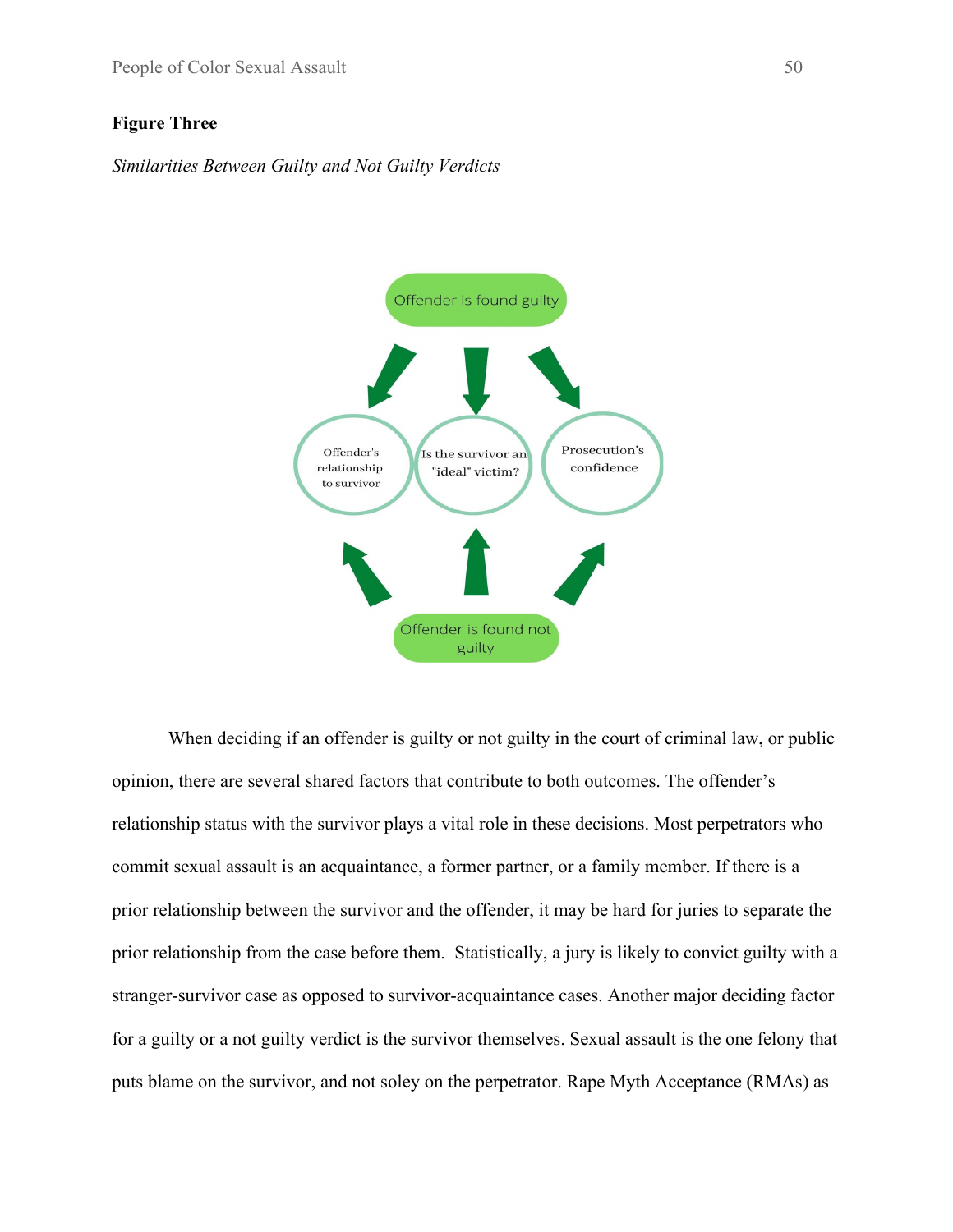**Figure Three**

*Similarities Between Guilty and Not Guilty Verdicts*

Offender is found guilty

Offender's relationship to survivor

Is the survivor an "ideal" victim?

Prosecution's confidence

Offender is found not guilty

When deciding if an offender is guilty or not guilty in the court of criminal law, or public opinion, there are several shared factors that contribute to both outcomes. The offender's relationship status with the survivor plays a vital role in these decisions. Most perpetrators who commit sexual assault is an acquaintance, a former partner, or a family member. If there is a prior relationship between the survivor and the offender, it may be hard for juries to separate the prior relationship from the case before them. Statistically, a jury is likely to convict guilty with a stranger-survivor case as opposed to survivor-acquaintance cases. Another major deciding factor for a guilty or a not guilty verdict is the survivor themselves. Sexual assault is the one felony that puts blame on the survivor, and not soley on the perpetrator. Rape Myth Acceptance (RMAs) as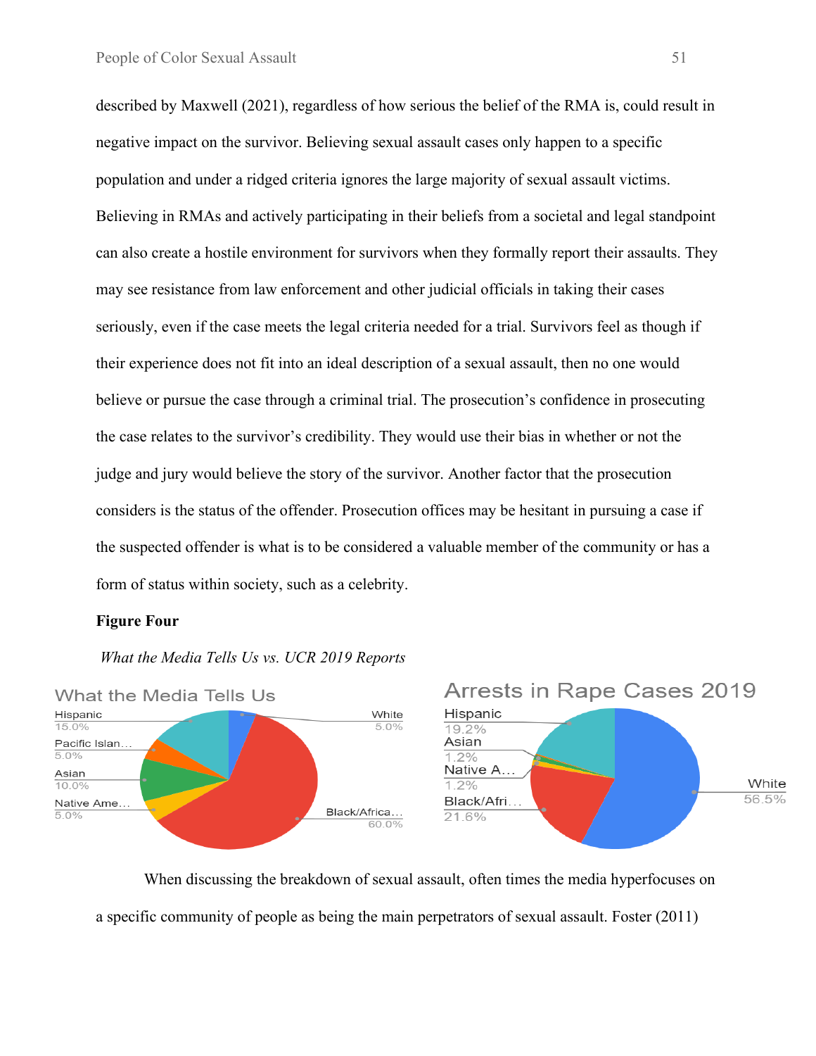described by Maxwell (2021), regardless of how serious the belief of the RMA is, could result in negative impact on the survivor. Believing sexual assault cases only happen to a specific population and under a ridged criteria ignores the large majority of sexual assault victims. Believing in RMAs and actively participating in their beliefs from a societal and legal standpoint can also create a hostile environment for survivors when they formally report their assaults. They may see resistance from law enforcement and other judicial officials in taking their cases seriously, even if the case meets the legal criteria needed for a trial. Survivors feel as though if their experience does not fit into an ideal description of a sexual assault, then no one would believe or pursue the case through a criminal trial. The prosecution's confidence in prosecuting the case relates to the survivor's credibility. They would use their bias in whether or not the judge and jury would believe the story of the survivor. Another factor that the prosecution considers is the status of the offender. Prosecution offices may be hesitant in pursuing a case if the suspected offender is what is to be considered a valuable member of the community or has a form of status within society, such as a celebrity.

**Figure Four**

*What the Media Tells Us vs. UCR 2019 Reports*

What the Media Tells Us

| Group | Percentage |
| --- | --- |
| Hispanic | 15.0% |
| Pacific Islan... | 5.0% |
| Asian | 10.0% |
| Native Ame... | 5.0% |
| White | 5.0% |
| Black/Africa... | 60.0% |

Arrests in Rape Cases 2019

| Group | Percentage |
| --- | --- |
| Hispanic | 19.2% |
| Asian | 1.2% |
| Native A... | 1.2% |
| Black/Afri... | 21.6% |
| White | 56.5% |

When discussing the breakdown of sexual assault, often times the media hyperfocuses on a specific community of people as being the main perpetrators of sexual assault. Foster (2011)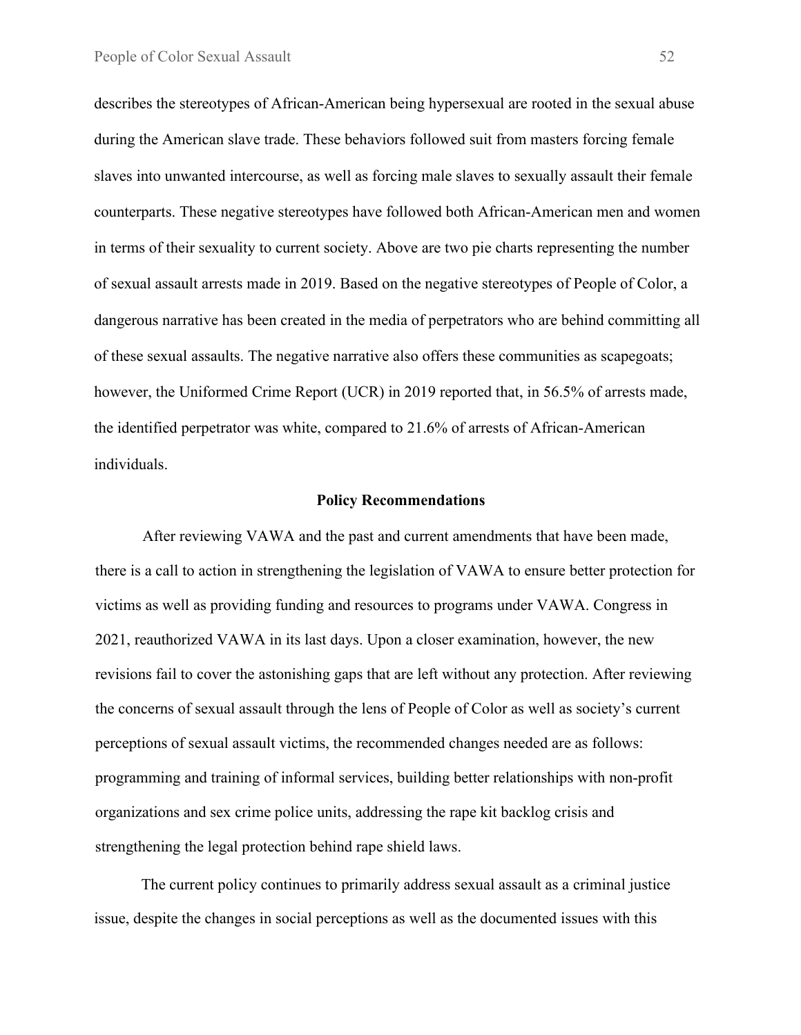describes the stereotypes of African-American being hypersexual are rooted in the sexual abuse during the American slave trade. These behaviors followed suit from masters forcing female slaves into unwanted intercourse, as well as forcing male slaves to sexually assault their female counterparts. These negative stereotypes have followed both African-American men and women in terms of their sexuality to current society. Above are two pie charts representing the number of sexual assault arrests made in 2019. Based on the negative stereotypes of People of Color, a dangerous narrative has been created in the media of perpetrators who are behind committing all of these sexual assaults. The negative narrative also offers these communities as scapegoats; however, the Uniformed Crime Report (UCR) in 2019 reported that, in 56.5% of arrests made, the identified perpetrator was white, compared to 21.6% of arrests of African-American individuals.

## Policy Recommendations

After reviewing VAWA and the past and current amendments that have been made, there is a call to action in strengthening the legislation of VAWA to ensure better protection for victims as well as providing funding and resources to programs under VAWA. Congress in 2021, reauthorized VAWA in its last days. Upon a closer examination, however, the new revisions fail to cover the astonishing gaps that are left without any protection. After reviewing the concerns of sexual assault through the lens of People of Color as well as society's current perceptions of sexual assault victims, the recommended changes needed are as follows: programming and training of informal services, building better relationships with non-profit organizations and sex crime police units, addressing the rape kit backlog crisis and strengthening the legal protection behind rape shield laws.

The current policy continues to primarily address sexual assault as a criminal justice issue, despite the changes in social perceptions as well as the documented issues with this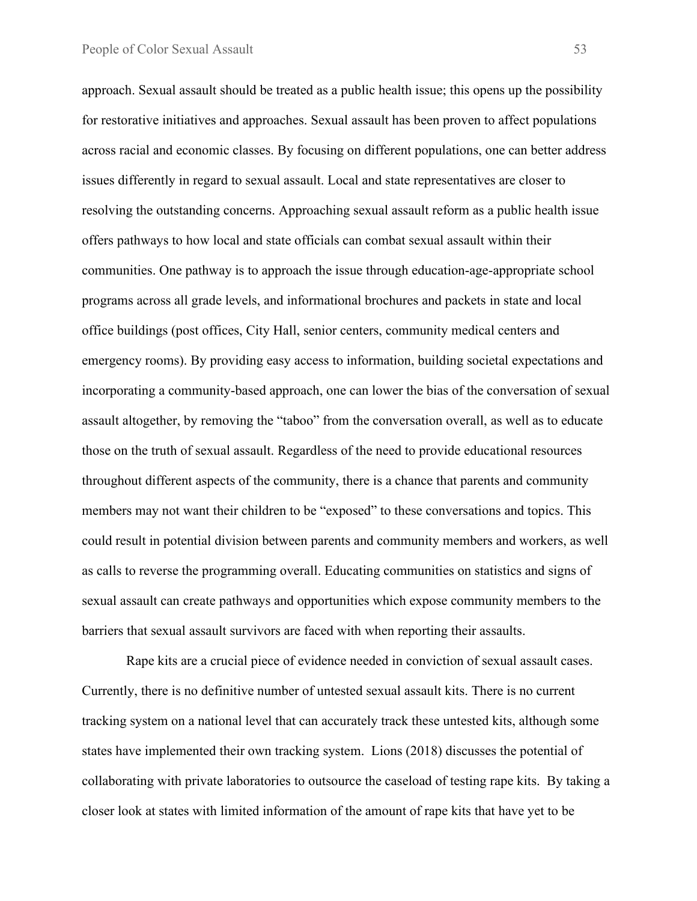approach. Sexual assault should be treated as a public health issue; this opens up the possibility for restorative initiatives and approaches. Sexual assault has been proven to affect populations across racial and economic classes. By focusing on different populations, one can better address issues differently in regard to sexual assault. Local and state representatives are closer to resolving the outstanding concerns. Approaching sexual assault reform as a public health issue offers pathways to how local and state officials can combat sexual assault within their communities. One pathway is to approach the issue through education-age-appropriate school programs across all grade levels, and informational brochures and packets in state and local office buildings (post offices, City Hall, senior centers, community medical centers and emergency rooms). By providing easy access to information, building societal expectations and incorporating a community-based approach, one can lower the bias of the conversation of sexual assault altogether, by removing the "taboo" from the conversation overall, as well as to educate those on the truth of sexual assault. Regardless of the need to provide educational resources throughout different aspects of the community, there is a chance that parents and community members may not want their children to be "exposed" to these conversations and topics. This could result in potential division between parents and community members and workers, as well as calls to reverse the programming overall. Educating communities on statistics and signs of sexual assault can create pathways and opportunities which expose community members to the barriers that sexual assault survivors are faced with when reporting their assaults.

Rape kits are a crucial piece of evidence needed in conviction of sexual assault cases. Currently, there is no definitive number of untested sexual assault kits. There is no current tracking system on a national level that can accurately track these untested kits, although some states have implemented their own tracking system. Lions (2018) discusses the potential of collaborating with private laboratories to outsource the caseload of testing rape kits. By taking a closer look at states with limited information of the amount of rape kits that have yet to be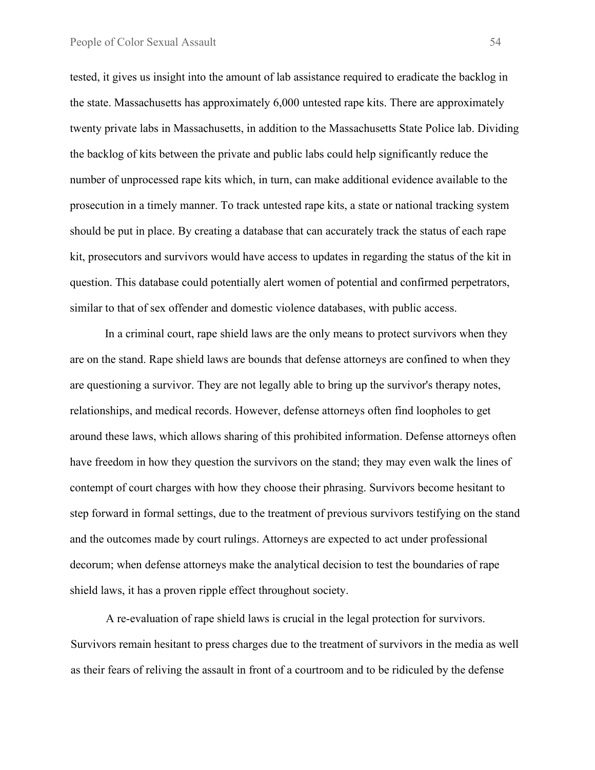tested, it gives us insight into the amount of lab assistance required to eradicate the backlog in the state. Massachusetts has approximately 6,000 untested rape kits. There are approximately twenty private labs in Massachusetts, in addition to the Massachusetts State Police lab. Dividing the backlog of kits between the private and public labs could help significantly reduce the number of unprocessed rape kits which, in turn, can make additional evidence available to the prosecution in a timely manner. To track untested rape kits, a state or national tracking system should be put in place. By creating a database that can accurately track the status of each rape kit, prosecutors and survivors would have access to updates in regarding the status of the kit in question. This database could potentially alert women of potential and confirmed perpetrators, similar to that of sex offender and domestic violence databases, with public access.

In a criminal court, rape shield laws are the only means to protect survivors when they are on the stand. Rape shield laws are bounds that defense attorneys are confined to when they are questioning a survivor. They are not legally able to bring up the survivor's therapy notes, relationships, and medical records. However, defense attorneys often find loopholes to get around these laws, which allows sharing of this prohibited information. Defense attorneys often have freedom in how they question the survivors on the stand; they may even walk the lines of contempt of court charges with how they choose their phrasing. Survivors become hesitant to step forward in formal settings, due to the treatment of previous survivors testifying on the stand and the outcomes made by court rulings. Attorneys are expected to act under professional decorum; when defense attorneys make the analytical decision to test the boundaries of rape shield laws, it has a proven ripple effect throughout society.

A re-evaluation of rape shield laws is crucial in the legal protection for survivors. Survivors remain hesitant to press charges due to the treatment of survivors in the media as well as their fears of reliving the assault in front of a courtroom and to be ridiculed by the defense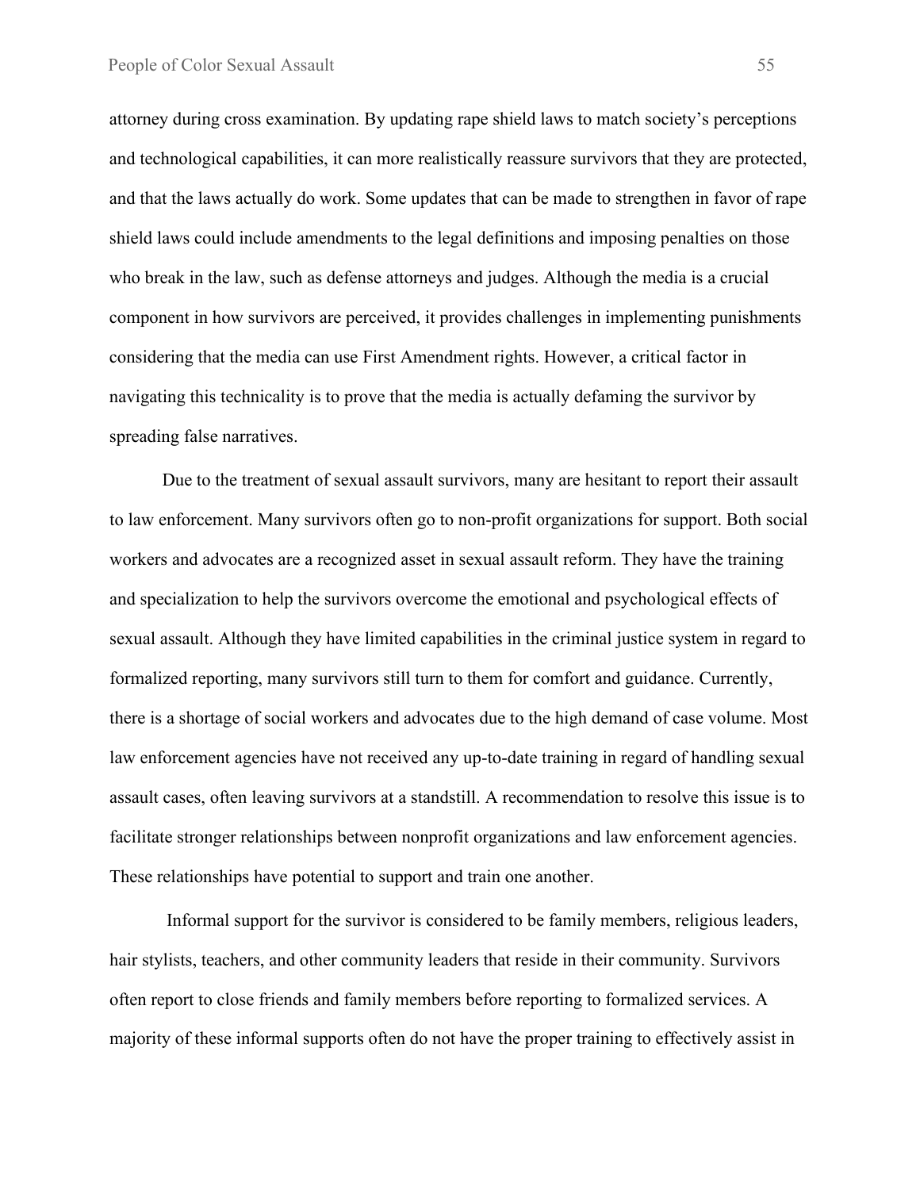attorney during cross examination. By updating rape shield laws to match society's perceptions and technological capabilities, it can more realistically reassure survivors that they are protected, and that the laws actually do work. Some updates that can be made to strengthen in favor of rape shield laws could include amendments to the legal definitions and imposing penalties on those who break in the law, such as defense attorneys and judges. Although the media is a crucial component in how survivors are perceived, it provides challenges in implementing punishments considering that the media can use First Amendment rights. However, a critical factor in navigating this technicality is to prove that the media is actually defaming the survivor by spreading false narratives.

Due to the treatment of sexual assault survivors, many are hesitant to report their assault to law enforcement. Many survivors often go to non-profit organizations for support. Both social workers and advocates are a recognized asset in sexual assault reform. They have the training and specialization to help the survivors overcome the emotional and psychological effects of sexual assault. Although they have limited capabilities in the criminal justice system in regard to formalized reporting, many survivors still turn to them for comfort and guidance. Currently, there is a shortage of social workers and advocates due to the high demand of case volume. Most law enforcement agencies have not received any up-to-date training in regard of handling sexual assault cases, often leaving survivors at a standstill. A recommendation to resolve this issue is to facilitate stronger relationships between nonprofit organizations and law enforcement agencies. These relationships have potential to support and train one another.

Informal support for the survivor is considered to be family members, religious leaders, hair stylists, teachers, and other community leaders that reside in their community. Survivors often report to close friends and family members before reporting to formalized services. A majority of these informal supports often do not have the proper training to effectively assist in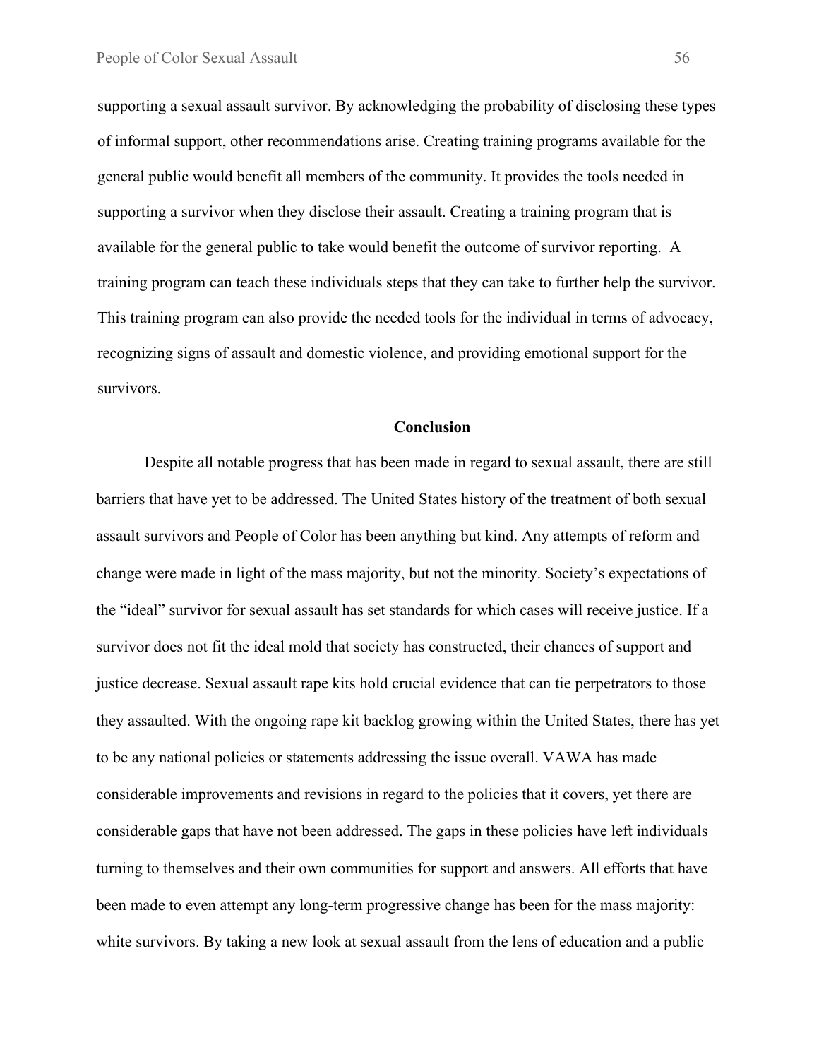supporting a sexual assault survivor. By acknowledging the probability of disclosing these types of informal support, other recommendations arise. Creating training programs available for the general public would benefit all members of the community. It provides the tools needed in supporting a survivor when they disclose their assault. Creating a training program that is available for the general public to take would benefit the outcome of survivor reporting. A training program can teach these individuals steps that they can take to further help the survivor. This training program can also provide the needed tools for the individual in terms of advocacy, recognizing signs of assault and domestic violence, and providing emotional support for the survivors.

## Conclusion

Despite all notable progress that has been made in regard to sexual assault, there are still barriers that have yet to be addressed. The United States history of the treatment of both sexual assault survivors and People of Color has been anything but kind. Any attempts of reform and change were made in light of the mass majority, but not the minority. Society's expectations of the "ideal" survivor for sexual assault has set standards for which cases will receive justice. If a survivor does not fit the ideal mold that society has constructed, their chances of support and justice decrease. Sexual assault rape kits hold crucial evidence that can tie perpetrators to those they assaulted. With the ongoing rape kit backlog growing within the United States, there has yet to be any national policies or statements addressing the issue overall. VAWA has made considerable improvements and revisions in regard to the policies that it covers, yet there are considerable gaps that have not been addressed. The gaps in these policies have left individuals turning to themselves and their own communities for support and answers. All efforts that have been made to even attempt any long-term progressive change has been for the mass majority: white survivors. By taking a new look at sexual assault from the lens of education and a public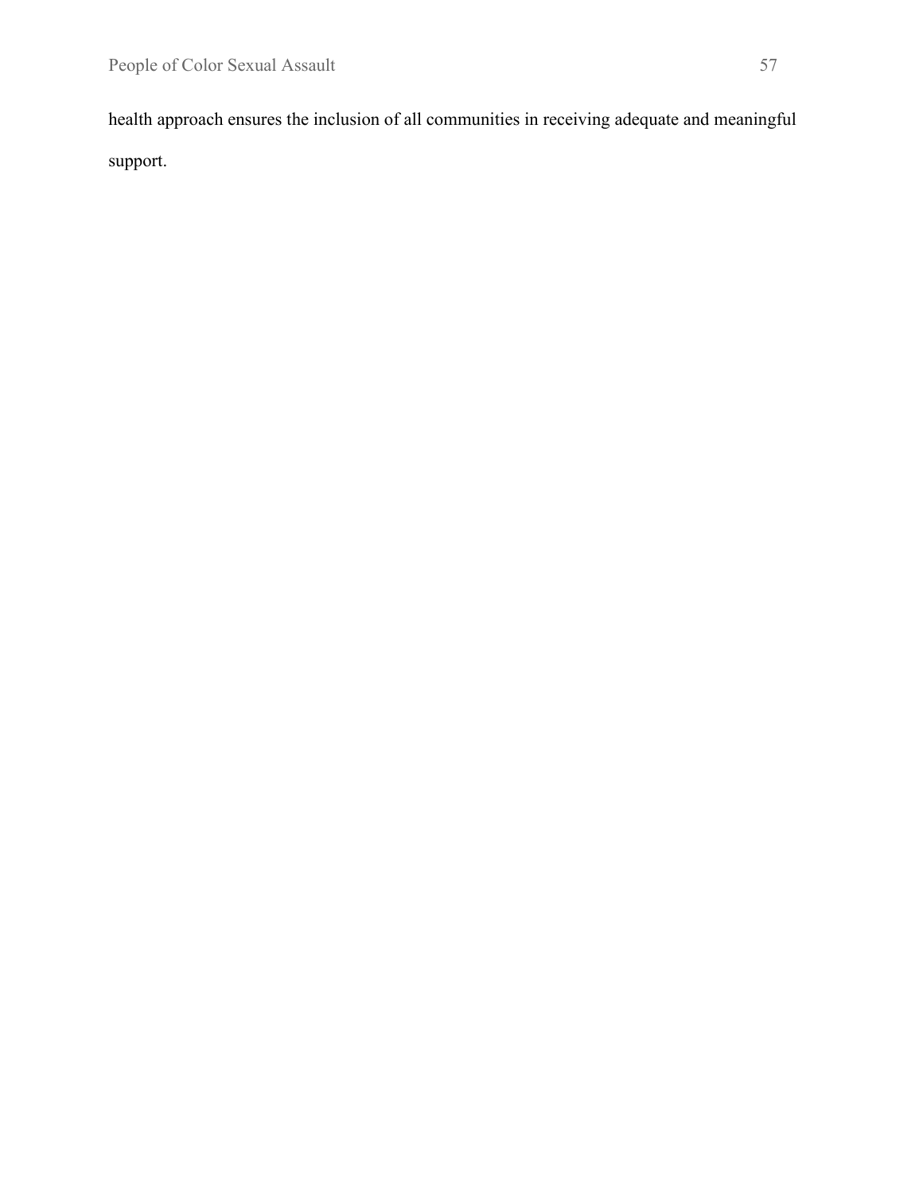health approach ensures the inclusion of all communities in receiving adequate and meaningful support.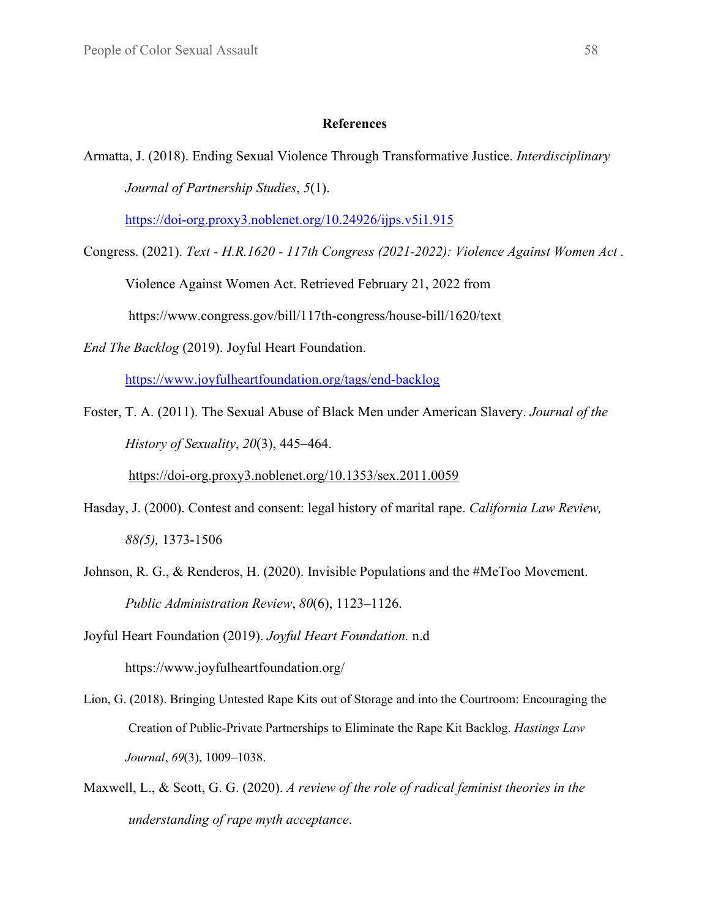## References

Armatta, J. (2018). Ending Sexual Violence Through Transformative Justice. *Interdisciplinary Journal of Partnership Studies*, *5*(1). https://doi-org.proxy3.noblenet.org/10.24926/ijps.v5i1.915

Congress. (2021). *Text - H.R.1620 - 117th Congress (2021-2022): Violence Against Women Act* . Violence Against Women Act. Retrieved February 21, 2022 from https://www.congress.gov/bill/117th-congress/house-bill/1620/text

*End The Backlog* (2019). Joyful Heart Foundation. https://www.joyfulheartfoundation.org/tags/end-backlog

Foster, T. A. (2011). The Sexual Abuse of Black Men under American Slavery. *Journal of the History of Sexuality*, *20*(3), 445–464. https://doi-org.proxy3.noblenet.org/10.1353/sex.2011.0059

Hasday, J. (2000). Contest and consent: legal history of marital rape. *California Law Review, 88(5),* 1373-1506

Johnson, R. G., & Renderos, H. (2020). Invisible Populations and the #MeToo Movement. *Public Administration Review*, *80*(6), 1123–1126.

Joyful Heart Foundation (2019). *Joyful Heart Foundation.* n.d https://www.joyfulheartfoundation.org/

Lion, G. (2018). Bringing Untested Rape Kits out of Storage and into the Courtroom: Encouraging the Creation of Public-Private Partnerships to Eliminate the Rape Kit Backlog. *Hastings Law Journal*, *69*(3), 1009–1038.

Maxwell, L., & Scott, G. G. (2020). *A review of the role of radical feminist theories in the understanding of rape myth acceptance*.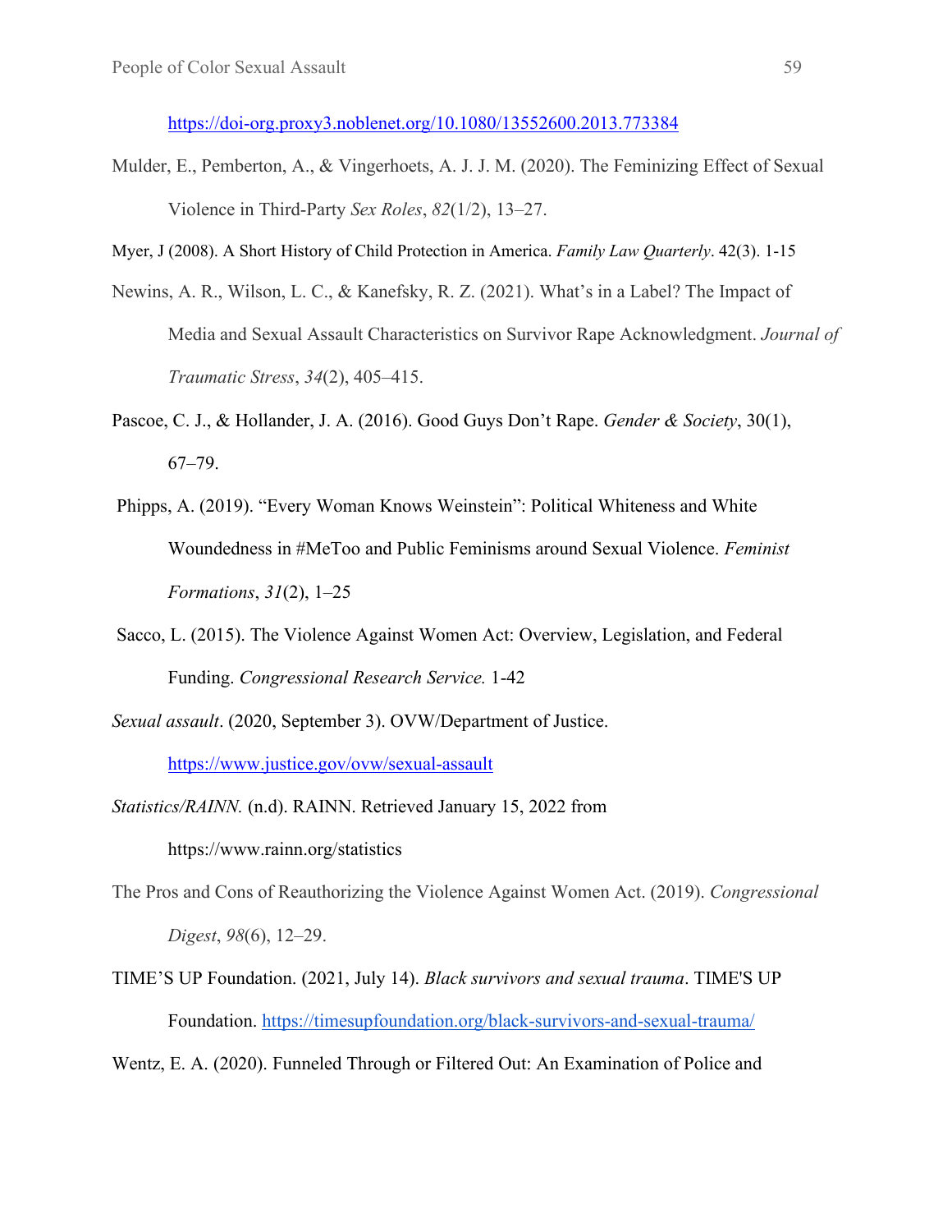https://doi-org.proxy3.noblenet.org/10.1080/13552600.2013.773384

Mulder, E., Pemberton, A., & Vingerhoets, A. J. J. M. (2020). The Feminizing Effect of Sexual Violence in Third-Party *Sex Roles*, *82*(1/2), 13–27.

Myer, J (2008). A Short History of Child Protection in America. *Family Law Quarterly*. 42(3). 1-15

Newins, A. R., Wilson, L. C., & Kanefsky, R. Z. (2021). What's in a Label? The Impact of Media and Sexual Assault Characteristics on Survivor Rape Acknowledgment. *Journal of Traumatic Stress*, *34*(2), 405–415.

Pascoe, C. J., & Hollander, J. A. (2016). Good Guys Don't Rape. *Gender & Society*, 30(1), 67–79.

Phipps, A. (2019). "Every Woman Knows Weinstein": Political Whiteness and White Woundedness in #MeToo and Public Feminisms around Sexual Violence. *Feminist Formations*, *31*(2), 1–25

Sacco, L. (2015). The Violence Against Women Act: Overview, Legislation, and Federal Funding. *Congressional Research Service.* 1-42

*Sexual assault*. (2020, September 3). OVW/Department of Justice. https://www.justice.gov/ovw/sexual-assault

*Statistics/RAINN.* (n.d). RAINN. Retrieved January 15, 2022 from https://www.rainn.org/statistics

The Pros and Cons of Reauthorizing the Violence Against Women Act. (2019). *Congressional Digest*, *98*(6), 12–29.

TIME'S UP Foundation. (2021, July 14). *Black survivors and sexual trauma*. TIME'S UP Foundation. https://timesupfoundation.org/black-survivors-and-sexual-trauma/

Wentz, E. A. (2020). Funneled Through or Filtered Out: An Examination of Police and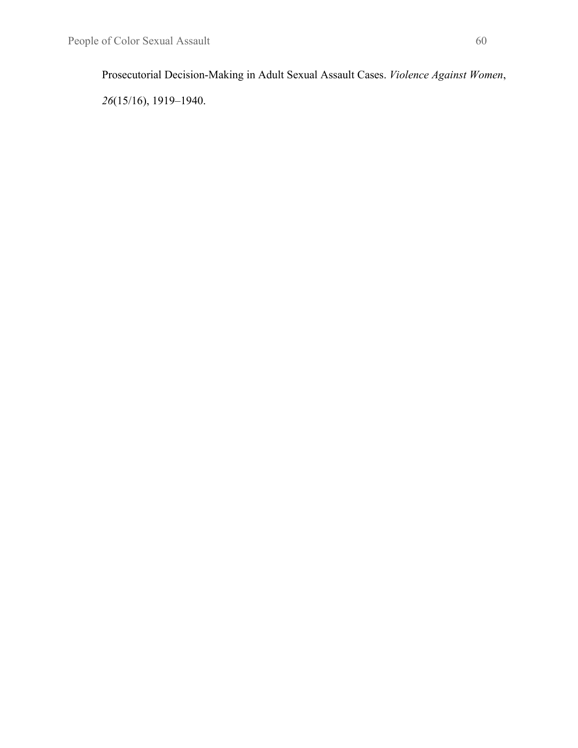Prosecutorial Decision-Making in Adult Sexual Assault Cases. *Violence Against Women*, *26*(15/16), 1919–1940.